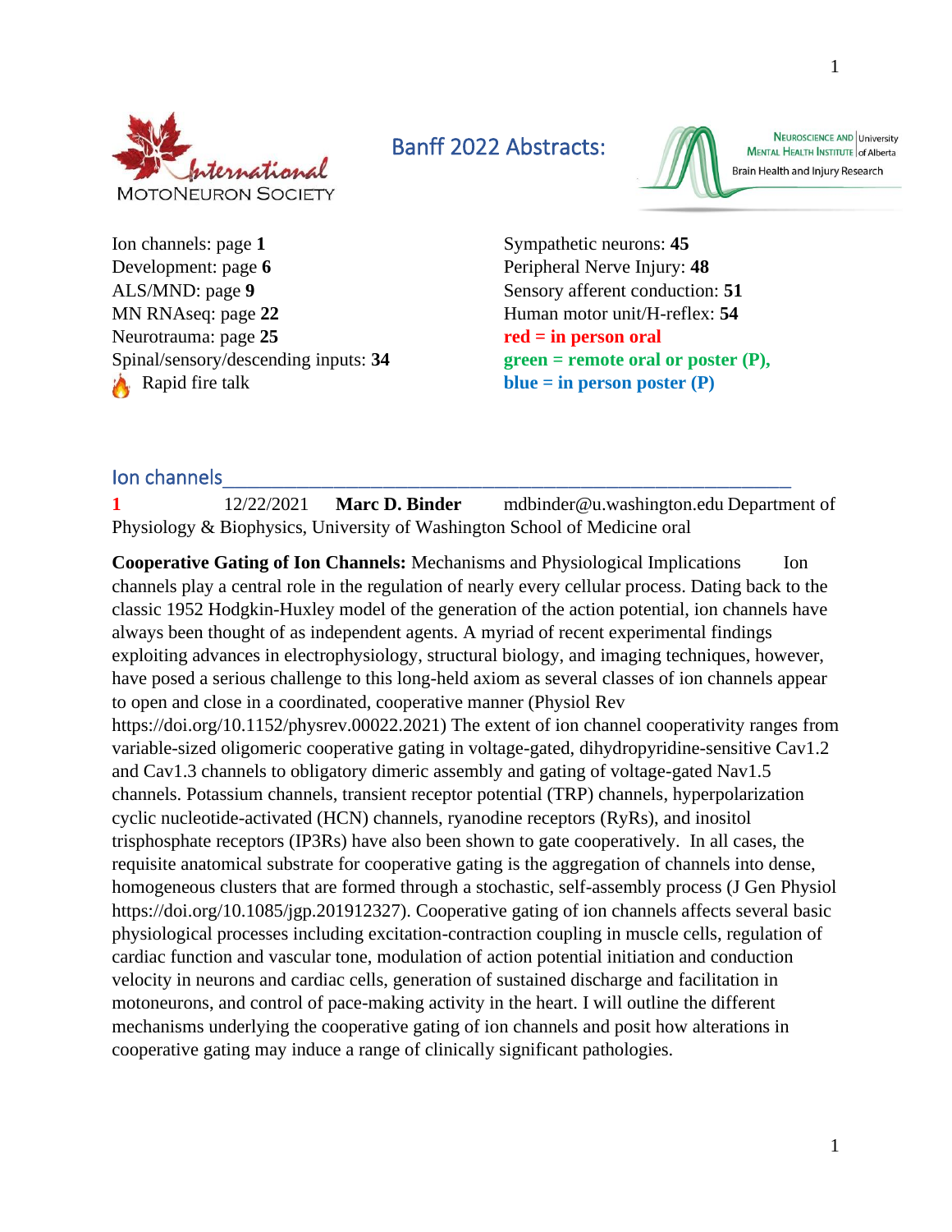International MotoNeuron Society

# Banff 2022 Abstracts:

Neuroscience and Mental Health Institute | University of Alberta
Brain Health and Injury Research

Ion channels: page **1**
Development: page **6**
ALS/MND: page **9**
MN RNAseq: page **22**
Neurotrauma: page **25**
Spinal/sensory/descending inputs: **34**
🔥 Rapid fire talk

Sympathetic neurons: **45**
Peripheral Nerve Injury: **48**
Sensory afferent conduction: **51**
Human motor unit/H-reflex: **54**
**red = in person oral**
**green = remote oral or poster (P),**
**blue = in person poster (P)**

## Ion channels

**1** 12/22/2021 **Marc D. Binder** mdbinder@u.washington.edu Department of Physiology & Biophysics, University of Washington School of Medicine oral

**Cooperative Gating of Ion Channels:** Mechanisms and Physiological Implications Ion channels play a central role in the regulation of nearly every cellular process. Dating back to the classic 1952 Hodgkin-Huxley model of the generation of the action potential, ion channels have always been thought of as independent agents. A myriad of recent experimental findings exploiting advances in electrophysiology, structural biology, and imaging techniques, however, have posed a serious challenge to this long-held axiom as several classes of ion channels appear to open and close in a coordinated, cooperative manner (Physiol Rev https://doi.org/10.1152/physrev.00022.2021) The extent of ion channel cooperativity ranges from variable-sized oligomeric cooperative gating in voltage-gated, dihydropyridine-sensitive Cav1.2 and Cav1.3 channels to obligatory dimeric assembly and gating of voltage-gated Nav1.5 channels. Potassium channels, transient receptor potential (TRP) channels, hyperpolarization cyclic nucleotide-activated (HCN) channels, ryanodine receptors (RyRs), and inositol trisphosphate receptors (IP3Rs) have also been shown to gate cooperatively. In all cases, the requisite anatomical substrate for cooperative gating is the aggregation of channels into dense, homogeneous clusters that are formed through a stochastic, self-assembly process (J Gen Physiol https://doi.org/10.1085/jgp.201912327). Cooperative gating of ion channels affects several basic physiological processes including excitation-contraction coupling in muscle cells, regulation of cardiac function and vascular tone, modulation of action potential initiation and conduction velocity in neurons and cardiac cells, generation of sustained discharge and facilitation in motoneurons, and control of pace-making activity in the heart. I will outline the different mechanisms underlying the cooperative gating of ion channels and posit how alterations in cooperative gating may induce a range of clinically significant pathologies.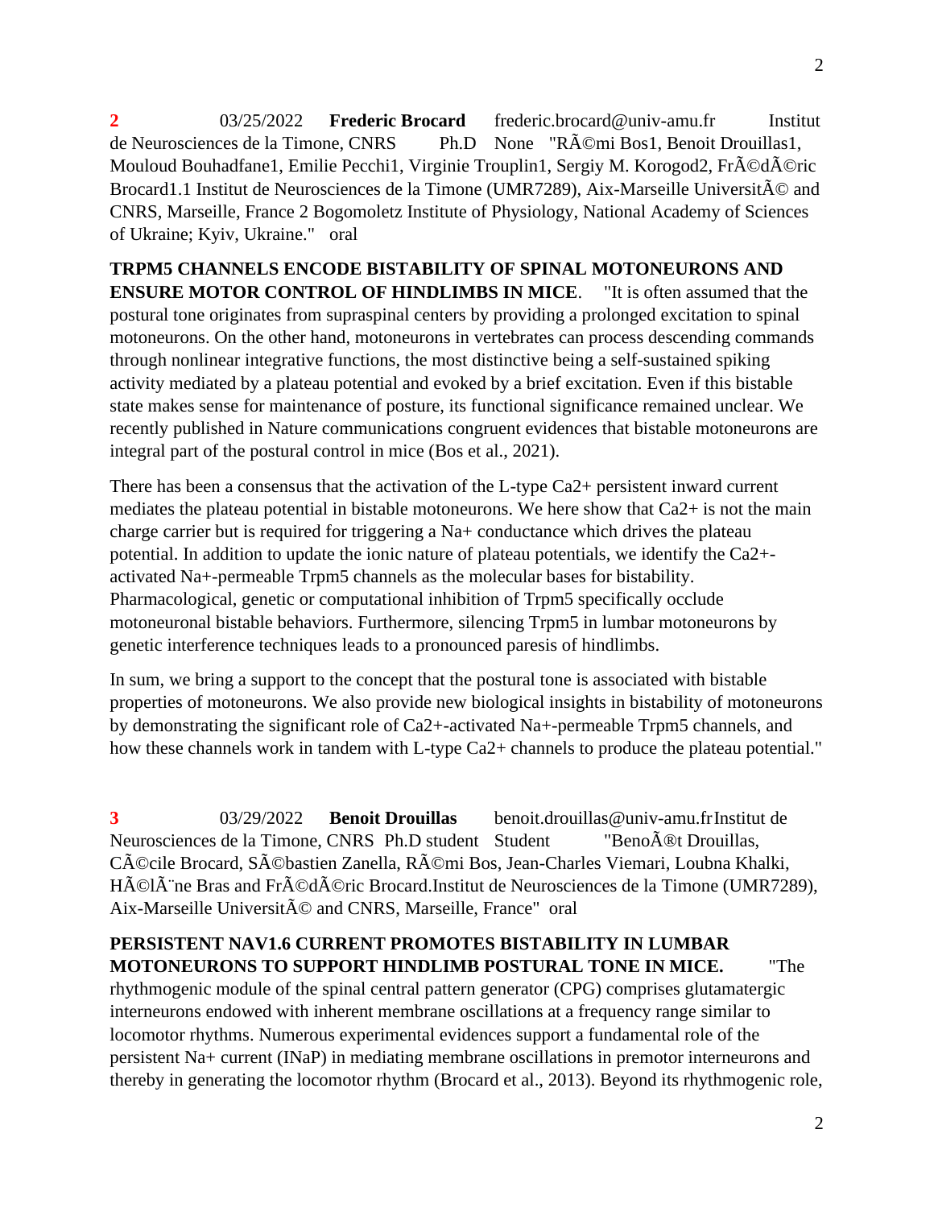**2** 03/25/2022 **Frederic Brocard** frederic.brocard@univ-amu.fr Institut de Neurosciences de la Timone, CNRS Ph.D None "RÃ©mi Bos1, Benoit Drouillas1, Mouloud Bouhadfane1, Emilie Pecchi1, Virginie Trouplin1, Sergiy M. Korogod2, FrÃ©dÃ©ric Brocard1.1 Institut de Neurosciences de la Timone (UMR7289), Aix-Marseille UniversitÃ© and CNRS, Marseille, France 2 Bogomoletz Institute of Physiology, National Academy of Sciences of Ukraine; Kyiv, Ukraine." oral

**TRPM5 CHANNELS ENCODE BISTABILITY OF SPINAL MOTONEURONS AND ENSURE MOTOR CONTROL OF HINDLIMBS IN MICE**. "It is often assumed that the postural tone originates from supraspinal centers by providing a prolonged excitation to spinal motoneurons. On the other hand, motoneurons in vertebrates can process descending commands through nonlinear integrative functions, the most distinctive being a self-sustained spiking activity mediated by a plateau potential and evoked by a brief excitation. Even if this bistable state makes sense for maintenance of posture, its functional significance remained unclear. We recently published in Nature communications congruent evidences that bistable motoneurons are integral part of the postural control in mice (Bos et al., 2021).

There has been a consensus that the activation of the L-type $Ca^{2+}$ persistent inward current mediates the plateau potential in bistable motoneurons. We here show that $Ca^{2+}$ is not the main charge carrier but is required for triggering a $Na^{+}$ conductance which drives the plateau potential. In addition to update the ionic nature of plateau potentials, we identify the $Ca^{2+}$-activated $Na^{+}$-permeable Trpm5 channels as the molecular bases for bistability. Pharmacological, genetic or computational inhibition of Trpm5 specifically occlude motoneuronal bistable behaviors. Furthermore, silencing Trpm5 in lumbar motoneurons by genetic interference techniques leads to a pronounced paresis of hindlimbs.

In sum, we bring a support to the concept that the postural tone is associated with bistable properties of motoneurons. We also provide new biological insights in bistability of motoneurons by demonstrating the significant role of $Ca^{2+}$-activated $Na^{+}$-permeable Trpm5 channels, and how these channels work in tandem with L-type $Ca^{2+}$ channels to produce the plateau potential."

**3** 03/29/2022 **Benoit Drouillas** benoit.drouillas@univ-amu.fr Institut de Neurosciences de la Timone, CNRS Ph.D student Student "BenoÃ®t Drouillas, CÃ©cile Brocard, SÃ©bastien Zanella, RÃ©mi Bos, Jean-Charles Viemari, Loubna Khalki, HÃ©lÃ¨ne Bras and FrÃ©dÃ©ric Brocard.Institut de Neurosciences de la Timone (UMR7289), Aix-Marseille UniversitÃ© and CNRS, Marseille, France" oral

**PERSISTENT NAV1.6 CURRENT PROMOTES BISTABILITY IN LUMBAR MOTONEURONS TO SUPPORT HINDLIMB POSTURAL TONE IN MICE.** "The rhythmogenic module of the spinal central pattern generator (CPG) comprises glutamatergic interneurons endowed with inherent membrane oscillations at a frequency range similar to locomotor rhythms. Numerous experimental evidences support a fundamental role of the persistent $Na^{+}$ current (INaP) in mediating membrane oscillations in premotor interneurons and thereby in generating the locomotor rhythm (Brocard et al., 2013). Beyond its rhythmogenic role,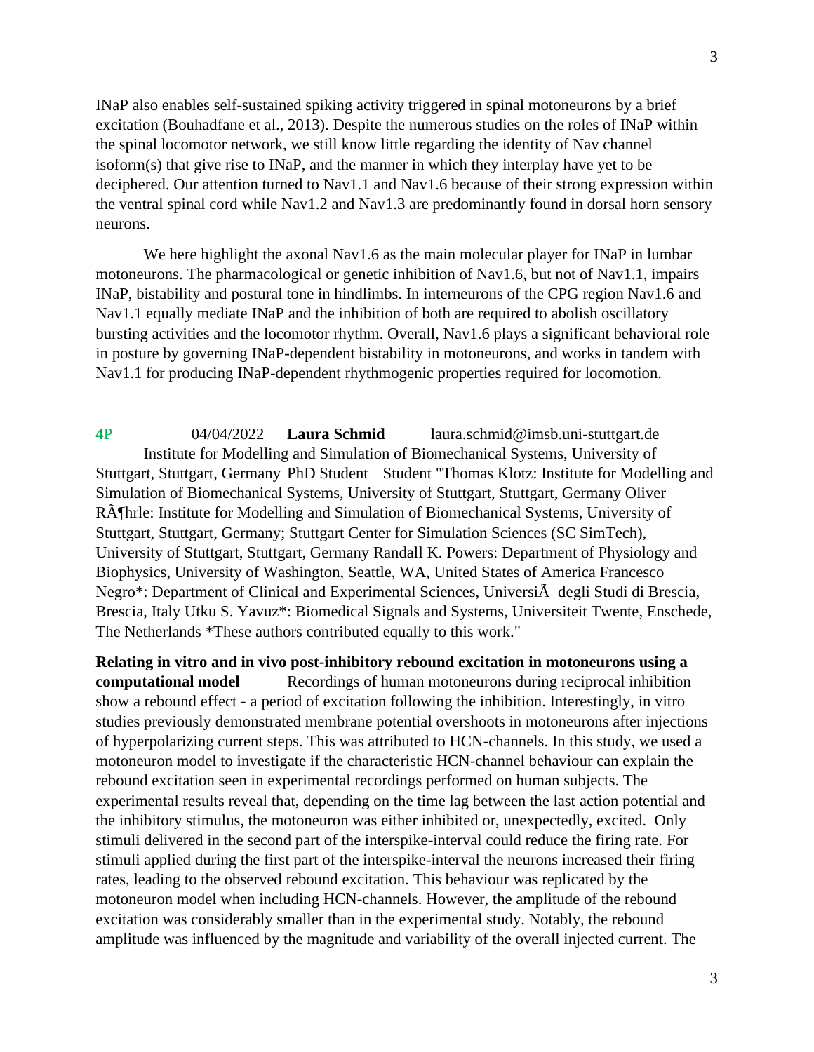INaP also enables self-sustained spiking activity triggered in spinal motoneurons by a brief excitation (Bouhadfane et al., 2013). Despite the numerous studies on the roles of INaP within the spinal locomotor network, we still know little regarding the identity of Nav channel isoform(s) that give rise to INaP, and the manner in which they interplay have yet to be deciphered. Our attention turned to Nav1.1 and Nav1.6 because of their strong expression within the ventral spinal cord while Nav1.2 and Nav1.3 are predominantly found in dorsal horn sensory neurons.

We here highlight the axonal Nav1.6 as the main molecular player for INaP in lumbar motoneurons. The pharmacological or genetic inhibition of Nav1.6, but not of Nav1.1, impairs INaP, bistability and postural tone in hindlimbs. In interneurons of the CPG region Nav1.6 and Nav1.1 equally mediate INaP and the inhibition of both are required to abolish oscillatory bursting activities and the locomotor rhythm. Overall, Nav1.6 plays a significant behavioral role in posture by governing INaP-dependent bistability in motoneurons, and works in tandem with Nav1.1 for producing INaP-dependent rhythmogenic properties required for locomotion.

**4**P 04/04/2022 **Laura Schmid** laura.schmid@imsb.uni-stuttgart.de Institute for Modelling and Simulation of Biomechanical Systems, University of Stuttgart, Stuttgart, Germany PhD Student Student "Thomas Klotz: Institute for Modelling and Simulation of Biomechanical Systems, University of Stuttgart, Stuttgart, Germany Oliver RÃ¶hrle: Institute for Modelling and Simulation of Biomechanical Systems, University of Stuttgart, Stuttgart, Germany; Stuttgart Center for Simulation Sciences (SC SimTech), University of Stuttgart, Stuttgart, Germany Randall K. Powers: Department of Physiology and Biophysics, University of Washington, Seattle, WA, United States of America Francesco Negro*: Department of Clinical and Experimental Sciences, UniversiÃ  degli Studi di Brescia, Brescia, Italy Utku S. Yavuz*: Biomedical Signals and Systems, Universiteit Twente, Enschede, The Netherlands *These authors contributed equally to this work."

**Relating in vitro and in vivo post-inhibitory rebound excitation in motoneurons using a computational model** Recordings of human motoneurons during reciprocal inhibition show a rebound effect - a period of excitation following the inhibition. Interestingly, in vitro studies previously demonstrated membrane potential overshoots in motoneurons after injections of hyperpolarizing current steps. This was attributed to HCN-channels. In this study, we used a motoneuron model to investigate if the characteristic HCN-channel behaviour can explain the rebound excitation seen in experimental recordings performed on human subjects. The experimental results reveal that, depending on the time lag between the last action potential and the inhibitory stimulus, the motoneuron was either inhibited or, unexpectedly, excited. Only stimuli delivered in the second part of the interspike-interval could reduce the firing rate. For stimuli applied during the first part of the interspike-interval the neurons increased their firing rates, leading to the observed rebound excitation. This behaviour was replicated by the motoneuron model when including HCN-channels. However, the amplitude of the rebound excitation was considerably smaller than in the experimental study. Notably, the rebound amplitude was influenced by the magnitude and variability of the overall injected current. The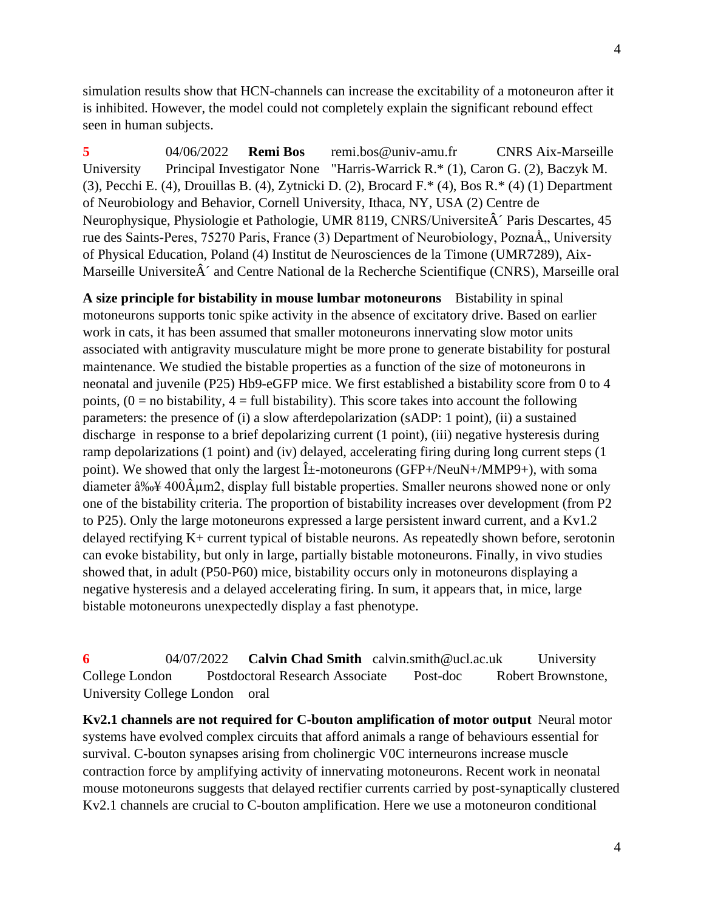simulation results show that HCN-channels can increase the excitability of a motoneuron after it is inhibited. However, the model could not completely explain the significant rebound effect seen in human subjects.

**5** 04/06/2022 **Remi Bos** remi.bos@univ-amu.fr CNRS Aix-Marseille University Principal Investigator None "Harris-Warrick R.* (1), Caron G. (2), Baczyk M. (3), Pecchi E. (4), Drouillas B. (4), Zytnicki D. (2), Brocard F.* (4), Bos R.* (4) (1) Department of Neurobiology and Behavior, Cornell University, Ithaca, NY, USA (2) Centre de Neurophysique, Physiologie et Pathologie, UMR 8119, CNRS/UniversiteÂ´ Paris Descartes, 45 rue des Saints-Peres, 75270 Paris, France (3) Department of Neurobiology, PoznaÅ„ University of Physical Education, Poland (4) Institut de Neurosciences de la Timone (UMR7289), Aix-Marseille UniversiteÂ´ and Centre National de la Recherche Scientifique (CNRS), Marseille oral

**A size principle for bistability in mouse lumbar motoneurons** Bistability in spinal motoneurons supports tonic spike activity in the absence of excitatory drive. Based on earlier work in cats, it has been assumed that smaller motoneurons innervating slow motor units associated with antigravity musculature might be more prone to generate bistability for postural maintenance. We studied the bistable properties as a function of the size of motoneurons in neonatal and juvenile (P25) Hb9-eGFP mice. We first established a bistability score from 0 to 4 points, (0 = no bistability, 4 = full bistability). This score takes into account the following parameters: the presence of (i) a slow afterdepolarization (sADP: 1 point), (ii) a sustained discharge in response to a brief depolarizing current (1 point), (iii) negative hysteresis during ramp depolarizations (1 point) and (iv) delayed, accelerating firing during long current steps (1 point). We showed that only the largest Î±-motoneurons (GFP+/NeuN+/MMP9+), with soma diameter â‰¥ 400Âµm2, display full bistable properties. Smaller neurons showed none or only one of the bistability criteria. The proportion of bistability increases over development (from P2 to P25). Only the large motoneurons expressed a large persistent inward current, and a Kv1.2 delayed rectifying K+ current typical of bistable neurons. As repeatedly shown before, serotonin can evoke bistability, but only in large, partially bistable motoneurons. Finally, in vivo studies showed that, in adult (P50-P60) mice, bistability occurs only in motoneurons displaying a negative hysteresis and a delayed accelerating firing. In sum, it appears that, in mice, large bistable motoneurons unexpectedly display a fast phenotype.

**6** 04/07/2022 **Calvin Chad Smith** calvin.smith@ucl.ac.uk University College London Postdoctoral Research Associate Post-doc Robert Brownstone, University College London oral

**Kv2.1 channels are not required for C-bouton amplification of motor output** Neural motor systems have evolved complex circuits that afford animals a range of behaviours essential for survival. C-bouton synapses arising from cholinergic V0C interneurons increase muscle contraction force by amplifying activity of innervating motoneurons. Recent work in neonatal mouse motoneurons suggests that delayed rectifier currents carried by post-synaptically clustered Kv2.1 channels are crucial to C-bouton amplification. Here we use a motoneuron conditional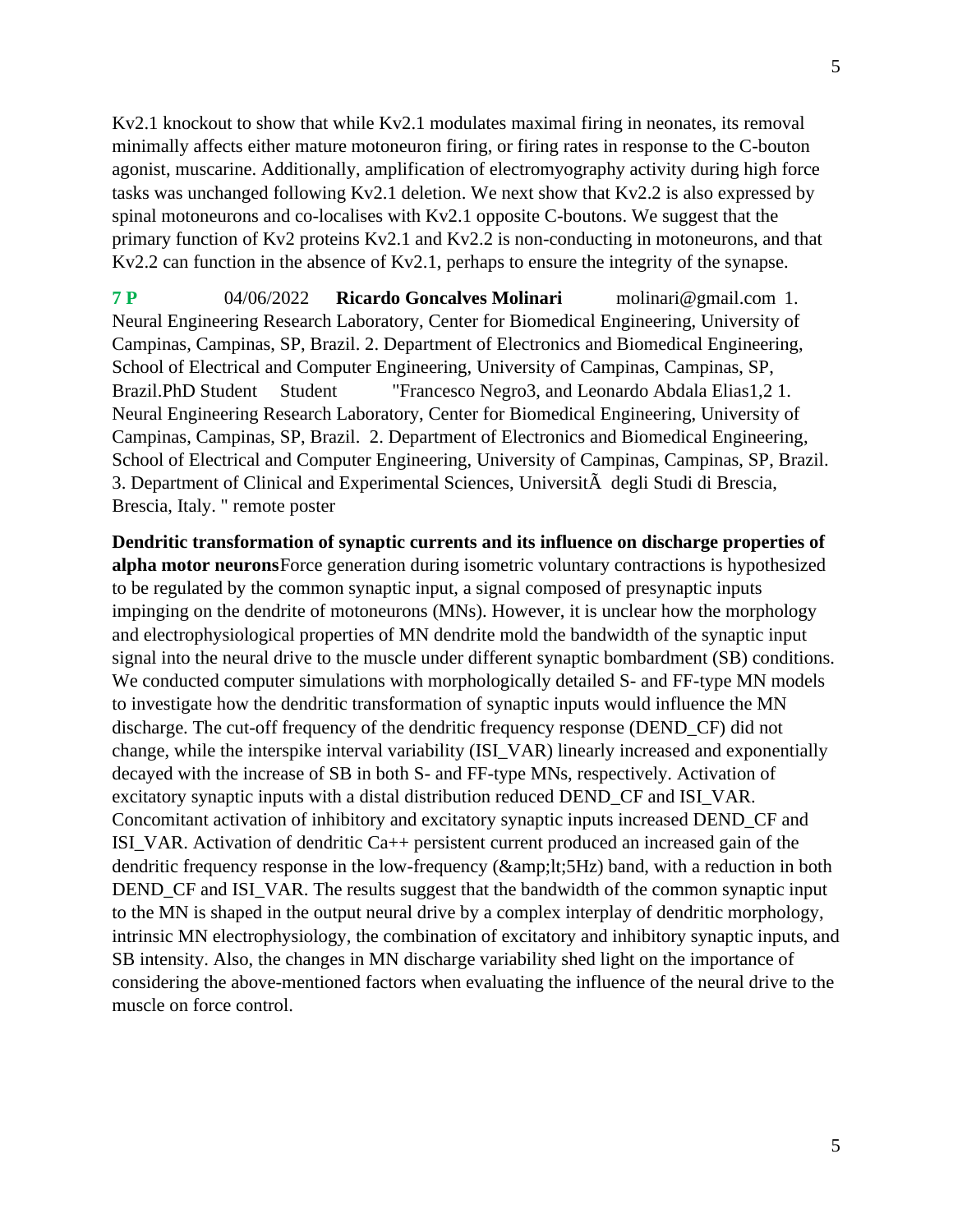Kv2.1 knockout to show that while Kv2.1 modulates maximal firing in neonates, its removal minimally affects either mature motoneuron firing, or firing rates in response to the C-bouton agonist, muscarine. Additionally, amplification of electromyography activity during high force tasks was unchanged following Kv2.1 deletion. We next show that Kv2.2 is also expressed by spinal motoneurons and co-localises with Kv2.1 opposite C-boutons. We suggest that the primary function of Kv2 proteins Kv2.1 and Kv2.2 is non-conducting in motoneurons, and that Kv2.2 can function in the absence of Kv2.1, perhaps to ensure the integrity of the synapse.

**7 P** 04/06/2022 **Ricardo Goncalves Molinari** molinari@gmail.com 1. Neural Engineering Research Laboratory, Center for Biomedical Engineering, University of Campinas, Campinas, SP, Brazil. 2. Department of Electronics and Biomedical Engineering, School of Electrical and Computer Engineering, University of Campinas, Campinas, SP, Brazil.PhD Student Student "Francesco Negro3, and Leonardo Abdala Elias1,2 1. Neural Engineering Research Laboratory, Center for Biomedical Engineering, University of Campinas, Campinas, SP, Brazil. 2. Department of Electronics and Biomedical Engineering, School of Electrical and Computer Engineering, University of Campinas, Campinas, SP, Brazil. 3. Department of Clinical and Experimental Sciences, UniversitÃ  degli Studi di Brescia, Brescia, Italy. " remote poster

**Dendritic transformation of synaptic currents and its influence on discharge properties of alpha motor neurons**Force generation during isometric voluntary contractions is hypothesized to be regulated by the common synaptic input, a signal composed of presynaptic inputs impinging on the dendrite of motoneurons (MNs). However, it is unclear how the morphology and electrophysiological properties of MN dendrite mold the bandwidth of the synaptic input signal into the neural drive to the muscle under different synaptic bombardment (SB) conditions. We conducted computer simulations with morphologically detailed S- and FF-type MN models to investigate how the dendritic transformation of synaptic inputs would influence the MN discharge. The cut-off frequency of the dendritic frequency response (DEND_CF) did not change, while the interspike interval variability (ISI_VAR) linearly increased and exponentially decayed with the increase of SB in both S- and FF-type MNs, respectively. Activation of excitatory synaptic inputs with a distal distribution reduced DEND_CF and ISI_VAR. Concomitant activation of inhibitory and excitatory synaptic inputs increased DEND_CF and ISI_VAR. Activation of dendritic Ca++ persistent current produced an increased gain of the dendritic frequency response in the low-frequency (&amp;lt;5Hz) band, with a reduction in both DEND_CF and ISI_VAR. The results suggest that the bandwidth of the common synaptic input to the MN is shaped in the output neural drive by a complex interplay of dendritic morphology, intrinsic MN electrophysiology, the combination of excitatory and inhibitory synaptic inputs, and SB intensity. Also, the changes in MN discharge variability shed light on the importance of considering the above-mentioned factors when evaluating the influence of the neural drive to the muscle on force control.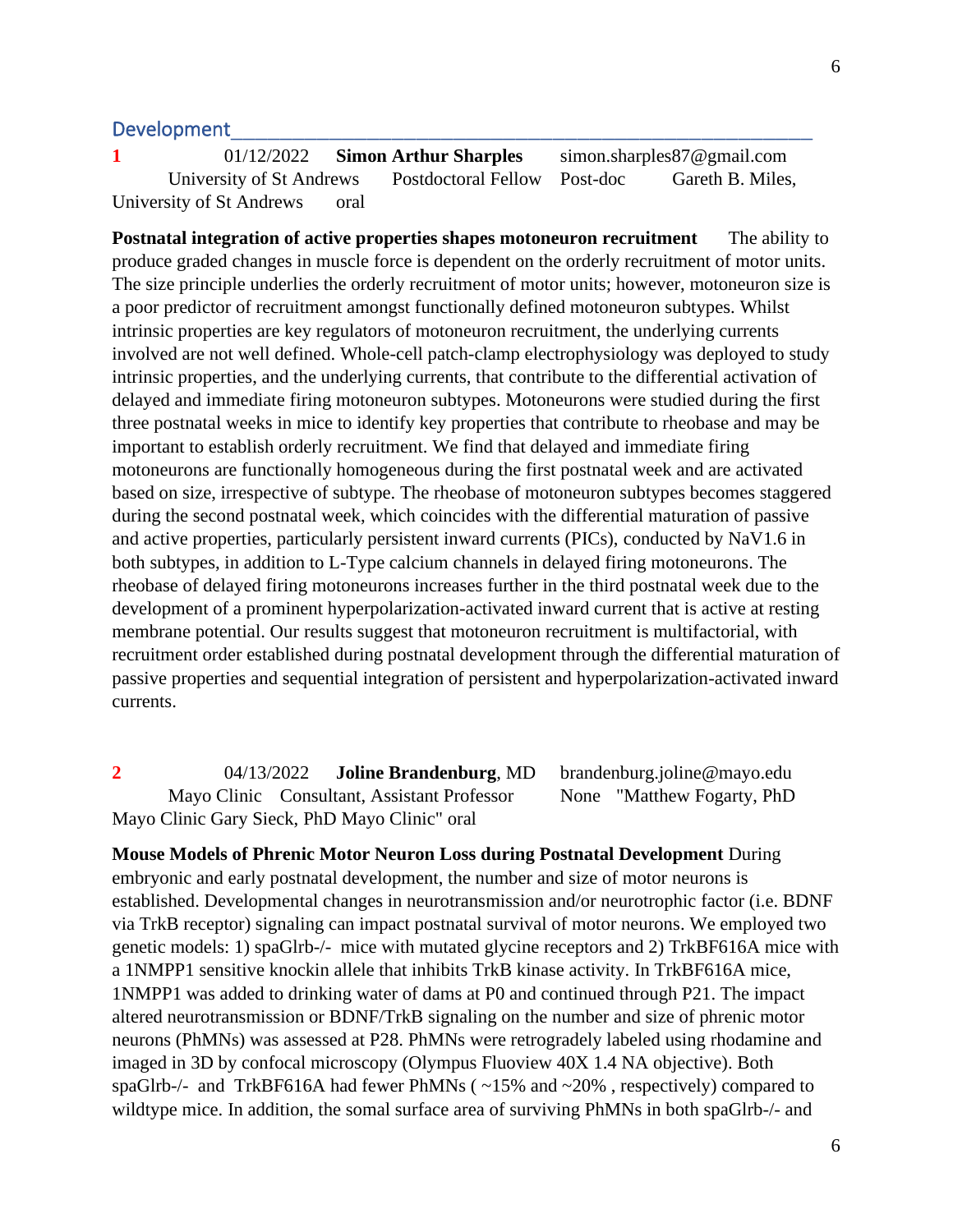## Development

**1** 01/12/2022 **Simon Arthur Sharples** simon.sharples87@gmail.com University of St Andrews Postdoctoral Fellow Post-doc Gareth B. Miles, University of St Andrews oral

**Postnatal integration of active properties shapes motoneuron recruitment** The ability to produce graded changes in muscle force is dependent on the orderly recruitment of motor units. The size principle underlies the orderly recruitment of motor units; however, motoneuron size is a poor predictor of recruitment amongst functionally defined motoneuron subtypes. Whilst intrinsic properties are key regulators of motoneuron recruitment, the underlying currents involved are not well defined. Whole-cell patch-clamp electrophysiology was deployed to study intrinsic properties, and the underlying currents, that contribute to the differential activation of delayed and immediate firing motoneuron subtypes. Motoneurons were studied during the first three postnatal weeks in mice to identify key properties that contribute to rheobase and may be important to establish orderly recruitment. We find that delayed and immediate firing motoneurons are functionally homogeneous during the first postnatal week and are activated based on size, irrespective of subtype. The rheobase of motoneuron subtypes becomes staggered during the second postnatal week, which coincides with the differential maturation of passive and active properties, particularly persistent inward currents (PICs), conducted by NaV1.6 in both subtypes, in addition to L-Type calcium channels in delayed firing motoneurons. The rheobase of delayed firing motoneurons increases further in the third postnatal week due to the development of a prominent hyperpolarization-activated inward current that is active at resting membrane potential. Our results suggest that motoneuron recruitment is multifactorial, with recruitment order established during postnatal development through the differential maturation of passive properties and sequential integration of persistent and hyperpolarization-activated inward currents.

**2** 04/13/2022 **Joline Brandenburg**, MD brandenburg.joline@mayo.edu Mayo Clinic Consultant, Assistant Professor None "Matthew Fogarty, PhD Mayo Clinic Gary Sieck, PhD Mayo Clinic" oral

**Mouse Models of Phrenic Motor Neuron Loss during Postnatal Development** During embryonic and early postnatal development, the number and size of motor neurons is established. Developmental changes in neurotransmission and/or neurotrophic factor (i.e. BDNF via TrkB receptor) signaling can impact postnatal survival of motor neurons. We employed two genetic models: 1) spaGlrb-/- mice with mutated glycine receptors and 2) TrkBF616A mice with a 1NMPP1 sensitive knockin allele that inhibits TrkB kinase activity. In TrkBF616A mice, 1NMPP1 was added to drinking water of dams at P0 and continued through P21. The impact altered neurotransmission or BDNF/TrkB signaling on the number and size of phrenic motor neurons (PhMNs) was assessed at P28. PhMNs were retrogradely labeled using rhodamine and imaged in 3D by confocal microscopy (Olympus Fluoview 40X 1.4 NA objective). Both spaGlrb-/- and TrkBF616A had fewer PhMNs ( ~15% and ~20% , respectively) compared to wildtype mice. In addition, the somal surface area of surviving PhMNs in both spaGlrb-/- and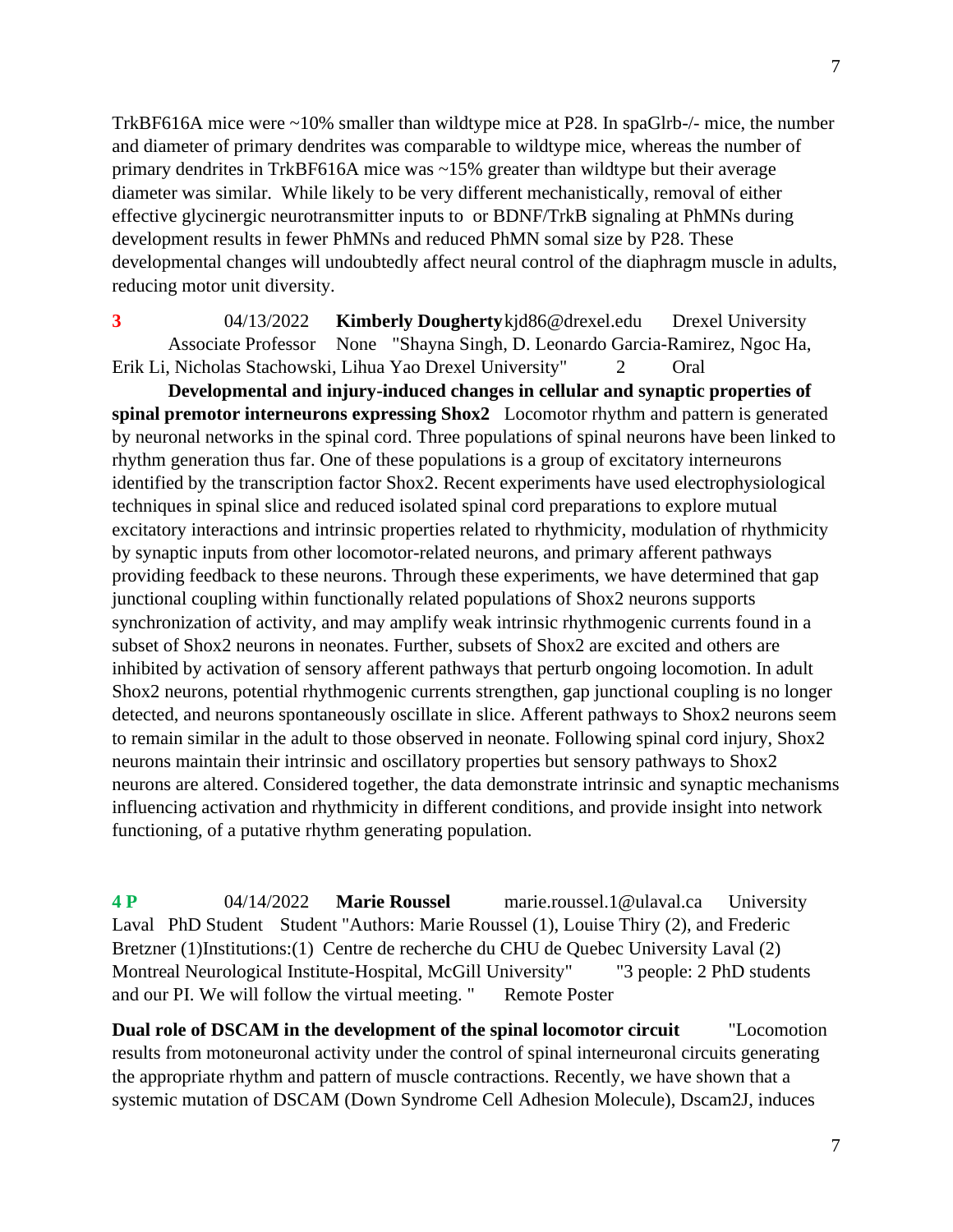TrkBF616A mice were ~10% smaller than wildtype mice at P28. In spaGlrb-/- mice, the number and diameter of primary dendrites was comparable to wildtype mice, whereas the number of primary dendrites in TrkBF616A mice was ~15% greater than wildtype but their average diameter was similar. While likely to be very different mechanistically, removal of either effective glycinergic neurotransmitter inputs to or BDNF/TrkB signaling at PhMNs during development results in fewer PhMNs and reduced PhMN somal size by P28. These developmental changes will undoubtedly affect neural control of the diaphragm muscle in adults, reducing motor unit diversity.

**3** 04/13/2022 **Kimberly Dougherty** kjd86@drexel.edu Drexel University Associate Professor None "Shayna Singh, D. Leonardo Garcia-Ramirez, Ngoc Ha, Erik Li, Nicholas Stachowski, Lihua Yao Drexel University" 2 Oral

**Developmental and injury-induced changes in cellular and synaptic properties of spinal premotor interneurons expressing Shox2** Locomotor rhythm and pattern is generated by neuronal networks in the spinal cord. Three populations of spinal neurons have been linked to rhythm generation thus far. One of these populations is a group of excitatory interneurons identified by the transcription factor Shox2. Recent experiments have used electrophysiological techniques in spinal slice and reduced isolated spinal cord preparations to explore mutual excitatory interactions and intrinsic properties related to rhythmicity, modulation of rhythmicity by synaptic inputs from other locomotor-related neurons, and primary afferent pathways providing feedback to these neurons. Through these experiments, we have determined that gap junctional coupling within functionally related populations of Shox2 neurons supports synchronization of activity, and may amplify weak intrinsic rhythmogenic currents found in a subset of Shox2 neurons in neonates. Further, subsets of Shox2 are excited and others are inhibited by activation of sensory afferent pathways that perturb ongoing locomotion. In adult Shox2 neurons, potential rhythmogenic currents strengthen, gap junctional coupling is no longer detected, and neurons spontaneously oscillate in slice. Afferent pathways to Shox2 neurons seem to remain similar in the adult to those observed in neonate. Following spinal cord injury, Shox2 neurons maintain their intrinsic and oscillatory properties but sensory pathways to Shox2 neurons are altered. Considered together, the data demonstrate intrinsic and synaptic mechanisms influencing activation and rhythmicity in different conditions, and provide insight into network functioning, of a putative rhythm generating population.

**4 P** 04/14/2022 **Marie Roussel** marie.roussel.1@ulaval.ca University Laval PhD Student Student "Authors: Marie Roussel (1), Louise Thiry (2), and Frederic Bretzner (1)Institutions:(1) Centre de recherche du CHU de Quebec University Laval (2) Montreal Neurological Institute-Hospital, McGill University" "3 people: 2 PhD students and our PI. We will follow the virtual meeting. " Remote Poster

**Dual role of DSCAM in the development of the spinal locomotor circuit** "Locomotion results from motoneuronal activity under the control of spinal interneuronal circuits generating the appropriate rhythm and pattern of muscle contractions. Recently, we have shown that a systemic mutation of DSCAM (Down Syndrome Cell Adhesion Molecule), Dscam2J, induces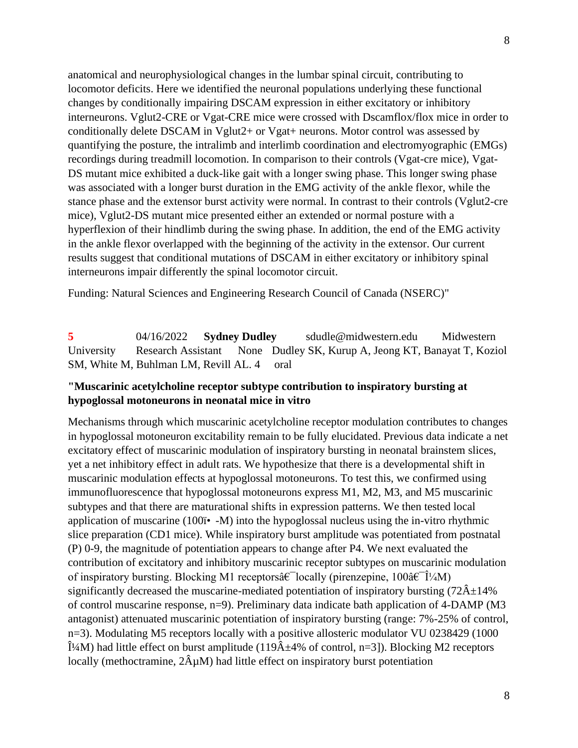anatomical and neurophysiological changes in the lumbar spinal circuit, contributing to locomotor deficits. Here we identified the neuronal populations underlying these functional changes by conditionally impairing DSCAM expression in either excitatory or inhibitory interneurons. Vglut2-CRE or Vgat-CRE mice were crossed with Dscamflox/flox mice in order to conditionally delete DSCAM in Vglut2+ or Vgat+ neurons. Motor control was assessed by quantifying the posture, the intralimb and interlimb coordination and electromyographic (EMGs) recordings during treadmill locomotion. In comparison to their controls (Vgat-cre mice), Vgat-DS mutant mice exhibited a duck-like gait with a longer swing phase. This longer swing phase was associated with a longer burst duration in the EMG activity of the ankle flexor, while the stance phase and the extensor burst activity were normal. In contrast to their controls (Vglut2-cre mice), Vglut2-DS mutant mice presented either an extended or normal posture with a hyperflexion of their hindlimb during the swing phase. In addition, the end of the EMG activity in the ankle flexor overlapped with the beginning of the activity in the extensor. Our current results suggest that conditional mutations of DSCAM in either excitatory or inhibitory spinal interneurons impair differently the spinal locomotor circuit.

Funding: Natural Sciences and Engineering Research Council of Canada (NSERC)"

**5** 04/16/2022 **Sydney Dudley** sdudle@midwestern.edu Midwestern University Research Assistant None Dudley SK, Kurup A, Jeong KT, Banayat T, Koziol SM, White M, Buhlman LM, Revill AL. 4 oral

**"Muscarinic acetylcholine receptor subtype contribution to inspiratory bursting at hypoglossal motoneurons in neonatal mice in vitro**

Mechanisms through which muscarinic acetylcholine receptor modulation contributes to changes in hypoglossal motoneuron excitability remain to be fully elucidated. Previous data indicate a net excitatory effect of muscarinic modulation of inspiratory bursting in neonatal brainstem slices, yet a net inhibitory effect in adult rats. We hypothesize that there is a developmental shift in muscarinic modulation effects at hypoglossal motoneurons. To test this, we confirmed using immunofluorescence that hypoglossal motoneurons express M1, M2, M3, and M5 muscarinic subtypes and that there are maturational shifts in expression patterns. We then tested local application of muscarine (100ï• -M) into the hypoglossal nucleus using the in-vitro rhythmic slice preparation (CD1 mice). While inspiratory burst amplitude was potentiated from postnatal (P) 0-9, the magnitude of potentiation appears to change after P4. We next evaluated the contribution of excitatory and inhibitory muscarinic receptor subtypes on muscarinic modulation of inspiratory bursting. Blocking M1 receptorsâ€¯locally (pirenzepine, 100â€¯Î¼M) significantly decreased the muscarine-mediated potentiation of inspiratory bursting (72Â±14% of control muscarine response, n=9). Preliminary data indicate bath application of 4-DAMP (M3 antagonist) attenuated muscarinic potentiation of inspiratory bursting (range: 7%-25% of control, n=3). Modulating M5 receptors locally with a positive allosteric modulator VU 0238429 (1000 Î¼M) had little effect on burst amplitude (119Â±4% of control, n=3]). Blocking M2 receptors locally (methoctramine, 2ÂµM) had little effect on inspiratory burst potentiation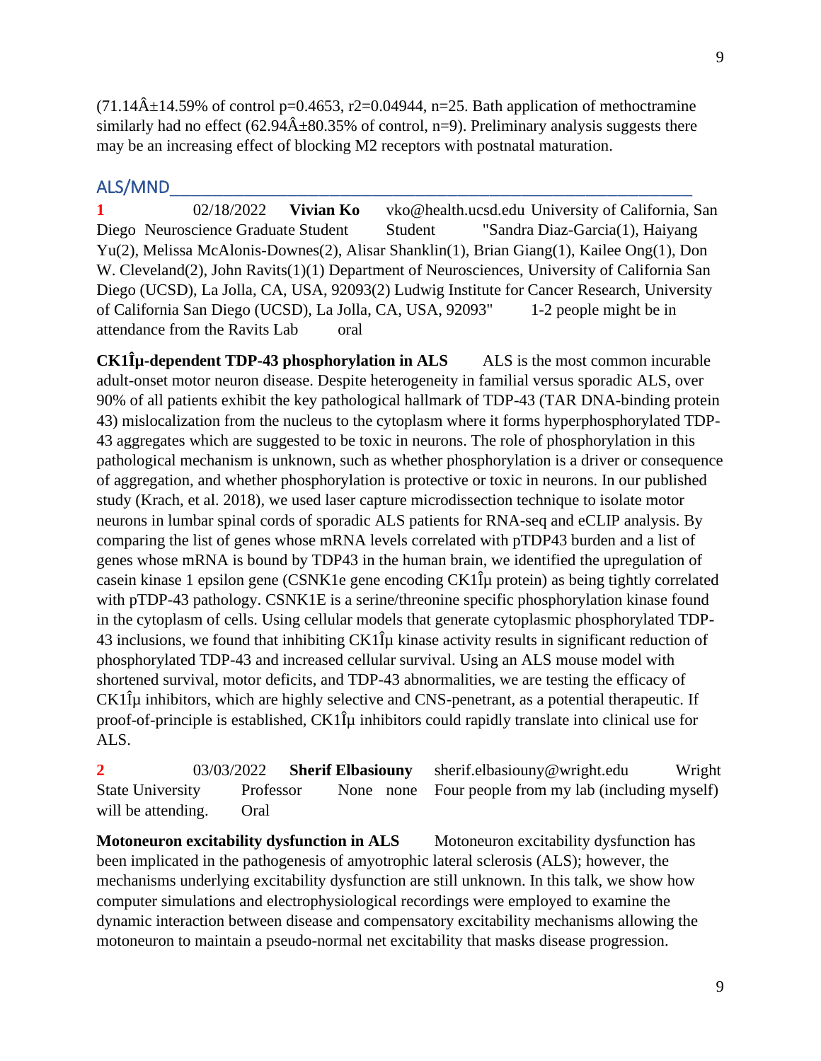(71.14Â±14.59% of control p=0.4653, r2=0.04944, n=25. Bath application of methoctramine similarly had no effect (62.94Â±80.35% of control, n=9). Preliminary analysis suggests there may be an increasing effect of blocking M2 receptors with postnatal maturation.

## ALS/MND

**1** 02/18/2022 **Vivian Ko** vko@health.ucsd.edu University of California, San Diego Neuroscience Graduate Student Student "Sandra Diaz-Garcia(1), Haiyang Yu(2), Melissa McAlonis-Downes(2), Alisar Shanklin(1), Brian Giang(1), Kailee Ong(1), Don W. Cleveland(2), John Ravits(1)(1) Department of Neurosciences, University of California San Diego (UCSD), La Jolla, CA, USA, 92093(2) Ludwig Institute for Cancer Research, University of California San Diego (UCSD), La Jolla, CA, USA, 92093" 1-2 people might be in attendance from the Ravits Lab oral

**CK1Îµ-dependent TDP-43 phosphorylation in ALS** ALS is the most common incurable adult-onset motor neuron disease. Despite heterogeneity in familial versus sporadic ALS, over 90% of all patients exhibit the key pathological hallmark of TDP-43 (TAR DNA-binding protein 43) mislocalization from the nucleus to the cytoplasm where it forms hyperphosphorylated TDP-43 aggregates which are suggested to be toxic in neurons. The role of phosphorylation in this pathological mechanism is unknown, such as whether phosphorylation is a driver or consequence of aggregation, and whether phosphorylation is protective or toxic in neurons. In our published study (Krach, et al. 2018), we used laser capture microdissection technique to isolate motor neurons in lumbar spinal cords of sporadic ALS patients for RNA-seq and eCLIP analysis. By comparing the list of genes whose mRNA levels correlated with pTDP43 burden and a list of genes whose mRNA is bound by TDP43 in the human brain, we identified the upregulation of casein kinase 1 epsilon gene (CSNK1e gene encoding CK1Îµ protein) as being tightly correlated with pTDP-43 pathology. CSNK1E is a serine/threonine specific phosphorylation kinase found in the cytoplasm of cells. Using cellular models that generate cytoplasmic phosphorylated TDP-43 inclusions, we found that inhibiting CK1Îµ kinase activity results in significant reduction of phosphorylated TDP-43 and increased cellular survival. Using an ALS mouse model with shortened survival, motor deficits, and TDP-43 abnormalities, we are testing the efficacy of CK1Îµ inhibitors, which are highly selective and CNS-penetrant, as a potential therapeutic. If proof-of-principle is established, CK1Îµ inhibitors could rapidly translate into clinical use for ALS.

**2** 03/03/2022 **Sherif Elbasiouny** sherif.elbasiouny@wright.edu Wright State University Professor None none Four people from my lab (including myself) will be attending. Oral

**Motoneuron excitability dysfunction in ALS** Motoneuron excitability dysfunction has been implicated in the pathogenesis of amyotrophic lateral sclerosis (ALS); however, the mechanisms underlying excitability dysfunction are still unknown. In this talk, we show how computer simulations and electrophysiological recordings were employed to examine the dynamic interaction between disease and compensatory excitability mechanisms allowing the motoneuron to maintain a pseudo-normal net excitability that masks disease progression.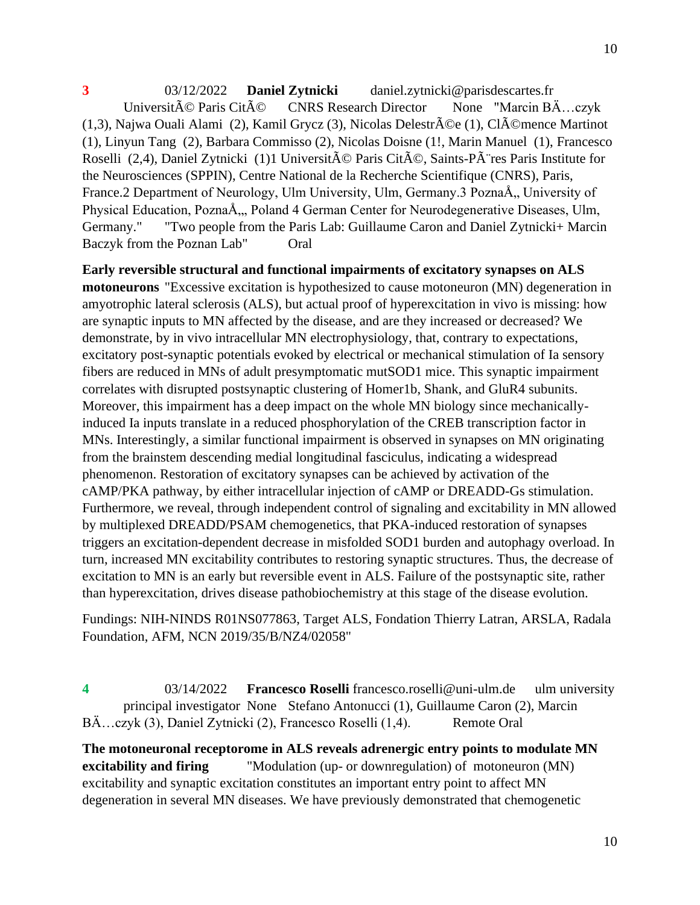**3** 03/12/2022 **Daniel Zytnicki** daniel.zytnicki@parisdescartes.fr Université Paris Cité CNRS Research Director None "Marcin BÄ…czyk (1,3), Najwa Ouali Alami (2), Kamil Grycz (3), Nicolas DelestrÃ©e (1), ClÃ©mence Martinot (1), Linyun Tang (2), Barbara Commisso (2), Nicolas Doisne (1!, Marin Manuel (1), Francesco Roselli (2,4), Daniel Zytnicki (1)1 UniversitÃ© Paris CitÃ©, Saints-PÃ¨res Paris Institute for the Neurosciences (SPPIN), Centre National de la Recherche Scientifique (CNRS), Paris, France.2 Department of Neurology, Ulm University, Ulm, Germany.3 PoznaÅ„ University of Physical Education, PoznaÅ„, Poland 4 German Center for Neurodegenerative Diseases, Ulm, Germany." "Two people from the Paris Lab: Guillaume Caron and Daniel Zytnicki+ Marcin Baczyk from the Poznan Lab" Oral

**Early reversible structural and functional impairments of excitatory synapses on ALS motoneurons** "Excessive excitation is hypothesized to cause motoneuron (MN) degeneration in amyotrophic lateral sclerosis (ALS), but actual proof of hyperexcitation in vivo is missing: how are synaptic inputs to MN affected by the disease, and are they increased or decreased? We demonstrate, by in vivo intracellular MN electrophysiology, that, contrary to expectations, excitatory post-synaptic potentials evoked by electrical or mechanical stimulation of Ia sensory fibers are reduced in MNs of adult presymptomatic mutSOD1 mice. This synaptic impairment correlates with disrupted postsynaptic clustering of Homer1b, Shank, and GluR4 subunits. Moreover, this impairment has a deep impact on the whole MN biology since mechanically-induced Ia inputs translate in a reduced phosphorylation of the CREB transcription factor in MNs. Interestingly, a similar functional impairment is observed in synapses on MN originating from the brainstem descending medial longitudinal fasciculus, indicating a widespread phenomenon. Restoration of excitatory synapses can be achieved by activation of the cAMP/PKA pathway, by either intracellular injection of cAMP or DREADD-Gs stimulation. Furthermore, we reveal, through independent control of signaling and excitability in MN allowed by multiplexed DREADD/PSAM chemogenetics, that PKA-induced restoration of synapses triggers an excitation-dependent decrease in misfolded SOD1 burden and autophagy overload. In turn, increased MN excitability contributes to restoring synaptic structures. Thus, the decrease of excitation to MN is an early but reversible event in ALS. Failure of the postsynaptic site, rather than hyperexcitation, drives disease pathobiochemistry at this stage of the disease evolution.

Fundings: NIH-NINDS R01NS077863, Target ALS, Fondation Thierry Latran, ARSLA, Radala Foundation, AFM, NCN 2019/35/B/NZ4/02058"

**4** 03/14/2022 **Francesco Roselli** francesco.roselli@uni-ulm.de ulm university principal investigator None Stefano Antonucci (1), Guillaume Caron (2), Marcin BÄ…czyk (3), Daniel Zytnicki (2), Francesco Roselli (1,4). Remote Oral

**The motoneuronal receptorome in ALS reveals adrenergic entry points to modulate MN excitability and firing** "Modulation (up- or downregulation) of motoneuron (MN) excitability and synaptic excitation constitutes an important entry point to affect MN degeneration in several MN diseases. We have previously demonstrated that chemogenetic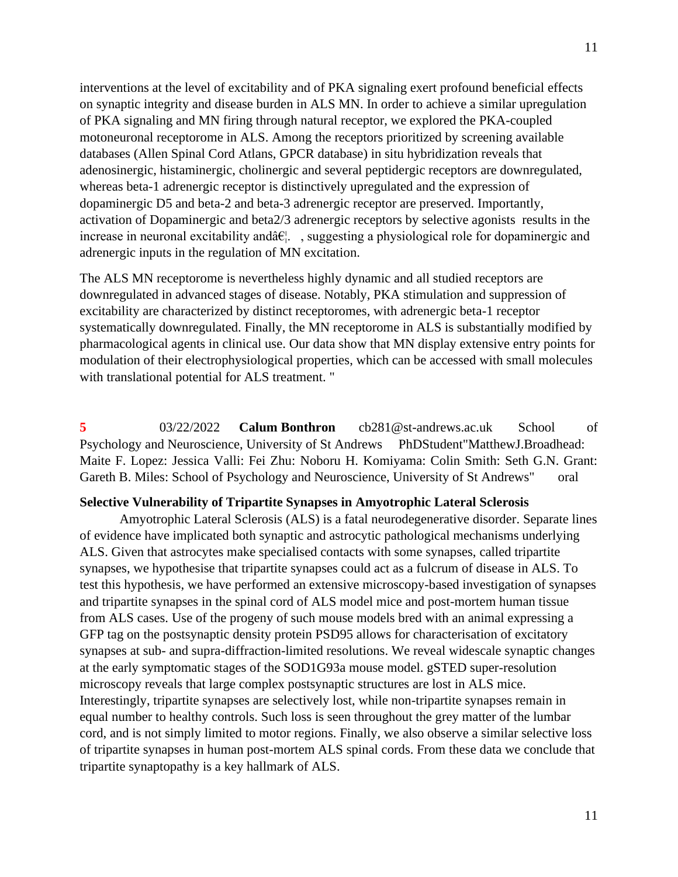interventions at the level of excitability and of PKA signaling exert profound beneficial effects on synaptic integrity and disease burden in ALS MN. In order to achieve a similar upregulation of PKA signaling and MN firing through natural receptor, we explored the PKA-coupled motoneuronal receptorome in ALS. Among the receptors prioritized by screening available databases (Allen Spinal Cord Atlans, GPCR database) in situ hybridization reveals that adenosinergic, histaminergic, cholinergic and several peptidergic receptors are downregulated, whereas beta-1 adrenergic receptor is distinctively upregulated and the expression of dopaminergic D5 and beta-2 and beta-3 adrenergic receptor are preserved. Importantly, activation of Dopaminergic and beta2/3 adrenergic receptors by selective agonists results in the increase in neuronal excitability andâ€¦. , suggesting a physiological role for dopaminergic and adrenergic inputs in the regulation of MN excitation.

The ALS MN receptorome is nevertheless highly dynamic and all studied receptors are downregulated in advanced stages of disease. Notably, PKA stimulation and suppression of excitability are characterized by distinct receptoromes, with adrenergic beta-1 receptor systematically downregulated. Finally, the MN receptorome in ALS is substantially modified by pharmacological agents in clinical use. Our data show that MN display extensive entry points for modulation of their electrophysiological properties, which can be accessed with small molecules with translational potential for ALS treatment. "

**5** 03/22/2022 **Calum Bonthron** cb281@st-andrews.ac.uk School of Psychology and Neuroscience, University of St Andrews PhDStudent"MatthewJ.Broadhead: Maite F. Lopez: Jessica Valli: Fei Zhu: Noboru H. Komiyama: Colin Smith: Seth G.N. Grant: Gareth B. Miles: School of Psychology and Neuroscience, University of St Andrews" oral

**Selective Vulnerability of Tripartite Synapses in Amyotrophic Lateral Sclerosis**

Amyotrophic Lateral Sclerosis (ALS) is a fatal neurodegenerative disorder. Separate lines of evidence have implicated both synaptic and astrocytic pathological mechanisms underlying ALS. Given that astrocytes make specialised contacts with some synapses, called tripartite synapses, we hypothesise that tripartite synapses could act as a fulcrum of disease in ALS. To test this hypothesis, we have performed an extensive microscopy-based investigation of synapses and tripartite synapses in the spinal cord of ALS model mice and post-mortem human tissue from ALS cases. Use of the progeny of such mouse models bred with an animal expressing a GFP tag on the postsynaptic density protein PSD95 allows for characterisation of excitatory synapses at sub- and supra-diffraction-limited resolutions. We reveal widescale synaptic changes at the early symptomatic stages of the SOD1G93a mouse model. gSTED super-resolution microscopy reveals that large complex postsynaptic structures are lost in ALS mice. Interestingly, tripartite synapses are selectively lost, while non-tripartite synapses remain in equal number to healthy controls. Such loss is seen throughout the grey matter of the lumbar cord, and is not simply limited to motor regions. Finally, we also observe a similar selective loss of tripartite synapses in human post-mortem ALS spinal cords. From these data we conclude that tripartite synaptopathy is a key hallmark of ALS.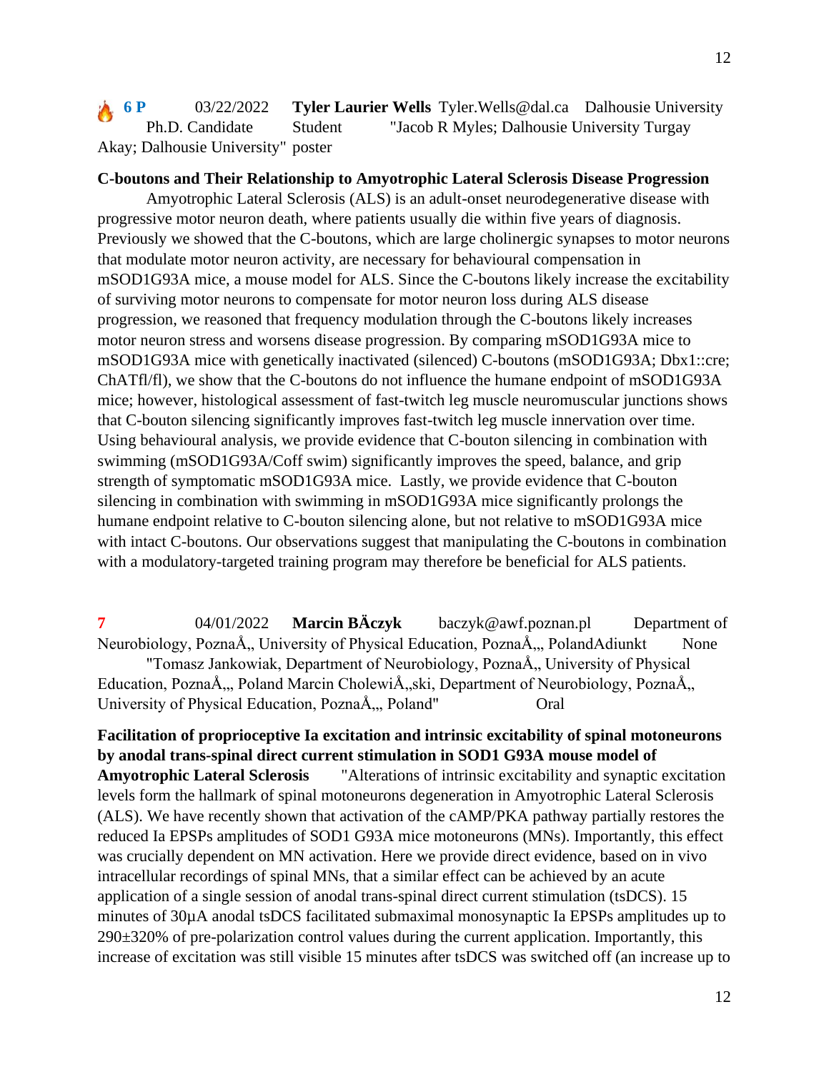🔥 **6 P** 03/22/2022 **Tyler Laurier Wells** Tyler.Wells@dal.ca Dalhousie University Ph.D. Candidate Student "Jacob R Myles; Dalhousie University Turgay Akay; Dalhousie University" poster

**C-boutons and Their Relationship to Amyotrophic Lateral Sclerosis Disease Progression**

Amyotrophic Lateral Sclerosis (ALS) is an adult-onset neurodegenerative disease with progressive motor neuron death, where patients usually die within five years of diagnosis. Previously we showed that the C-boutons, which are large cholinergic synapses to motor neurons that modulate motor neuron activity, are necessary for behavioural compensation in mSOD1G93A mice, a mouse model for ALS. Since the C-boutons likely increase the excitability of surviving motor neurons to compensate for motor neuron loss during ALS disease progression, we reasoned that frequency modulation through the C-boutons likely increases motor neuron stress and worsens disease progression. By comparing mSOD1G93A mice to mSOD1G93A mice with genetically inactivated (silenced) C-boutons (mSOD1G93A; Dbx1::cre; ChATfl/fl), we show that the C-boutons do not influence the humane endpoint of mSOD1G93A mice; however, histological assessment of fast-twitch leg muscle neuromuscular junctions shows that C-bouton silencing significantly improves fast-twitch leg muscle innervation over time. Using behavioural analysis, we provide evidence that C-bouton silencing in combination with swimming (mSOD1G93A/Coff swim) significantly improves the speed, balance, and grip strength of symptomatic mSOD1G93A mice. Lastly, we provide evidence that C-bouton silencing in combination with swimming in mSOD1G93A mice significantly prolongs the humane endpoint relative to C-bouton silencing alone, but not relative to mSOD1G93A mice with intact C-boutons. Our observations suggest that manipulating the C-boutons in combination with a modulatory-targeted training program may therefore be beneficial for ALS patients.

**7** 04/01/2022 **Marcin BĂczyk** baczyk@awf.poznan.pl Department of Neurobiology, PoznaÅ„ University of Physical Education, PoznaÅ„, PolandAdiunkt None "Tomasz Jankowiak, Department of Neurobiology, PoznaÅ„ University of Physical Education, PoznaÅ„, Poland Marcin CholewiÅ„ski, Department of Neurobiology, PoznaÅ„ University of Physical Education, PoznaÅ„, Poland" Oral

**Facilitation of proprioceptive Ia excitation and intrinsic excitability of spinal motoneurons by anodal trans-spinal direct current stimulation in SOD1 G93A mouse model of Amyotrophic Lateral Sclerosis** "Alterations of intrinsic excitability and synaptic excitation levels form the hallmark of spinal motoneurons degeneration in Amyotrophic Lateral Sclerosis (ALS). We have recently shown that activation of the cAMP/PKA pathway partially restores the reduced Ia EPSPs amplitudes of SOD1 G93A mice motoneurons (MNs). Importantly, this effect was crucially dependent on MN activation. Here we provide direct evidence, based on in vivo intracellular recordings of spinal MNs, that a similar effect can be achieved by an acute application of a single session of anodal trans-spinal direct current stimulation (tsDCS). 15 minutes of 30µA anodal tsDCS facilitated submaximal monosynaptic Ia EPSPs amplitudes up to 290±320% of pre-polarization control values during the current application. Importantly, this increase of excitation was still visible 15 minutes after tsDCS was switched off (an increase up to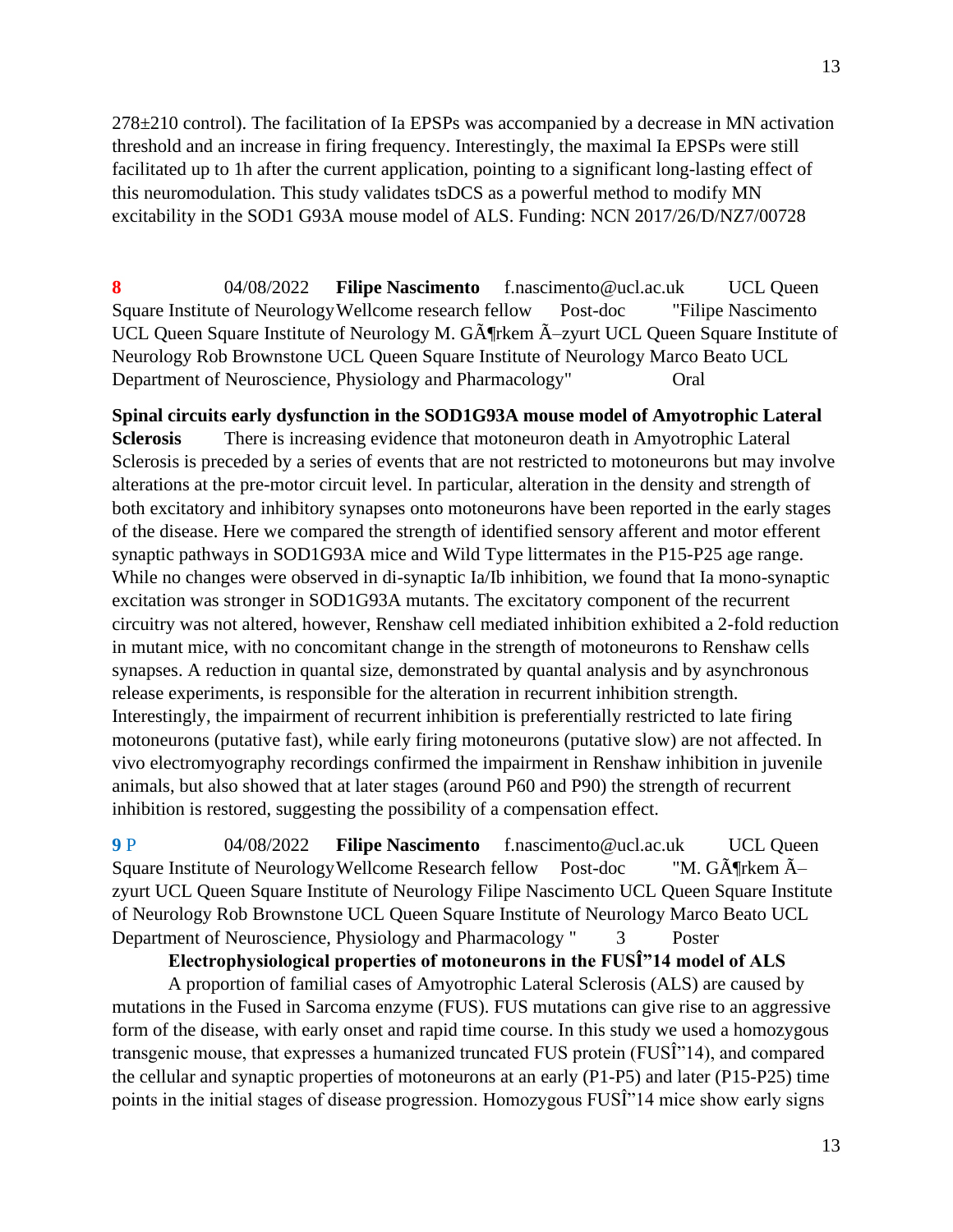278±210 control). The facilitation of Ia EPSPs was accompanied by a decrease in MN activation threshold and an increase in firing frequency. Interestingly, the maximal Ia EPSPs were still facilitated up to 1h after the current application, pointing to a significant long-lasting effect of this neuromodulation. This study validates tsDCS as a powerful method to modify MN excitability in the SOD1 G93A mouse model of ALS. Funding: NCN 2017/26/D/NZ7/00728

**8** 04/08/2022 **Filipe Nascimento** f.nascimento@ucl.ac.uk UCL Queen Square Institute of Neurology Wellcome research fellow Post-doc "Filipe Nascimento UCL Queen Square Institute of Neurology M. GÃ¶rkem Ã–zyurt UCL Queen Square Institute of Neurology Rob Brownstone UCL Queen Square Institute of Neurology Marco Beato UCL Department of Neuroscience, Physiology and Pharmacology" Oral

**Spinal circuits early dysfunction in the SOD1G93A mouse model of Amyotrophic Lateral Sclerosis** There is increasing evidence that motoneuron death in Amyotrophic Lateral Sclerosis is preceded by a series of events that are not restricted to motoneurons but may involve alterations at the pre-motor circuit level. In particular, alteration in the density and strength of both excitatory and inhibitory synapses onto motoneurons have been reported in the early stages of the disease. Here we compared the strength of identified sensory afferent and motor efferent synaptic pathways in SOD1G93A mice and Wild Type littermates in the P15-P25 age range. While no changes were observed in di-synaptic Ia/Ib inhibition, we found that Ia mono-synaptic excitation was stronger in SOD1G93A mutants. The excitatory component of the recurrent circuitry was not altered, however, Renshaw cell mediated inhibition exhibited a 2-fold reduction in mutant mice, with no concomitant change in the strength of motoneurons to Renshaw cells synapses. A reduction in quantal size, demonstrated by quantal analysis and by asynchronous release experiments, is responsible for the alteration in recurrent inhibition strength. Interestingly, the impairment of recurrent inhibition is preferentially restricted to late firing motoneurons (putative fast), while early firing motoneurons (putative slow) are not affected. In vivo electromyography recordings confirmed the impairment in Renshaw inhibition in juvenile animals, but also showed that at later stages (around P60 and P90) the strength of recurrent inhibition is restored, suggesting the possibility of a compensation effect.

**9** P 04/08/2022 **Filipe Nascimento** f.nascimento@ucl.ac.uk UCL Queen Square Institute of Neurology Wellcome Research fellow Post-doc "M. GÃ¶rkem Ã–zyurt UCL Queen Square Institute of Neurology Filipe Nascimento UCL Queen Square Institute of Neurology Rob Brownstone UCL Queen Square Institute of Neurology Marco Beato UCL Department of Neuroscience, Physiology and Pharmacology " 3 Poster

**Electrophysiological properties of motoneurons in the FUSÎ”14 model of ALS**

A proportion of familial cases of Amyotrophic Lateral Sclerosis (ALS) are caused by mutations in the Fused in Sarcoma enzyme (FUS). FUS mutations can give rise to an aggressive form of the disease, with early onset and rapid time course. In this study we used a homozygous transgenic mouse, that expresses a humanized truncated FUS protein (FUSÎ”14), and compared the cellular and synaptic properties of motoneurons at an early (P1-P5) and later (P15-P25) time points in the initial stages of disease progression. Homozygous FUSÎ”14 mice show early signs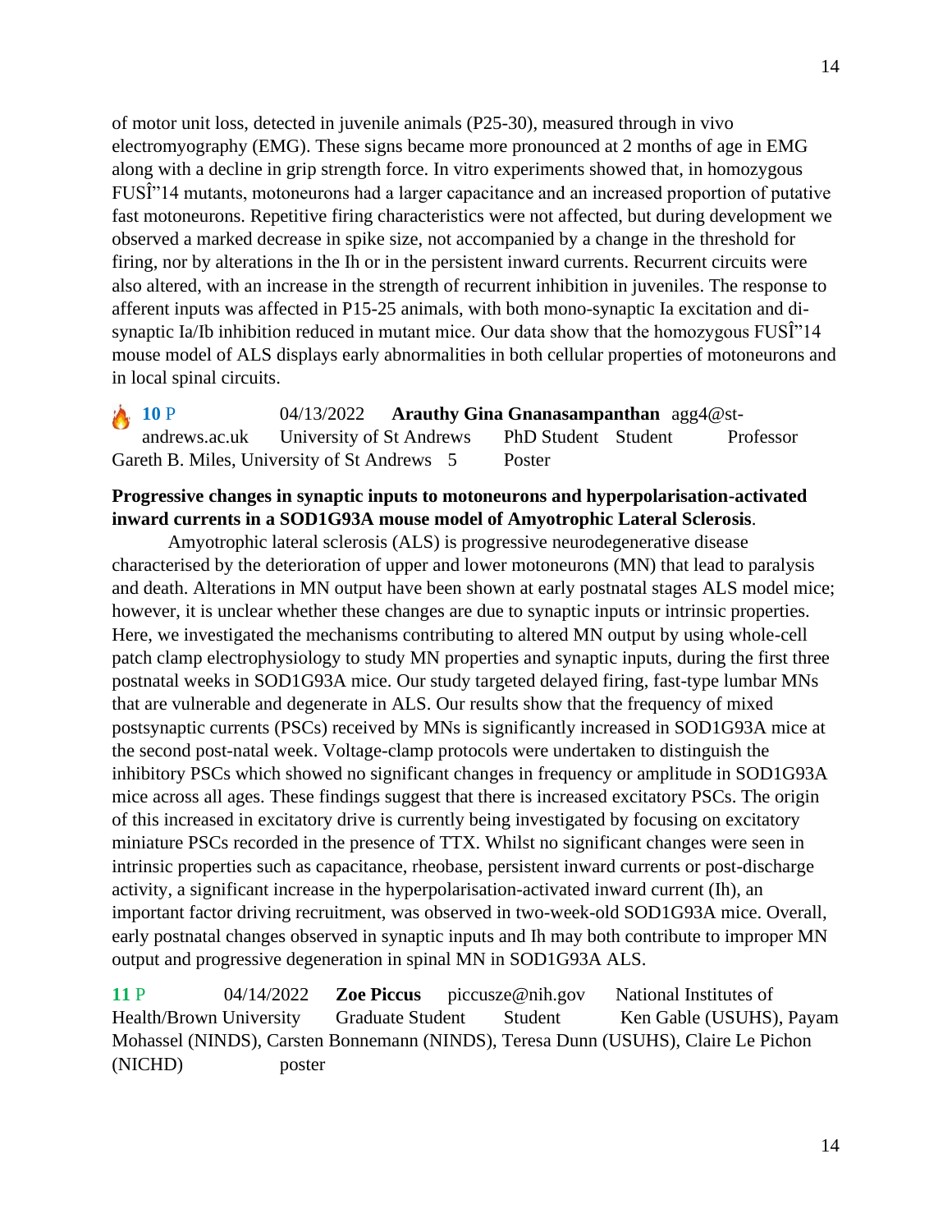of motor unit loss, detected in juvenile animals (P25-30), measured through in vivo electromyography (EMG). These signs became more pronounced at 2 months of age in EMG along with a decline in grip strength force. In vitro experiments showed that, in homozygous FUSÎ"14 mutants, motoneurons had a larger capacitance and an increased proportion of putative fast motoneurons. Repetitive firing characteristics were not affected, but during development we observed a marked decrease in spike size, not accompanied by a change in the threshold for firing, nor by alterations in the Ih or in the persistent inward currents. Recurrent circuits were also altered, with an increase in the strength of recurrent inhibition in juveniles. The response to afferent inputs was affected in P15-25 animals, with both mono-synaptic Ia excitation and di-synaptic Ia/Ib inhibition reduced in mutant mice. Our data show that the homozygous FUSÎ"14 mouse model of ALS displays early abnormalities in both cellular properties of motoneurons and in local spinal circuits.

🔥 **10** P 04/13/2022 **Arauthy Gina Gnanasampanthan** agg4@st-andrews.ac.uk University of St Andrews PhD Student Student Professor Gareth B. Miles, University of St Andrews 5 Poster

**Progressive changes in synaptic inputs to motoneurons and hyperpolarisation-activated inward currents in a SOD1G93A mouse model of Amyotrophic Lateral Sclerosis**.

Amyotrophic lateral sclerosis (ALS) is progressive neurodegenerative disease characterised by the deterioration of upper and lower motoneurons (MN) that lead to paralysis and death. Alterations in MN output have been shown at early postnatal stages ALS model mice; however, it is unclear whether these changes are due to synaptic inputs or intrinsic properties. Here, we investigated the mechanisms contributing to altered MN output by using whole-cell patch clamp electrophysiology to study MN properties and synaptic inputs, during the first three postnatal weeks in SOD1G93A mice. Our study targeted delayed firing, fast-type lumbar MNs that are vulnerable and degenerate in ALS. Our results show that the frequency of mixed postsynaptic currents (PSCs) received by MNs is significantly increased in SOD1G93A mice at the second post-natal week. Voltage-clamp protocols were undertaken to distinguish the inhibitory PSCs which showed no significant changes in frequency or amplitude in SOD1G93A mice across all ages. These findings suggest that there is increased excitatory PSCs. The origin of this increased in excitatory drive is currently being investigated by focusing on excitatory miniature PSCs recorded in the presence of TTX. Whilst no significant changes were seen in intrinsic properties such as capacitance, rheobase, persistent inward currents or post-discharge activity, a significant increase in the hyperpolarisation-activated inward current (Ih), an important factor driving recruitment, was observed in two-week-old SOD1G93A mice. Overall, early postnatal changes observed in synaptic inputs and Ih may both contribute to improper MN output and progressive degeneration in spinal MN in SOD1G93A ALS.

**11** P 04/14/2022 **Zoe Piccus** piccusze@nih.gov National Institutes of Health/Brown University Graduate Student Student Ken Gable (USUHS), Payam Mohassel (NINDS), Carsten Bonnemann (NINDS), Teresa Dunn (USUHS), Claire Le Pichon (NICHD) poster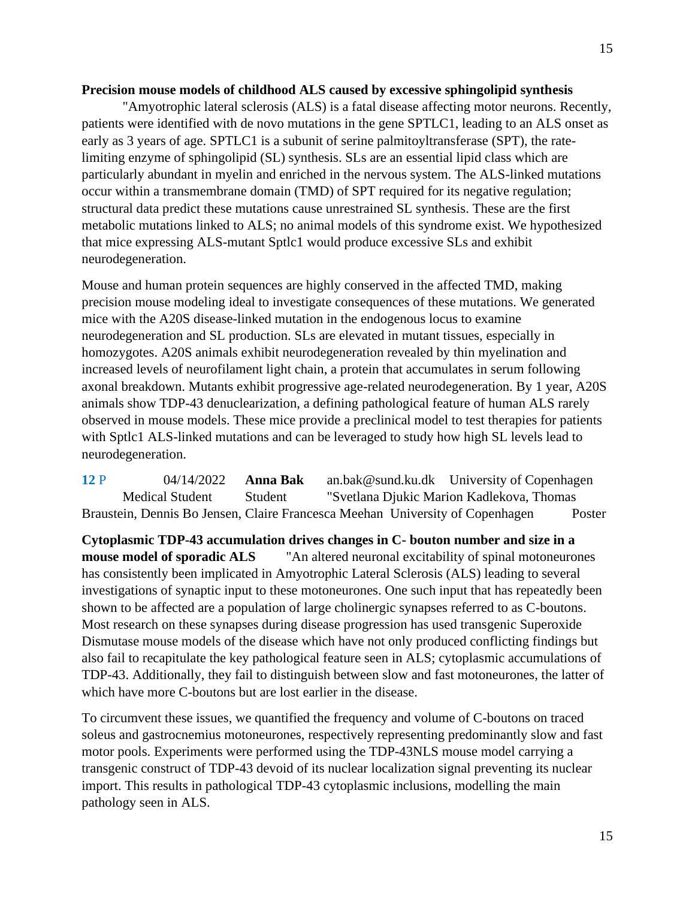**Precision mouse models of childhood ALS caused by excessive sphingolipid synthesis**

"Amyotrophic lateral sclerosis (ALS) is a fatal disease affecting motor neurons. Recently, patients were identified with de novo mutations in the gene SPTLC1, leading to an ALS onset as early as 3 years of age. SPTLC1 is a subunit of serine palmitoyltransferase (SPT), the rate-limiting enzyme of sphingolipid (SL) synthesis. SLs are an essential lipid class which are particularly abundant in myelin and enriched in the nervous system. The ALS-linked mutations occur within a transmembrane domain (TMD) of SPT required for its negative regulation; structural data predict these mutations cause unrestrained SL synthesis. These are the first metabolic mutations linked to ALS; no animal models of this syndrome exist. We hypothesized that mice expressing ALS-mutant Sptlc1 would produce excessive SLs and exhibit neurodegeneration.

Mouse and human protein sequences are highly conserved in the affected TMD, making precision mouse modeling ideal to investigate consequences of these mutations. We generated mice with the A20S disease-linked mutation in the endogenous locus to examine neurodegeneration and SL production. SLs are elevated in mutant tissues, especially in homozygotes. A20S animals exhibit neurodegeneration revealed by thin myelination and increased levels of neurofilament light chain, a protein that accumulates in serum following axonal breakdown. Mutants exhibit progressive age-related neurodegeneration. By 1 year, A20S animals show TDP-43 denuclearization, a defining pathological feature of human ALS rarely observed in mouse models. These mice provide a preclinical model to test therapies for patients with Sptlc1 ALS-linked mutations and can be leveraged to study how high SL levels lead to neurodegeneration.

**12** P 04/14/2022 **Anna Bak** an.bak@sund.ku.dk University of Copenhagen Medical Student Student "Svetlana Djukic Marion Kadlekova, Thomas Braustein, Dennis Bo Jensen, Claire Francesca Meehan University of Copenhagen Poster

**Cytoplasmic TDP-43 accumulation drives changes in C- bouton number and size in a mouse model of sporadic ALS** "An altered neuronal excitability of spinal motoneurones has consistently been implicated in Amyotrophic Lateral Sclerosis (ALS) leading to several investigations of synaptic input to these motoneurones. One such input that has repeatedly been shown to be affected are a population of large cholinergic synapses referred to as C-boutons. Most research on these synapses during disease progression has used transgenic Superoxide Dismutase mouse models of the disease which have not only produced conflicting findings but also fail to recapitulate the key pathological feature seen in ALS; cytoplasmic accumulations of TDP-43. Additionally, they fail to distinguish between slow and fast motoneurones, the latter of which have more C-boutons but are lost earlier in the disease.

To circumvent these issues, we quantified the frequency and volume of C-boutons on traced soleus and gastrocnemius motoneurones, respectively representing predominantly slow and fast motor pools. Experiments were performed using the TDP-43NLS mouse model carrying a transgenic construct of TDP-43 devoid of its nuclear localization signal preventing its nuclear import. This results in pathological TDP-43 cytoplasmic inclusions, modelling the main pathology seen in ALS.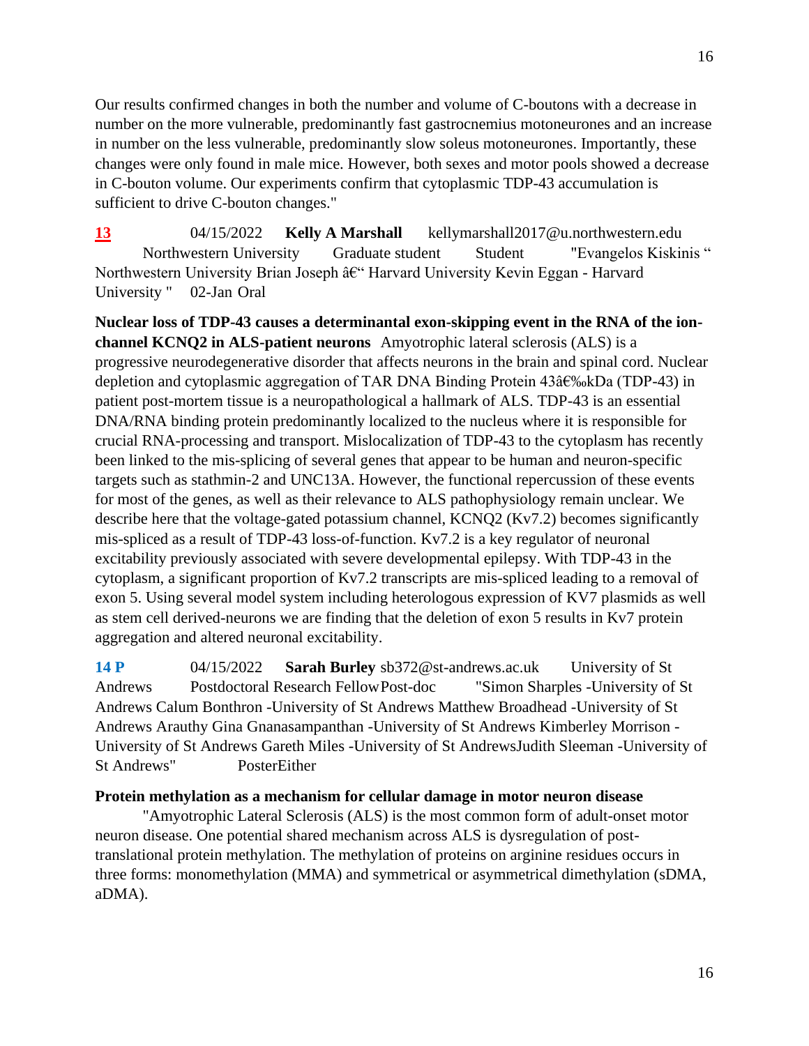Our results confirmed changes in both the number and volume of C-boutons with a decrease in number on the more vulnerable, predominantly fast gastrocnemius motoneurones and an increase in number on the less vulnerable, predominantly slow soleus motoneurones. Importantly, these changes were only found in male mice. However, both sexes and motor pools showed a decrease in C-bouton volume. Our experiments confirm that cytoplasmic TDP-43 accumulation is sufficient to drive C-bouton changes."

**13** 04/15/2022 **Kelly A Marshall** kellymarshall2017@u.northwestern.edu Northwestern University Graduate student Student "Evangelos Kiskinis " Northwestern University Brian Joseph â€" Harvard University Kevin Eggan - Harvard University " 02-Jan Oral

**Nuclear loss of TDP-43 causes a determinantal exon-skipping event in the RNA of the ion-channel KCNQ2 in ALS-patient neurons** Amyotrophic lateral sclerosis (ALS) is a progressive neurodegenerative disorder that affects neurons in the brain and spinal cord. Nuclear depletion and cytoplasmic aggregation of TAR DNA Binding Protein 43â€‰kDa (TDP-43) in patient post-mortem tissue is a neuropathological a hallmark of ALS. TDP-43 is an essential DNA/RNA binding protein predominantly localized to the nucleus where it is responsible for crucial RNA-processing and transport. Mislocalization of TDP-43 to the cytoplasm has recently been linked to the mis-splicing of several genes that appear to be human and neuron-specific targets such as stathmin-2 and UNC13A. However, the functional repercussion of these events for most of the genes, as well as their relevance to ALS pathophysiology remain unclear. We describe here that the voltage-gated potassium channel, KCNQ2 (Kv7.2) becomes significantly mis-spliced as a result of TDP-43 loss-of-function. Kv7.2 is a key regulator of neuronal excitability previously associated with severe developmental epilepsy. With TDP-43 in the cytoplasm, a significant proportion of Kv7.2 transcripts are mis-spliced leading to a removal of exon 5. Using several model system including heterologous expression of KV7 plasmids as well as stem cell derived-neurons we are finding that the deletion of exon 5 results in Kv7 protein aggregation and altered neuronal excitability.

**14 P** 04/15/2022 **Sarah Burley** sb372@st-andrews.ac.uk University of St Andrews Postdoctoral Research Fellow Post-doc "Simon Sharples -University of St Andrews Calum Bonthron -University of St Andrews Matthew Broadhead -University of St Andrews Arauthy Gina Gnanasampanthan -University of St Andrews Kimberley Morrison - University of St Andrews Gareth Miles -University of St AndrewsJudith Sleeman -University of St Andrews" PosterEither

**Protein methylation as a mechanism for cellular damage in motor neuron disease**

"Amyotrophic Lateral Sclerosis (ALS) is the most common form of adult-onset motor neuron disease. One potential shared mechanism across ALS is dysregulation of post-translational protein methylation. The methylation of proteins on arginine residues occurs in three forms: monomethylation (MMA) and symmetrical or asymmetrical dimethylation (sDMA, aDMA).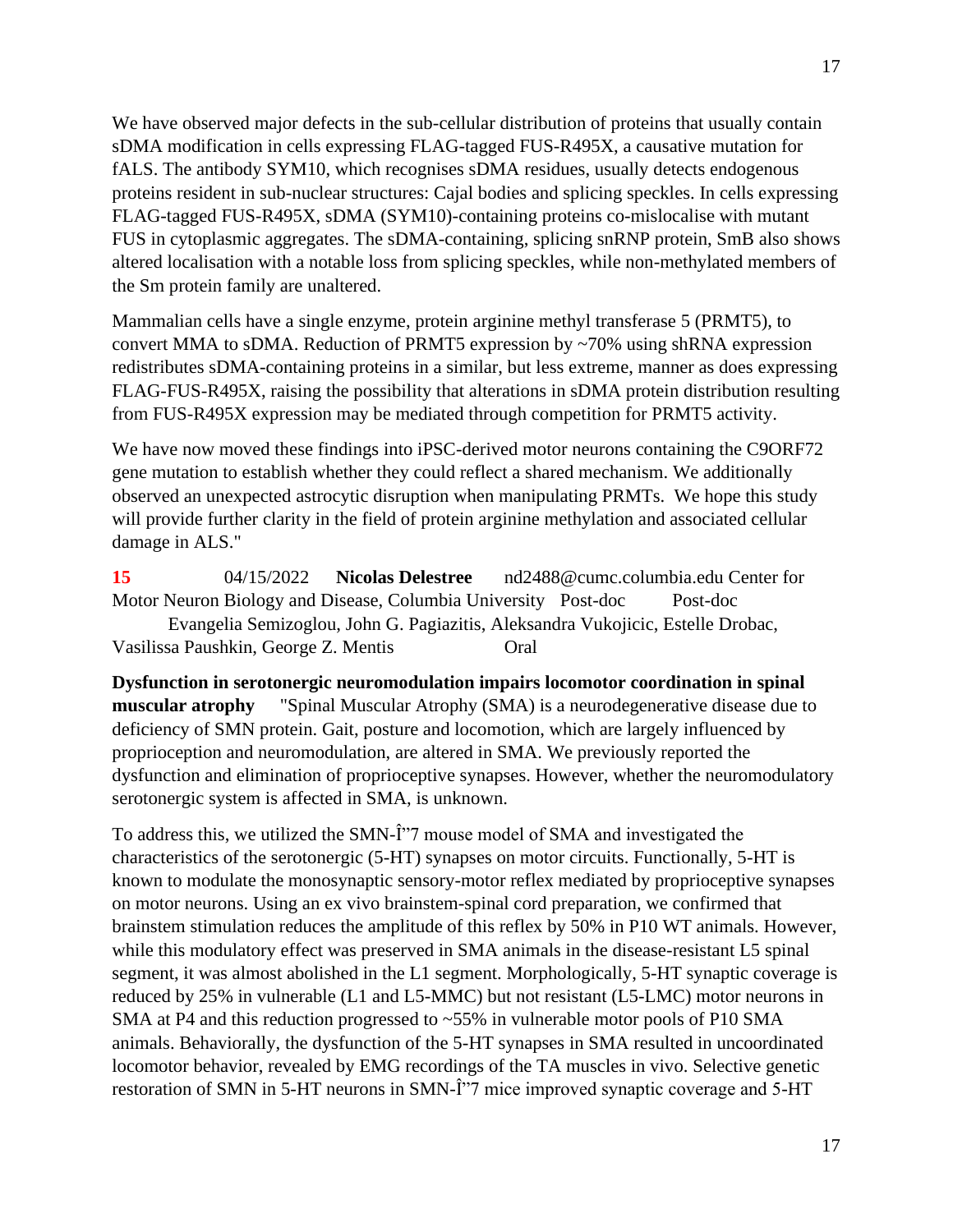We have observed major defects in the sub-cellular distribution of proteins that usually contain sDMA modification in cells expressing FLAG-tagged FUS-R495X, a causative mutation for fALS. The antibody SYM10, which recognises sDMA residues, usually detects endogenous proteins resident in sub-nuclear structures: Cajal bodies and splicing speckles. In cells expressing FLAG-tagged FUS-R495X, sDMA (SYM10)-containing proteins co-mislocalise with mutant FUS in cytoplasmic aggregates. The sDMA-containing, splicing snRNP protein, SmB also shows altered localisation with a notable loss from splicing speckles, while non-methylated members of the Sm protein family are unaltered.

Mammalian cells have a single enzyme, protein arginine methyl transferase 5 (PRMT5), to convert MMA to sDMA. Reduction of PRMT5 expression by ~70% using shRNA expression redistributes sDMA-containing proteins in a similar, but less extreme, manner as does expressing FLAG-FUS-R495X, raising the possibility that alterations in sDMA protein distribution resulting from FUS-R495X expression may be mediated through competition for PRMT5 activity.

We have now moved these findings into iPSC-derived motor neurons containing the C9ORF72 gene mutation to establish whether they could reflect a shared mechanism. We additionally observed an unexpected astrocytic disruption when manipulating PRMTs. We hope this study will provide further clarity in the field of protein arginine methylation and associated cellular damage in ALS."

**15** 04/15/2022 **Nicolas Delestree** nd2488@cumc.columbia.edu Center for Motor Neuron Biology and Disease, Columbia University Post-doc Post-doc Evangelia Semizoglou, John G. Pagiazitis, Aleksandra Vukojicic, Estelle Drobac, Vasilissa Paushkin, George Z. Mentis Oral

**Dysfunction in serotonergic neuromodulation impairs locomotor coordination in spinal muscular atrophy** "Spinal Muscular Atrophy (SMA) is a neurodegenerative disease due to deficiency of SMN protein. Gait, posture and locomotion, which are largely influenced by proprioception and neuromodulation, are altered in SMA. We previously reported the dysfunction and elimination of proprioceptive synapses. However, whether the neuromodulatory serotonergic system is affected in SMA, is unknown.

To address this, we utilized the SMN-Î”7 mouse model of SMA and investigated the characteristics of the serotonergic (5-HT) synapses on motor circuits. Functionally, 5-HT is known to modulate the monosynaptic sensory-motor reflex mediated by proprioceptive synapses on motor neurons. Using an ex vivo brainstem-spinal cord preparation, we confirmed that brainstem stimulation reduces the amplitude of this reflex by 50% in P10 WT animals. However, while this modulatory effect was preserved in SMA animals in the disease-resistant L5 spinal segment, it was almost abolished in the L1 segment. Morphologically, 5-HT synaptic coverage is reduced by 25% in vulnerable (L1 and L5-MMC) but not resistant (L5-LMC) motor neurons in SMA at P4 and this reduction progressed to ~55% in vulnerable motor pools of P10 SMA animals. Behaviorally, the dysfunction of the 5-HT synapses in SMA resulted in uncoordinated locomotor behavior, revealed by EMG recordings of the TA muscles in vivo. Selective genetic restoration of SMN in 5-HT neurons in SMN-Î”7 mice improved synaptic coverage and 5-HT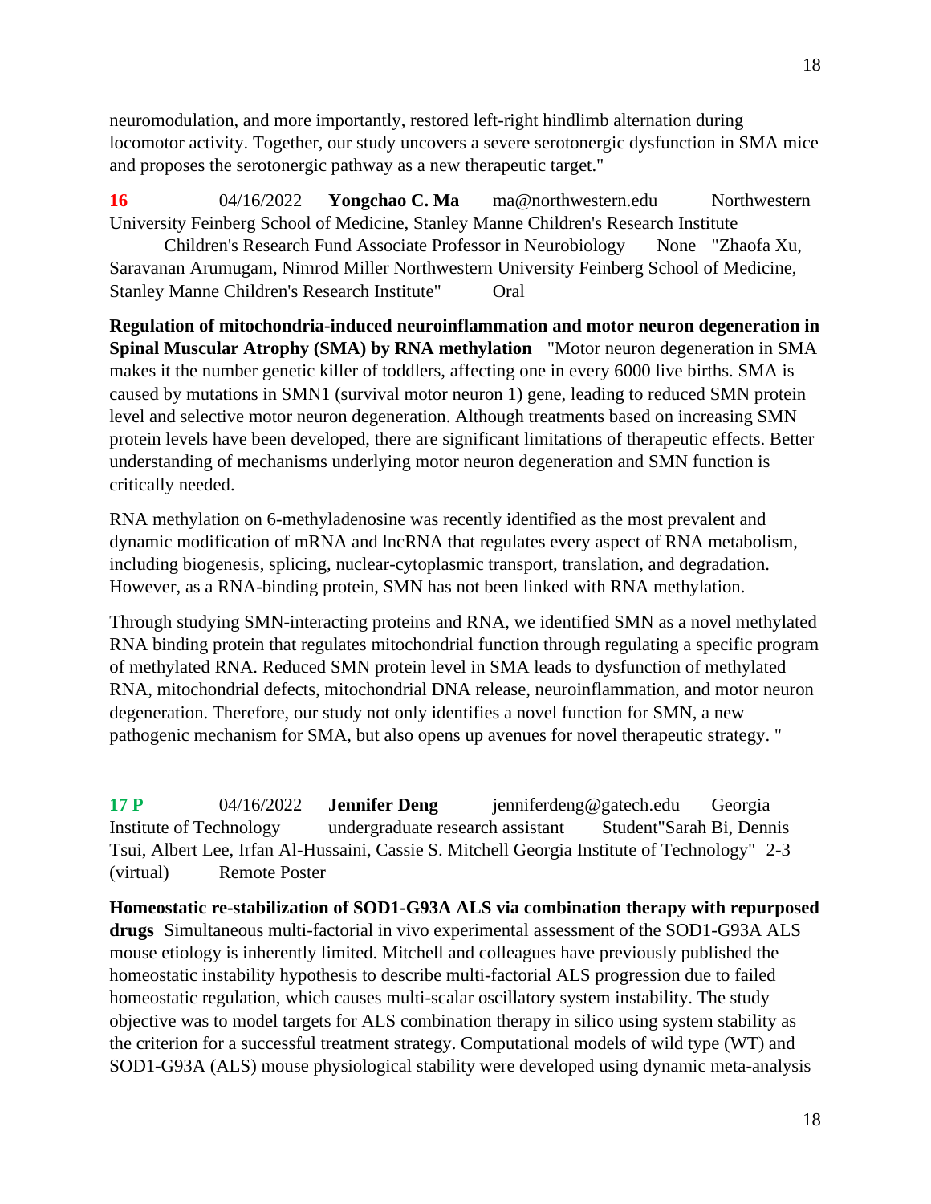neuromodulation, and more importantly, restored left-right hindlimb alternation during locomotor activity. Together, our study uncovers a severe serotonergic dysfunction in SMA mice and proposes the serotonergic pathway as a new therapeutic target."

**16** 04/16/2022 **Yongchao C. Ma** ma@northwestern.edu Northwestern University Feinberg School of Medicine, Stanley Manne Children's Research Institute Children's Research Fund Associate Professor in Neurobiology None "Zhaofa Xu, Saravanan Arumugam, Nimrod Miller Northwestern University Feinberg School of Medicine, Stanley Manne Children's Research Institute" Oral

**Regulation of mitochondria-induced neuroinflammation and motor neuron degeneration in Spinal Muscular Atrophy (SMA) by RNA methylation** "Motor neuron degeneration in SMA makes it the number genetic killer of toddlers, affecting one in every 6000 live births. SMA is caused by mutations in SMN1 (survival motor neuron 1) gene, leading to reduced SMN protein level and selective motor neuron degeneration. Although treatments based on increasing SMN protein levels have been developed, there are significant limitations of therapeutic effects. Better understanding of mechanisms underlying motor neuron degeneration and SMN function is critically needed.

RNA methylation on 6-methyladenosine was recently identified as the most prevalent and dynamic modification of mRNA and lncRNA that regulates every aspect of RNA metabolism, including biogenesis, splicing, nuclear-cytoplasmic transport, translation, and degradation. However, as a RNA-binding protein, SMN has not been linked with RNA methylation.

Through studying SMN-interacting proteins and RNA, we identified SMN as a novel methylated RNA binding protein that regulates mitochondrial function through regulating a specific program of methylated RNA. Reduced SMN protein level in SMA leads to dysfunction of methylated RNA, mitochondrial defects, mitochondrial DNA release, neuroinflammation, and motor neuron degeneration. Therefore, our study not only identifies a novel function for SMN, a new pathogenic mechanism for SMA, but also opens up avenues for novel therapeutic strategy. "

**17 P** 04/16/2022 **Jennifer Deng** jenniferdeng@gatech.edu Georgia Institute of Technology undergraduate research assistant Student"Sarah Bi, Dennis Tsui, Albert Lee, Irfan Al-Hussaini, Cassie S. Mitchell Georgia Institute of Technology" 2-3 (virtual) Remote Poster

**Homeostatic re-stabilization of SOD1-G93A ALS via combination therapy with repurposed drugs** Simultaneous multi-factorial in vivo experimental assessment of the SOD1-G93A ALS mouse etiology is inherently limited. Mitchell and colleagues have previously published the homeostatic instability hypothesis to describe multi-factorial ALS progression due to failed homeostatic regulation, which causes multi-scalar oscillatory system instability. The study objective was to model targets for ALS combination therapy in silico using system stability as the criterion for a successful treatment strategy. Computational models of wild type (WT) and SOD1-G93A (ALS) mouse physiological stability were developed using dynamic meta-analysis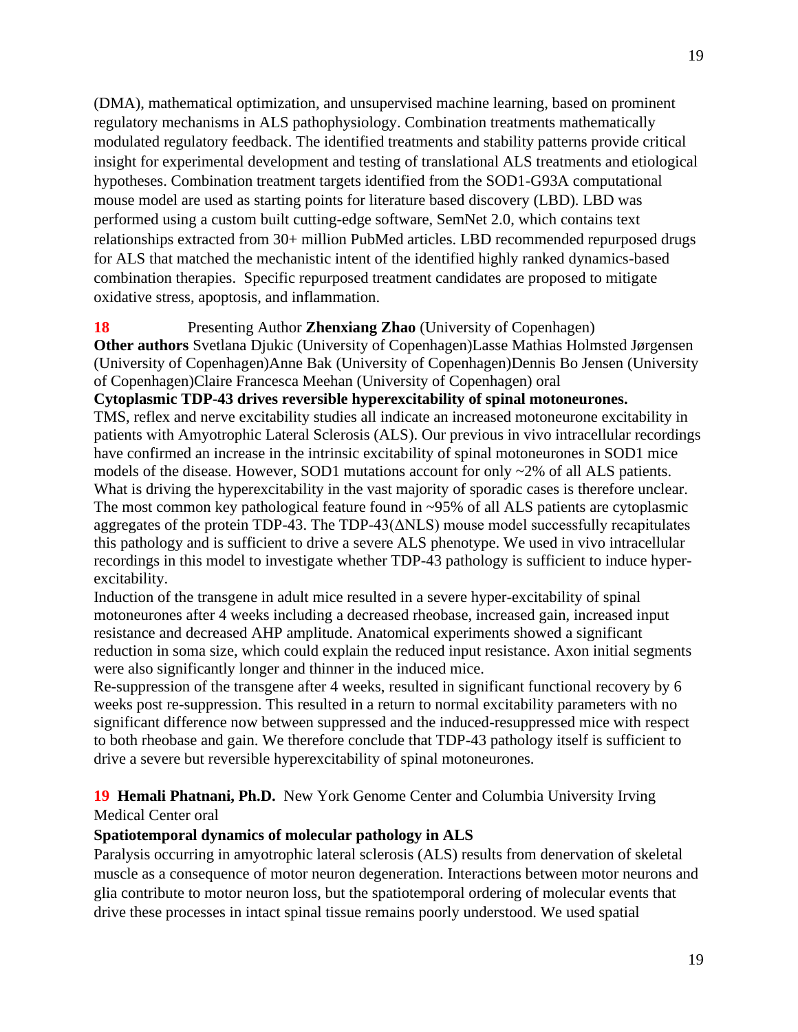(DMA), mathematical optimization, and unsupervised machine learning, based on prominent regulatory mechanisms in ALS pathophysiology. Combination treatments mathematically modulated regulatory feedback. The identified treatments and stability patterns provide critical insight for experimental development and testing of translational ALS treatments and etiological hypotheses. Combination treatment targets identified from the SOD1-G93A computational mouse model are used as starting points for literature based discovery (LBD). LBD was performed using a custom built cutting-edge software, SemNet 2.0, which contains text relationships extracted from 30+ million PubMed articles. LBD recommended repurposed drugs for ALS that matched the mechanistic intent of the identified highly ranked dynamics-based combination therapies. Specific repurposed treatment candidates are proposed to mitigate oxidative stress, apoptosis, and inflammation.

**18** Presenting Author **Zhenxiang Zhao** (University of Copenhagen)
**Other authors** Svetlana Djukic (University of Copenhagen)Lasse Mathias Holmsted Jørgensen (University of Copenhagen)Anne Bak (University of Copenhagen)Dennis Bo Jensen (University of Copenhagen)Claire Francesca Meehan (University of Copenhagen) oral

**Cytoplasmic TDP-43 drives reversible hyperexcitability of spinal motoneurones.**

TMS, reflex and nerve excitability studies all indicate an increased motoneurone excitability in patients with Amyotrophic Lateral Sclerosis (ALS). Our previous in vivo intracellular recordings have confirmed an increase in the intrinsic excitability of spinal motoneurones in SOD1 mice models of the disease. However, SOD1 mutations account for only ~2% of all ALS patients. What is driving the hyperexcitability in the vast majority of sporadic cases is therefore unclear. The most common key pathological feature found in ~95% of all ALS patients are cytoplasmic aggregates of the protein TDP-43. The TDP-43(ΔNLS) mouse model successfully recapitulates this pathology and is sufficient to drive a severe ALS phenotype. We used in vivo intracellular recordings in this model to investigate whether TDP-43 pathology is sufficient to induce hyper-excitability.

Induction of the transgene in adult mice resulted in a severe hyper-excitability of spinal motoneurones after 4 weeks including a decreased rheobase, increased gain, increased input resistance and decreased AHP amplitude. Anatomical experiments showed a significant reduction in soma size, which could explain the reduced input resistance. Axon initial segments were also significantly longer and thinner in the induced mice.

Re-suppression of the transgene after 4 weeks, resulted in significant functional recovery by 6 weeks post re-suppression. This resulted in a return to normal excitability parameters with no significant difference now between suppressed and the induced-resuppressed mice with respect to both rheobase and gain. We therefore conclude that TDP-43 pathology itself is sufficient to drive a severe but reversible hyperexcitability of spinal motoneurones.

**19** **Hemali Phatnani, Ph.D.** New York Genome Center and Columbia University Irving Medical Center oral

**Spatiotemporal dynamics of molecular pathology in ALS**

Paralysis occurring in amyotrophic lateral sclerosis (ALS) results from denervation of skeletal muscle as a consequence of motor neuron degeneration. Interactions between motor neurons and glia contribute to motor neuron loss, but the spatiotemporal ordering of molecular events that drive these processes in intact spinal tissue remains poorly understood. We used spatial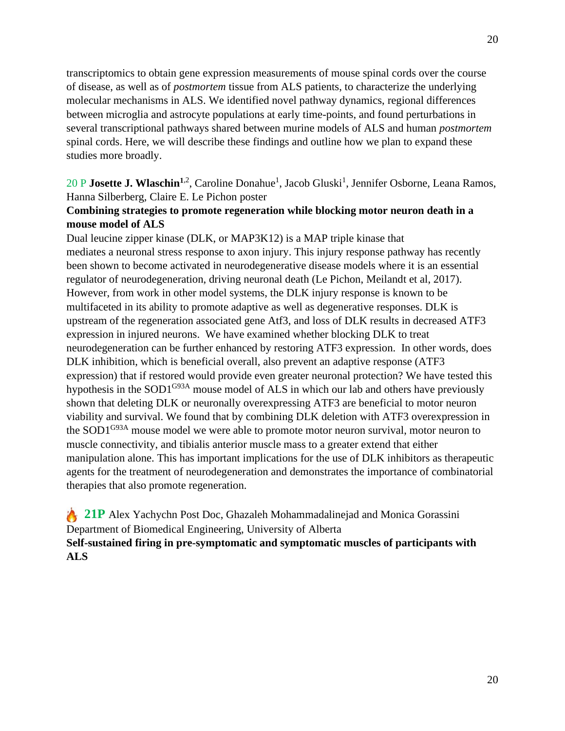transcriptomics to obtain gene expression measurements of mouse spinal cords over the course of disease, as well as of *postmortem* tissue from ALS patients, to characterize the underlying molecular mechanisms in ALS. We identified novel pathway dynamics, regional differences between microglia and astrocyte populations at early time-points, and found perturbations in several transcriptional pathways shared between murine models of ALS and human *postmortem* spinal cords. Here, we will describe these findings and outline how we plan to expand these studies more broadly.

20 P **Josette J. Wlaschin**[1,2], Caroline Donahue[1], Jacob Gluski[1], Jennifer Osborne, Leana Ramos, Hanna Silberberg, Claire E. Le Pichon poster

**Combining strategies to promote regeneration while blocking motor neuron death in a mouse model of ALS**

Dual leucine zipper kinase (DLK, or MAP3K12) is a MAP triple kinase that mediates a neuronal stress response to axon injury. This injury response pathway has recently been shown to become activated in neurodegenerative disease models where it is an essential regulator of neurodegeneration, driving neuronal death (Le Pichon, Meilandt et al, 2017). However, from work in other model systems, the DLK injury response is known to be multifaceted in its ability to promote adaptive as well as degenerative responses. DLK is upstream of the regeneration associated gene Atf3, and loss of DLK results in decreased ATF3 expression in injured neurons. We have examined whether blocking DLK to treat neurodegeneration can be further enhanced by restoring ATF3 expression. In other words, does DLK inhibition, which is beneficial overall, also prevent an adaptive response (ATF3 expression) that if restored would provide even greater neuronal protection? We have tested this hypothesis in the $SOD1^{G93A}$ mouse model of ALS in which our lab and others have previously shown that deleting DLK or neuronally overexpressing ATF3 are beneficial to motor neuron viability and survival. We found that by combining DLK deletion with ATF3 overexpression in the $SOD1^{G93A}$ mouse model we were able to promote motor neuron survival, motor neuron to muscle connectivity, and tibialis anterior muscle mass to a greater extend that either manipulation alone. This has important implications for the use of DLK inhibitors as therapeutic agents for the treatment of neurodegeneration and demonstrates the importance of combinatorial therapies that also promote regeneration.

🔥 **21P** Alex Yachychn Post Doc, Ghazaleh Mohammadalinejad and Monica Gorassini
Department of Biomedical Engineering, University of Alberta

**Self-sustained firing in pre-symptomatic and symptomatic muscles of participants with ALS**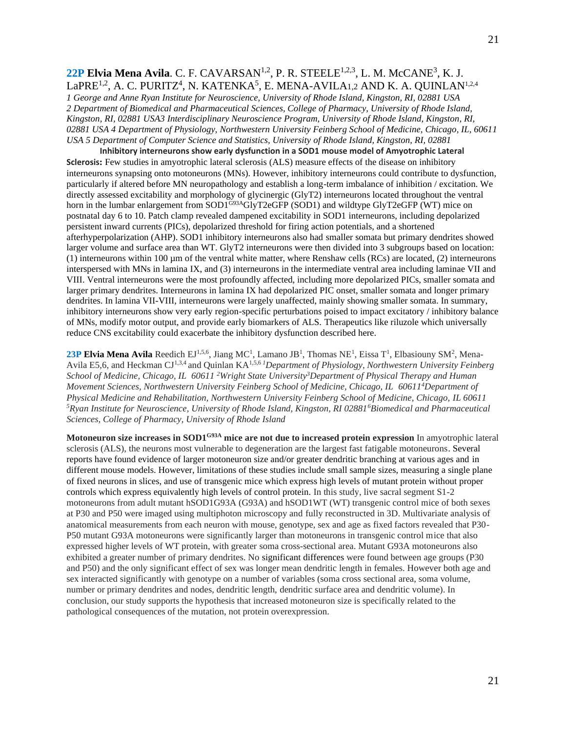**22P Elvia Mena Avila**. C. F. CAVARSAN[1,2], P. R. STEELE[1,2,3], L. M. McCANE[3], K. J. LaPRE[1,2], A. C. PURITZ[4], N. KATENKA[5], E. MENA-AVILA[1,2] AND K. A. QUINLAN[1,2,4]
*1 George and Anne Ryan Institute for Neuroscience, University of Rhode Island, Kingston, RI, 02881 USA 2 Department of Biomedical and Pharmaceutical Sciences, College of Pharmacy, University of Rhode Island, Kingston, RI, 02881 USA3 Interdisciplinary Neuroscience Program, University of Rhode Island, Kingston, RI, 02881 USA 4 Department of Physiology, Northwestern University Feinberg School of Medicine, Chicago, IL, 60611 USA 5 Department of Computer Science and Statistics, University of Rhode Island, Kingston, RI, 02881*

**Inhibitory interneurons show early dysfunction in a SOD1 mouse model of Amyotrophic Lateral Sclerosis:** Few studies in amyotrophic lateral sclerosis (ALS) measure effects of the disease on inhibitory interneurons synapsing onto motoneurons (MNs). However, inhibitory interneurons could contribute to dysfunction, particularly if altered before MN neuropathology and establish a long-term imbalance of inhibition / excitation. We directly assessed excitability and morphology of glycinergic (GlyT2) interneurons located throughout the ventral horn in the lumbar enlargement from $SOD1^{G93A}$GlyT2eGFP (SOD1) and wildtype GlyT2eGFP (WT) mice on postnatal day 6 to 10. Patch clamp revealed dampened excitability in SOD1 interneurons, including depolarized persistent inward currents (PICs), depolarized threshold for firing action potentials, and a shortened afterhyperpolarization (AHP). SOD1 inhibitory interneurons also had smaller somata but primary dendrites showed larger volume and surface area than WT. GlyT2 interneurons were then divided into 3 subgroups based on location: (1) interneurons within 100 µm of the ventral white matter, where Renshaw cells (RCs) are located, (2) interneurons interspersed with MNs in lamina IX, and (3) interneurons in the intermediate ventral area including laminae VII and VIII. Ventral interneurons were the most profoundly affected, including more depolarized PICs, smaller somata and larger primary dendrites. Interneurons in lamina IX had depolarized PIC onset, smaller somata and longer primary dendrites. In lamina VII-VIII, interneurons were largely unaffected, mainly showing smaller somata. In summary, inhibitory interneurons show very early region-specific perturbations poised to impact excitatory / inhibitory balance of MNs, modify motor output, and provide early biomarkers of ALS. Therapeutics like riluzole which universally reduce CNS excitability could exacerbate the inhibitory dysfunction described here.

**23P Elvia Mena Avila** Reedich EJ[1,5,6], Jiang MC[1], Lamano JB[1], Thomas NE[1], Eissa T[1], Elbasiouny SM[2], Mena-Avila E5,6, and Heckman CJ[1,3,4] and Quinlan KA[1,5,6] *[1]Department of Physiology, Northwestern University Feinberg School of Medicine, Chicago, IL 60611 [2]Wright State University[3]Department of Physical Therapy and Human Movement Sciences, Northwestern University Feinberg School of Medicine, Chicago, IL 60611[4]Department of Physical Medicine and Rehabilitation, Northwestern University Feinberg School of Medicine, Chicago, IL 60611 [5]Ryan Institute for Neuroscience, University of Rhode Island, Kingston, RI 02881[6]Biomedical and Pharmaceutical Sciences, College of Pharmacy, University of Rhode Island*

**Motoneuron size increases in $SOD1^{G93A}$ mice are not due to increased protein expression** In amyotrophic lateral sclerosis (ALS), the neurons most vulnerable to degeneration are the largest fast fatigable motoneurons. Several reports have found evidence of larger motoneuron size and/or greater dendritic branching at various ages and in different mouse models. However, limitations of these studies include small sample sizes, measuring a single plane of fixed neurons in slices, and use of transgenic mice which express high levels of mutant protein without proper controls which express equivalently high levels of control protein. In this study, live sacral segment S1-2 motoneurons from adult mutant hSOD1G93A (G93A) and hSOD1WT (WT) transgenic control mice of both sexes at P30 and P50 were imaged using multiphoton microscopy and fully reconstructed in 3D. Multivariate analysis of anatomical measurements from each neuron with mouse, genotype, sex and age as fixed factors revealed that P30-P50 mutant G93A motoneurons were significantly larger than motoneurons in transgenic control mice that also expressed higher levels of WT protein, with greater soma cross-sectional area. Mutant G93A motoneurons also exhibited a greater number of primary dendrites. No significant differences were found between age groups (P30 and P50) and the only significant effect of sex was longer mean dendritic length in females. However both age and sex interacted significantly with genotype on a number of variables (soma cross sectional area, soma volume, number or primary dendrites and nodes, dendritic length, dendritic surface area and dendritic volume). In conclusion, our study supports the hypothesis that increased motoneuron size is specifically related to the pathological consequences of the mutation, not protein overexpression.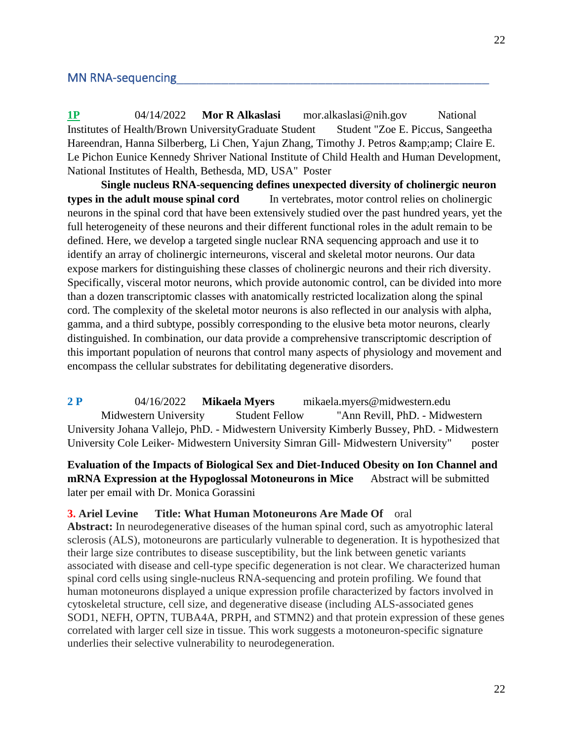## MN RNA-sequencing

**1P** 04/14/2022 **Mor R Alkaslasi** mor.alkaslasi@nih.gov National Institutes of Health/Brown UniversityGraduate Student Student "Zoe E. Piccus, Sangeetha Hareendran, Hanna Silberberg, Li Chen, Yajun Zhang, Timothy J. Petros &amp;amp; Claire E. Le Pichon Eunice Kennedy Shriver National Institute of Child Health and Human Development, National Institutes of Health, Bethesda, MD, USA" Poster

**Single nucleus RNA-sequencing defines unexpected diversity of cholinergic neuron types in the adult mouse spinal cord** In vertebrates, motor control relies on cholinergic neurons in the spinal cord that have been extensively studied over the past hundred years, yet the full heterogeneity of these neurons and their different functional roles in the adult remain to be defined. Here, we develop a targeted single nuclear RNA sequencing approach and use it to identify an array of cholinergic interneurons, visceral and skeletal motor neurons. Our data expose markers for distinguishing these classes of cholinergic neurons and their rich diversity. Specifically, visceral motor neurons, which provide autonomic control, can be divided into more than a dozen transcriptomic classes with anatomically restricted localization along the spinal cord. The complexity of the skeletal motor neurons is also reflected in our analysis with alpha, gamma, and a third subtype, possibly corresponding to the elusive beta motor neurons, clearly distinguished. In combination, our data provide a comprehensive transcriptomic description of this important population of neurons that control many aspects of physiology and movement and encompass the cellular substrates for debilitating degenerative disorders.

**2 P** 04/16/2022 **Mikaela Myers** mikaela.myers@midwestern.edu Midwestern University Student Fellow "Ann Revill, PhD. - Midwestern University Johana Vallejo, PhD. - Midwestern University Kimberly Bussey, PhD. - Midwestern University Cole Leiker- Midwestern University Simran Gill- Midwestern University" poster

**Evaluation of the Impacts of Biological Sex and Diet-Induced Obesity on Ion Channel and mRNA Expression at the Hypoglossal Motoneurons in Mice** Abstract will be submitted later per email with Dr. Monica Gorassini

**3. Ariel Levine Title: What Human Motoneurons Are Made Of** oral

**Abstract:** In neurodegenerative diseases of the human spinal cord, such as amyotrophic lateral sclerosis (ALS), motoneurons are particularly vulnerable to degeneration. It is hypothesized that their large size contributes to disease susceptibility, but the link between genetic variants associated with disease and cell-type specific degeneration is not clear. We characterized human spinal cord cells using single-nucleus RNA-sequencing and protein profiling. We found that human motoneurons displayed a unique expression profile characterized by factors involved in cytoskeletal structure, cell size, and degenerative disease (including ALS-associated genes SOD1, NEFH, OPTN, TUBA4A, PRPH, and STMN2) and that protein expression of these genes correlated with larger cell size in tissue. This work suggests a motoneuron-specific signature underlies their selective vulnerability to neurodegeneration.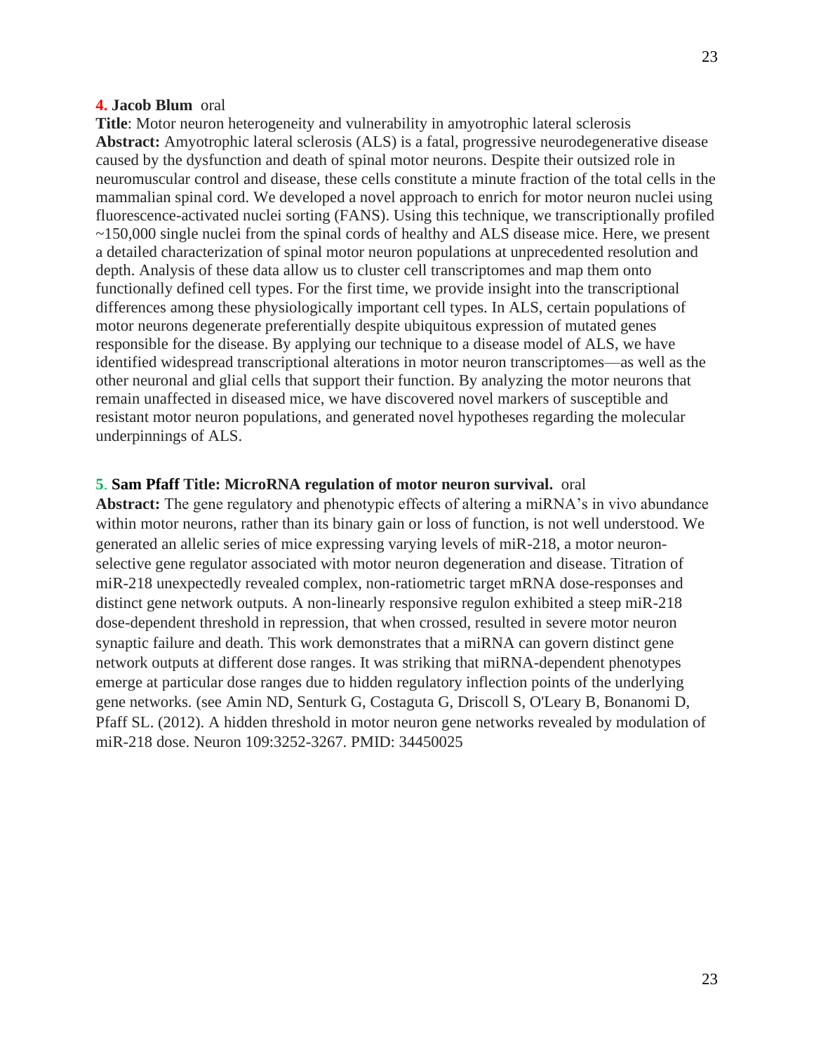**4. Jacob Blum** oral

**Title**: Motor neuron heterogeneity and vulnerability in amyotrophic lateral sclerosis

**Abstract:** Amyotrophic lateral sclerosis (ALS) is a fatal, progressive neurodegenerative disease caused by the dysfunction and death of spinal motor neurons. Despite their outsized role in neuromuscular control and disease, these cells constitute a minute fraction of the total cells in the mammalian spinal cord. We developed a novel approach to enrich for motor neuron nuclei using fluorescence-activated nuclei sorting (FANS). Using this technique, we transcriptionally profiled ~150,000 single nuclei from the spinal cords of healthy and ALS disease mice. Here, we present a detailed characterization of spinal motor neuron populations at unprecedented resolution and depth. Analysis of these data allow us to cluster cell transcriptomes and map them onto functionally defined cell types. For the first time, we provide insight into the transcriptional differences among these physiologically important cell types. In ALS, certain populations of motor neurons degenerate preferentially despite ubiquitous expression of mutated genes responsible for the disease. By applying our technique to a disease model of ALS, we have identified widespread transcriptional alterations in motor neuron transcriptomes—as well as the other neuronal and glial cells that support their function. By analyzing the motor neurons that remain unaffected in diseased mice, we have discovered novel markers of susceptible and resistant motor neuron populations, and generated novel hypotheses regarding the molecular underpinnings of ALS.

**5. Sam Pfaff Title: MicroRNA regulation of motor neuron survival.** oral

**Abstract:** The gene regulatory and phenotypic effects of altering a miRNA's in vivo abundance within motor neurons, rather than its binary gain or loss of function, is not well understood. We generated an allelic series of mice expressing varying levels of miR-218, a motor neuron-selective gene regulator associated with motor neuron degeneration and disease. Titration of miR-218 unexpectedly revealed complex, non-ratiometric target mRNA dose-responses and distinct gene network outputs. A non-linearly responsive regulon exhibited a steep miR-218 dose-dependent threshold in repression, that when crossed, resulted in severe motor neuron synaptic failure and death. This work demonstrates that a miRNA can govern distinct gene network outputs at different dose ranges. It was striking that miRNA-dependent phenotypes emerge at particular dose ranges due to hidden regulatory inflection points of the underlying gene networks. (see Amin ND, Senturk G, Costaguta G, Driscoll S, O'Leary B, Bonanomi D, Pfaff SL. (2012). A hidden threshold in motor neuron gene networks revealed by modulation of miR-218 dose. Neuron 109:3252-3267. PMID: 34450025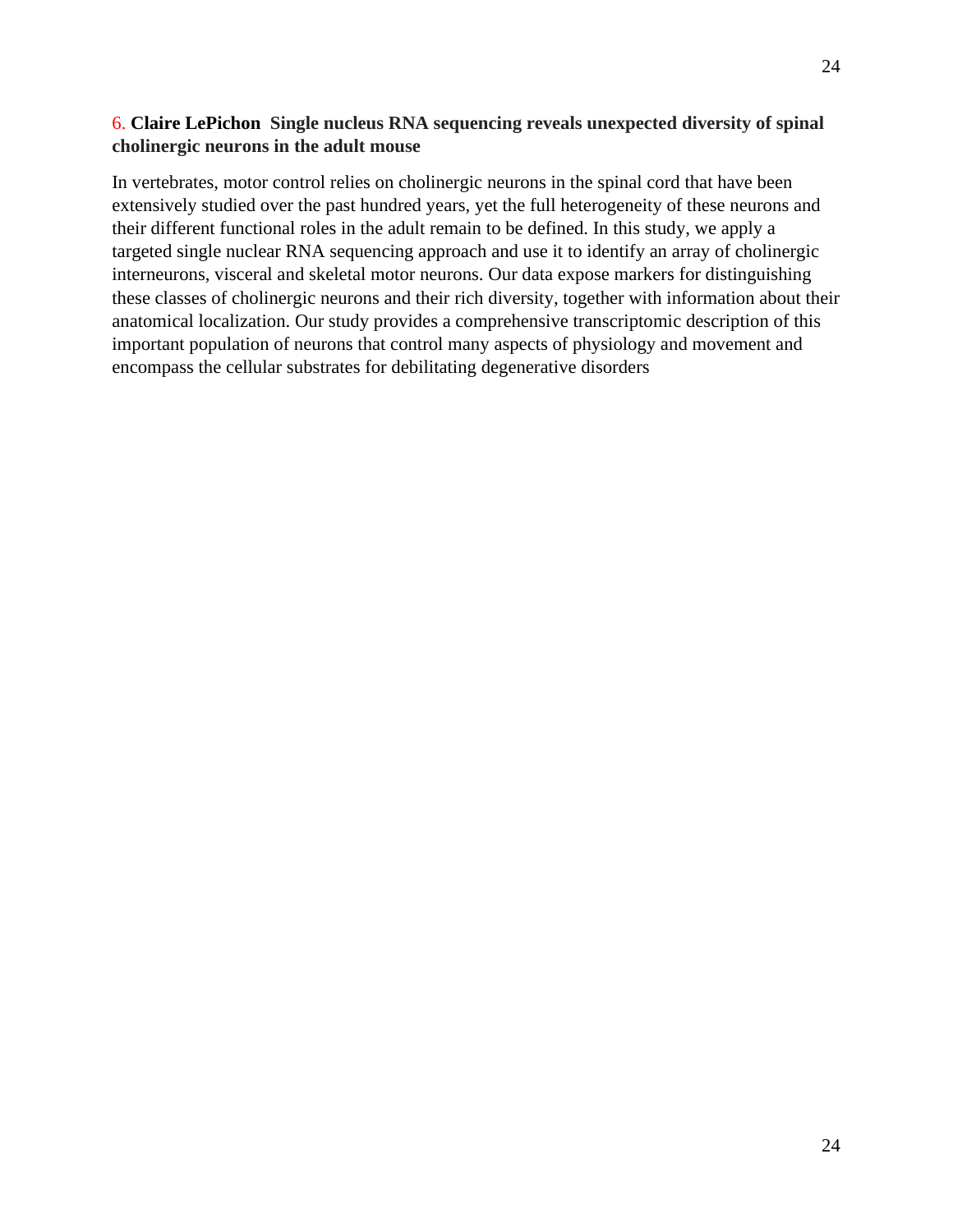**6. Claire LePichon Single nucleus RNA sequencing reveals unexpected diversity of spinal cholinergic neurons in the adult mouse**

In vertebrates, motor control relies on cholinergic neurons in the spinal cord that have been extensively studied over the past hundred years, yet the full heterogeneity of these neurons and their different functional roles in the adult remain to be defined. In this study, we apply a targeted single nuclear RNA sequencing approach and use it to identify an array of cholinergic interneurons, visceral and skeletal motor neurons. Our data expose markers for distinguishing these classes of cholinergic neurons and their rich diversity, together with information about their anatomical localization. Our study provides a comprehensive transcriptomic description of this important population of neurons that control many aspects of physiology and movement and encompass the cellular substrates for debilitating degenerative disorders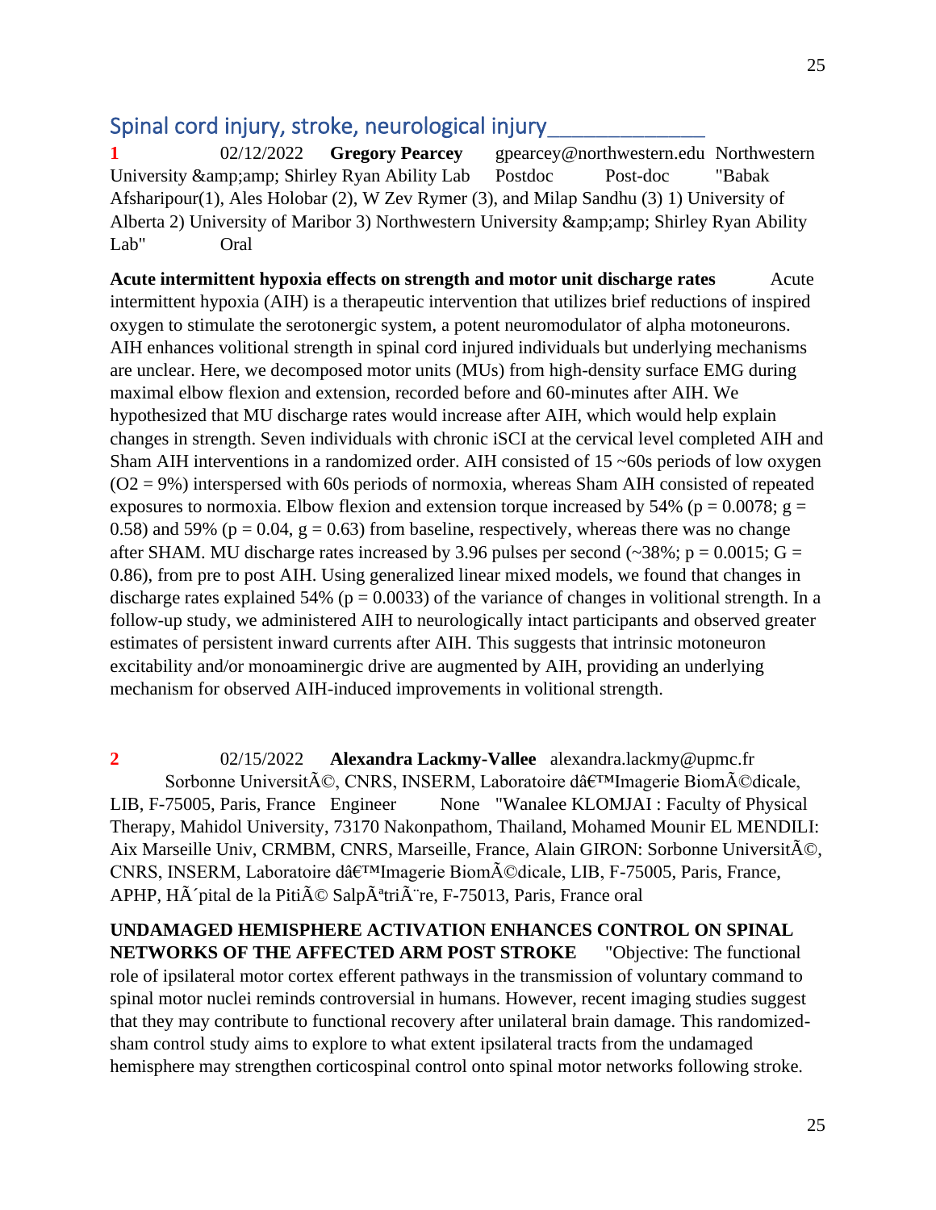## Spinal cord injury, stroke, neurological injury

**1** 02/12/2022 **Gregory Pearcey** gpearcey@northwestern.edu Northwestern University &amp;amp; Shirley Ryan Ability Lab Postdoc Post-doc "Babak Afsharipour(1), Ales Holobar (2), W Zev Rymer (3), and Milap Sandhu (3) 1) University of Alberta 2) University of Maribor 3) Northwestern University &amp;amp; Shirley Ryan Ability Lab" Oral

**Acute intermittent hypoxia effects on strength and motor unit discharge rates** Acute intermittent hypoxia (AIH) is a therapeutic intervention that utilizes brief reductions of inspired oxygen to stimulate the serotonergic system, a potent neuromodulator of alpha motoneurons. AIH enhances volitional strength in spinal cord injured individuals but underlying mechanisms are unclear. Here, we decomposed motor units (MUs) from high-density surface EMG during maximal elbow flexion and extension, recorded before and 60-minutes after AIH. We hypothesized that MU discharge rates would increase after AIH, which would help explain changes in strength. Seven individuals with chronic iSCI at the cervical level completed AIH and Sham AIH interventions in a randomized order. AIH consisted of 15 ~60s periods of low oxygen ($O_2$ = 9%) interspersed with 60s periods of normoxia, whereas Sham AIH consisted of repeated exposures to normoxia. Elbow flexion and extension torque increased by 54% ($p = 0.0078$; $g = 0.58$) and 59% ($p = 0.04$, $g = 0.63$) from baseline, respectively, whereas there was no change after SHAM. MU discharge rates increased by 3.96 pulses per second (~38%; $p = 0.0015$; $G = 0.86$), from pre to post AIH. Using generalized linear mixed models, we found that changes in discharge rates explained 54% ($p = 0.0033$) of the variance of changes in volitional strength. In a follow-up study, we administered AIH to neurologically intact participants and observed greater estimates of persistent inward currents after AIH. This suggests that intrinsic motoneuron excitability and/or monoaminergic drive are augmented by AIH, providing an underlying mechanism for observed AIH-induced improvements in volitional strength.

**2** 02/15/2022 **Alexandra Lackmy-Vallee** alexandra.lackmy@upmc.fr Sorbonne UniversitÃ©, CNRS, INSERM, Laboratoire dâ€™Imagerie BiomÃ©dicale, LIB, F-75005, Paris, France Engineer None "Wanalee KLOMJAI : Faculty of Physical Therapy, Mahidol University, 73170 Nakonpathom, Thailand, Mohamed Mounir EL MENDILI: Aix Marseille Univ, CRMBM, CNRS, Marseille, France, Alain GIRON: Sorbonne UniversitÃ©, CNRS, INSERM, Laboratoire dâ€™Imagerie BiomÃ©dicale, LIB, F-75005, Paris, France, APHP, HÃ´pital de la PitiÃ© SalpÃªtriÃ¨re, F-75013, Paris, France oral

**UNDAMAGED HEMISPHERE ACTIVATION ENHANCES CONTROL ON SPINAL NETWORKS OF THE AFFECTED ARM POST STROKE** "Objective: The functional role of ipsilateral motor cortex efferent pathways in the transmission of voluntary command to spinal motor nuclei reminds controversial in humans. However, recent imaging studies suggest that they may contribute to functional recovery after unilateral brain damage. This randomized-sham control study aims to explore to what extent ipsilateral tracts from the undamaged hemisphere may strengthen corticospinal control onto spinal motor networks following stroke.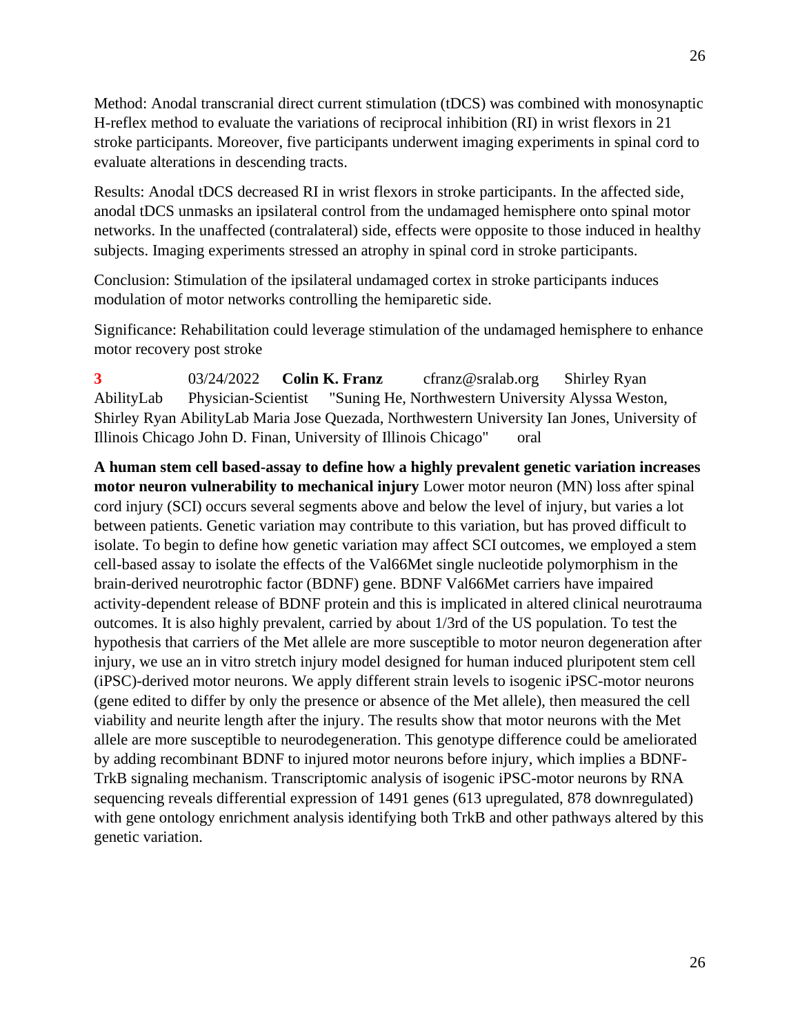Method: Anodal transcranial direct current stimulation (tDCS) was combined with monosynaptic H-reflex method to evaluate the variations of reciprocal inhibition (RI) in wrist flexors in 21 stroke participants. Moreover, five participants underwent imaging experiments in spinal cord to evaluate alterations in descending tracts.

Results: Anodal tDCS decreased RI in wrist flexors in stroke participants. In the affected side, anodal tDCS unmasks an ipsilateral control from the undamaged hemisphere onto spinal motor networks. In the unaffected (contralateral) side, effects were opposite to those induced in healthy subjects. Imaging experiments stressed an atrophy in spinal cord in stroke participants.

Conclusion: Stimulation of the ipsilateral undamaged cortex in stroke participants induces modulation of motor networks controlling the hemiparetic side.

Significance: Rehabilitation could leverage stimulation of the undamaged hemisphere to enhance motor recovery post stroke

**3** 03/24/2022 **Colin K. Franz** cfranz@sralab.org Shirley Ryan AbilityLab Physician-Scientist "Suning He, Northwestern University Alyssa Weston, Shirley Ryan AbilityLab Maria Jose Quezada, Northwestern University Ian Jones, University of Illinois Chicago John D. Finan, University of Illinois Chicago" oral

**A human stem cell based-assay to define how a highly prevalent genetic variation increases motor neuron vulnerability to mechanical injury** Lower motor neuron (MN) loss after spinal cord injury (SCI) occurs several segments above and below the level of injury, but varies a lot between patients. Genetic variation may contribute to this variation, but has proved difficult to isolate. To begin to define how genetic variation may affect SCI outcomes, we employed a stem cell-based assay to isolate the effects of the Val66Met single nucleotide polymorphism in the brain-derived neurotrophic factor (BDNF) gene. BDNF Val66Met carriers have impaired activity-dependent release of BDNF protein and this is implicated in altered clinical neurotrauma outcomes. It is also highly prevalent, carried by about 1/3rd of the US population. To test the hypothesis that carriers of the Met allele are more susceptible to motor neuron degeneration after injury, we use an in vitro stretch injury model designed for human induced pluripotent stem cell (iPSC)-derived motor neurons. We apply different strain levels to isogenic iPSC-motor neurons (gene edited to differ by only the presence or absence of the Met allele), then measured the cell viability and neurite length after the injury. The results show that motor neurons with the Met allele are more susceptible to neurodegeneration. This genotype difference could be ameliorated by adding recombinant BDNF to injured motor neurons before injury, which implies a BDNF-TrkB signaling mechanism. Transcriptomic analysis of isogenic iPSC-motor neurons by RNA sequencing reveals differential expression of 1491 genes (613 upregulated, 878 downregulated) with gene ontology enrichment analysis identifying both TrkB and other pathways altered by this genetic variation.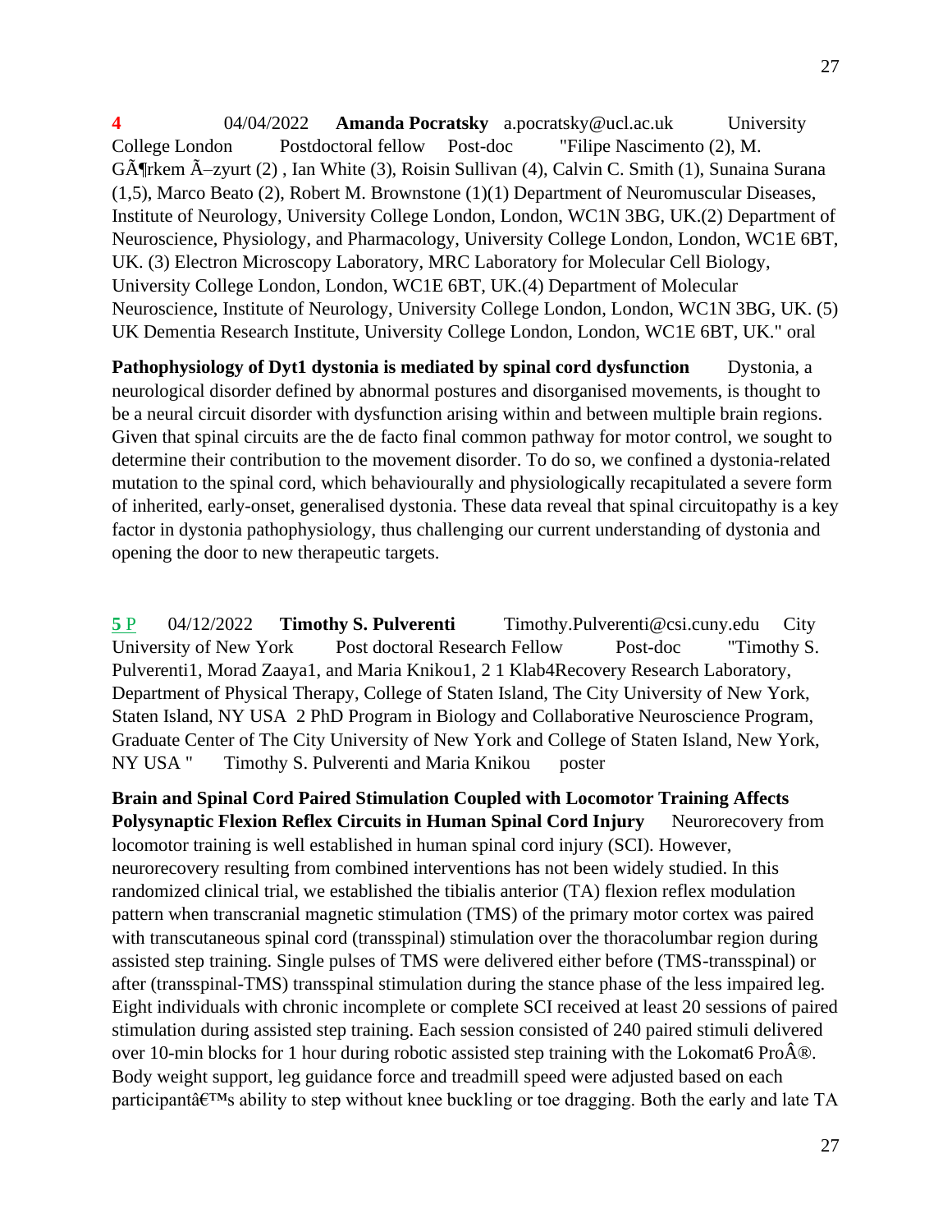**4** 04/04/2022 **Amanda Pocratsky** a.pocratsky@ucl.ac.uk University College London Postdoctoral fellow Post-doc "Filipe Nascimento (2), M. GÃ¶rkem Ã–zyurt (2) , Ian White (3), Roisin Sullivan (4), Calvin C. Smith (1), Sunaina Surana (1,5), Marco Beato (2), Robert M. Brownstone (1)(1) Department of Neuromuscular Diseases, Institute of Neurology, University College London, London, WC1N 3BG, UK.(2) Department of Neuroscience, Physiology, and Pharmacology, University College London, London, WC1E 6BT, UK. (3) Electron Microscopy Laboratory, MRC Laboratory for Molecular Cell Biology, University College London, London, WC1E 6BT, UK.(4) Department of Molecular Neuroscience, Institute of Neurology, University College London, London, WC1N 3BG, UK. (5) UK Dementia Research Institute, University College London, London, WC1E 6BT, UK." oral

**Pathophysiology of Dyt1 dystonia is mediated by spinal cord dysfunction** Dystonia, a neurological disorder defined by abnormal postures and disorganised movements, is thought to be a neural circuit disorder with dysfunction arising within and between multiple brain regions. Given that spinal circuits are the de facto final common pathway for motor control, we sought to determine their contribution to the movement disorder. To do so, we confined a dystonia-related mutation to the spinal cord, which behaviourally and physiologically recapitulated a severe form of inherited, early-onset, generalised dystonia. These data reveal that spinal circuitopathy is a key factor in dystonia pathophysiology, thus challenging our current understanding of dystonia and opening the door to new therapeutic targets.

**5** P 04/12/2022 **Timothy S. Pulverenti** Timothy.Pulverenti@csi.cuny.edu City University of New York Post doctoral Research Fellow Post-doc "Timothy S. Pulverenti1, Morad Zaaya1, and Maria Knikou1, 2 1 Klab4Recovery Research Laboratory, Department of Physical Therapy, College of Staten Island, The City University of New York, Staten Island, NY USA 2 PhD Program in Biology and Collaborative Neuroscience Program, Graduate Center of The City University of New York and College of Staten Island, New York, NY USA " Timothy S. Pulverenti and Maria Knikou poster

**Brain and Spinal Cord Paired Stimulation Coupled with Locomotor Training Affects Polysynaptic Flexion Reflex Circuits in Human Spinal Cord Injury** Neurorecovery from locomotor training is well established in human spinal cord injury (SCI). However, neurorecovery resulting from combined interventions has not been widely studied. In this randomized clinical trial, we established the tibialis anterior (TA) flexion reflex modulation pattern when transcranial magnetic stimulation (TMS) of the primary motor cortex was paired with transcutaneous spinal cord (transspinal) stimulation over the thoracolumbar region during assisted step training. Single pulses of TMS were delivered either before (TMS-transspinal) or after (transspinal-TMS) transspinal stimulation during the stance phase of the less impaired leg. Eight individuals with chronic incomplete or complete SCI received at least 20 sessions of paired stimulation during assisted step training. Each session consisted of 240 paired stimuli delivered over 10-min blocks for 1 hour during robotic assisted step training with the Lokomat6 ProÂ®. Body weight support, leg guidance force and treadmill speed were adjusted based on each participantâ€™s ability to step without knee buckling or toe dragging. Both the early and late TA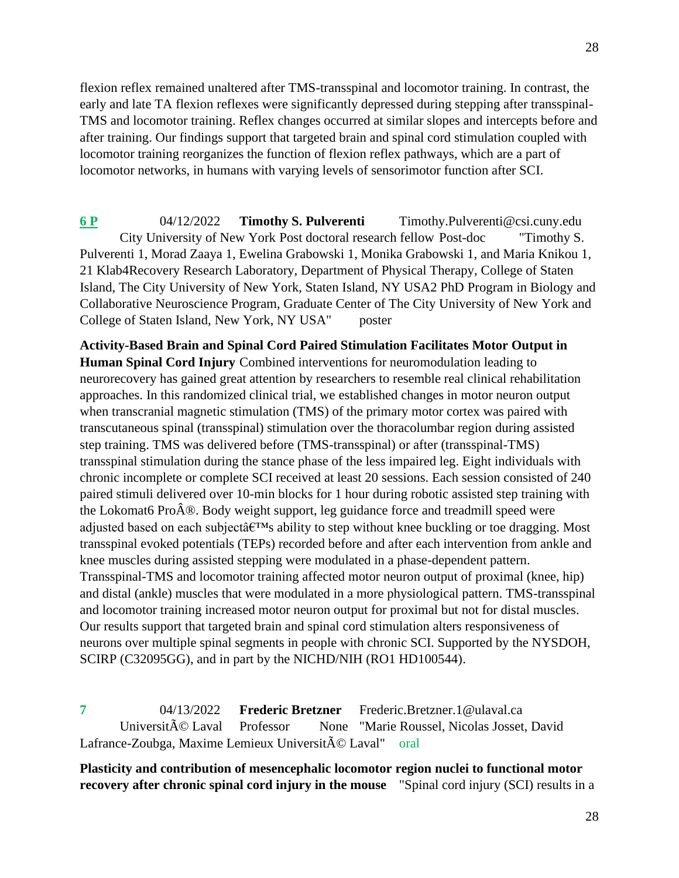flexion reflex remained unaltered after TMS-transspinal and locomotor training. In contrast, the early and late TA flexion reflexes were significantly depressed during stepping after transspinal-TMS and locomotor training. Reflex changes occurred at similar slopes and intercepts before and after training. Our findings support that targeted brain and spinal cord stimulation coupled with locomotor training reorganizes the function of flexion reflex pathways, which are a part of locomotor networks, in humans with varying levels of sensorimotor function after SCI.

**6 P** 04/12/2022 **Timothy S. Pulverenti** Timothy.Pulverenti@csi.cuny.edu City University of New York Post doctoral research fellow Post-doc "Timothy S. Pulverenti 1, Morad Zaaya 1, Ewelina Grabowski 1, Monika Grabowski 1, and Maria Knikou 1, 21 Klab4Recovery Research Laboratory, Department of Physical Therapy, College of Staten Island, The City University of New York, Staten Island, NY USA2 PhD Program in Biology and Collaborative Neuroscience Program, Graduate Center of The City University of New York and College of Staten Island, New York, NY USA" poster

**Activity-Based Brain and Spinal Cord Paired Stimulation Facilitates Motor Output in Human Spinal Cord Injury** Combined interventions for neuromodulation leading to neurorecovery has gained great attention by researchers to resemble real clinical rehabilitation approaches. In this randomized clinical trial, we established changes in motor neuron output when transcranial magnetic stimulation (TMS) of the primary motor cortex was paired with transcutaneous spinal (transspinal) stimulation over the thoracolumbar region during assisted step training. TMS was delivered before (TMS-transspinal) or after (transspinal-TMS) transspinal stimulation during the stance phase of the less impaired leg. Eight individuals with chronic incomplete or complete SCI received at least 20 sessions. Each session consisted of 240 paired stimuli delivered over 10-min blocks for 1 hour during robotic assisted step training with the Lokomat6 ProÂ®. Body weight support, leg guidance force and treadmill speed were adjusted based on each subjectâ€™s ability to step without knee buckling or toe dragging. Most transspinal evoked potentials (TEPs) recorded before and after each intervention from ankle and knee muscles during assisted stepping were modulated in a phase-dependent pattern. Transspinal-TMS and locomotor training affected motor neuron output of proximal (knee, hip) and distal (ankle) muscles that were modulated in a more physiological pattern. TMS-transspinal and locomotor training increased motor neuron output for proximal but not for distal muscles. Our results support that targeted brain and spinal cord stimulation alters responsiveness of neurons over multiple spinal segments in people with chronic SCI. Supported by the NYSDOH, SCIRP (C32095GG), and in part by the NICHD/NIH (RO1 HD100544).

**7** 04/13/2022 **Frederic Bretzner** Frederic.Bretzner.1@ulaval.ca UniversitÃ© Laval Professor None "Marie Roussel, Nicolas Josset, David Lafrance-Zoubga, Maxime Lemieux UniversitÃ© Laval" oral

**Plasticity and contribution of mesencephalic locomotor region nuclei to functional motor recovery after chronic spinal cord injury in the mouse** "Spinal cord injury (SCI) results in a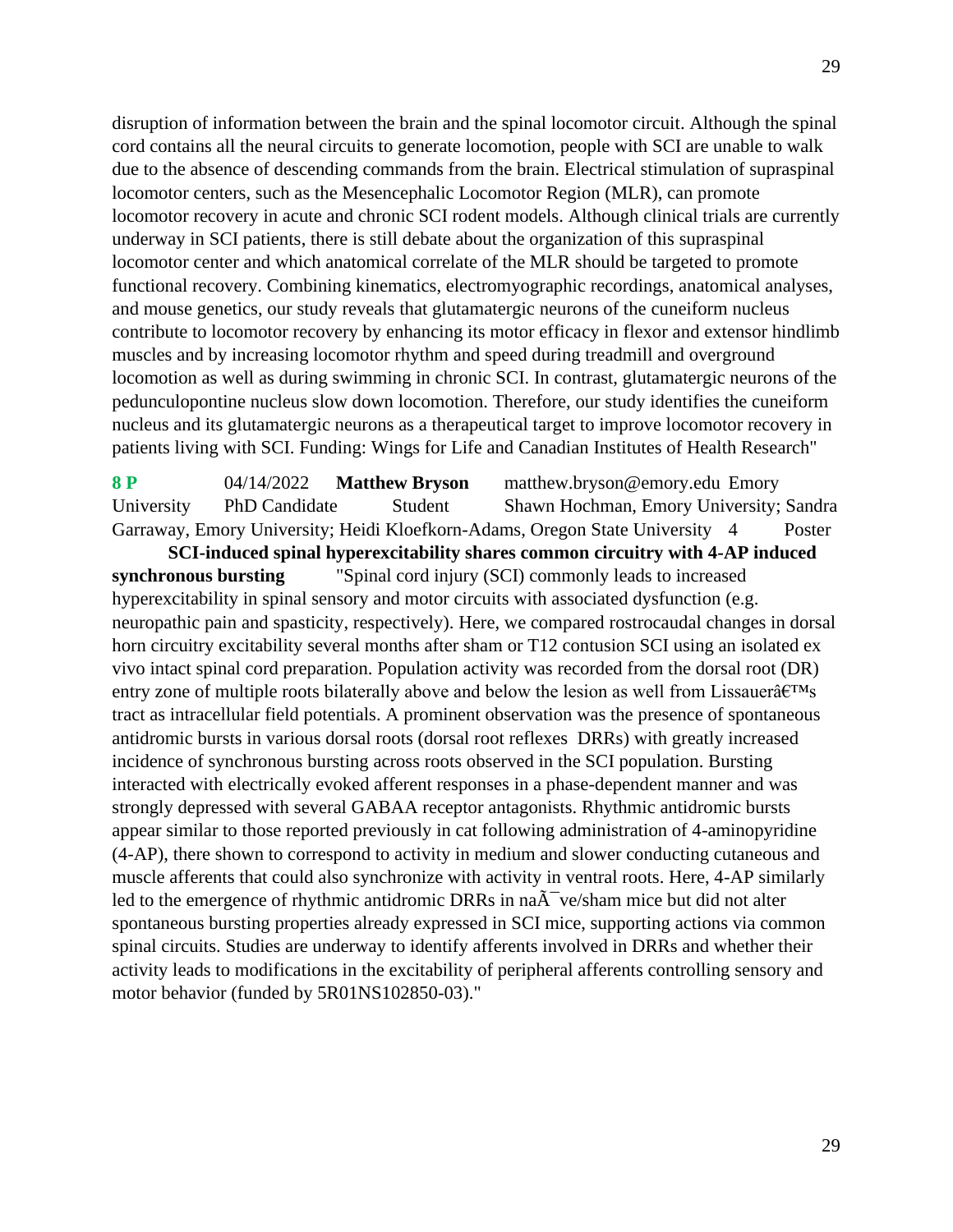disruption of information between the brain and the spinal locomotor circuit. Although the spinal cord contains all the neural circuits to generate locomotion, people with SCI are unable to walk due to the absence of descending commands from the brain. Electrical stimulation of supraspinal locomotor centers, such as the Mesencephalic Locomotor Region (MLR), can promote locomotor recovery in acute and chronic SCI rodent models. Although clinical trials are currently underway in SCI patients, there is still debate about the organization of this supraspinal locomotor center and which anatomical correlate of the MLR should be targeted to promote functional recovery. Combining kinematics, electromyographic recordings, anatomical analyses, and mouse genetics, our study reveals that glutamatergic neurons of the cuneiform nucleus contribute to locomotor recovery by enhancing its motor efficacy in flexor and extensor hindlimb muscles and by increasing locomotor rhythm and speed during treadmill and overground locomotion as well as during swimming in chronic SCI. In contrast, glutamatergic neurons of the pedunculopontine nucleus slow down locomotion. Therefore, our study identifies the cuneiform nucleus and its glutamatergic neurons as a therapeutical target to improve locomotor recovery in patients living with SCI. Funding: Wings for Life and Canadian Institutes of Health Research"

**8 P** 04/14/2022 **Matthew Bryson** matthew.bryson@emory.edu Emory University PhD Candidate Student Shawn Hochman, Emory University; Sandra Garraway, Emory University; Heidi Kloefkorn-Adams, Oregon State University 4 Poster

**SCI-induced spinal hyperexcitability shares common circuitry with 4-AP induced synchronous bursting** "Spinal cord injury (SCI) commonly leads to increased hyperexcitability in spinal sensory and motor circuits with associated dysfunction (e.g. neuropathic pain and spasticity, respectively). Here, we compared rostrocaudal changes in dorsal horn circuitry excitability several months after sham or T12 contusion SCI using an isolated ex vivo intact spinal cord preparation. Population activity was recorded from the dorsal root (DR) entry zone of multiple roots bilaterally above and below the lesion as well from Lissauerâ€™s tract as intracellular field potentials. A prominent observation was the presence of spontaneous antidromic bursts in various dorsal roots (dorsal root reflexes DRRs) with greatly increased incidence of synchronous bursting across roots observed in the SCI population. Bursting interacted with electrically evoked afferent responses in a phase-dependent manner and was strongly depressed with several GABAA receptor antagonists. Rhythmic antidromic bursts appear similar to those reported previously in cat following administration of 4-aminopyridine (4-AP), there shown to correspond to activity in medium and slower conducting cutaneous and muscle afferents that could also synchronize with activity in ventral roots. Here, 4-AP similarly led to the emergence of rhythmic antidromic DRRs in naÃ¯ve/sham mice but did not alter spontaneous bursting properties already expressed in SCI mice, supporting actions via common spinal circuits. Studies are underway to identify afferents involved in DRRs and whether their activity leads to modifications in the excitability of peripheral afferents controlling sensory and motor behavior (funded by 5R01NS102850-03)."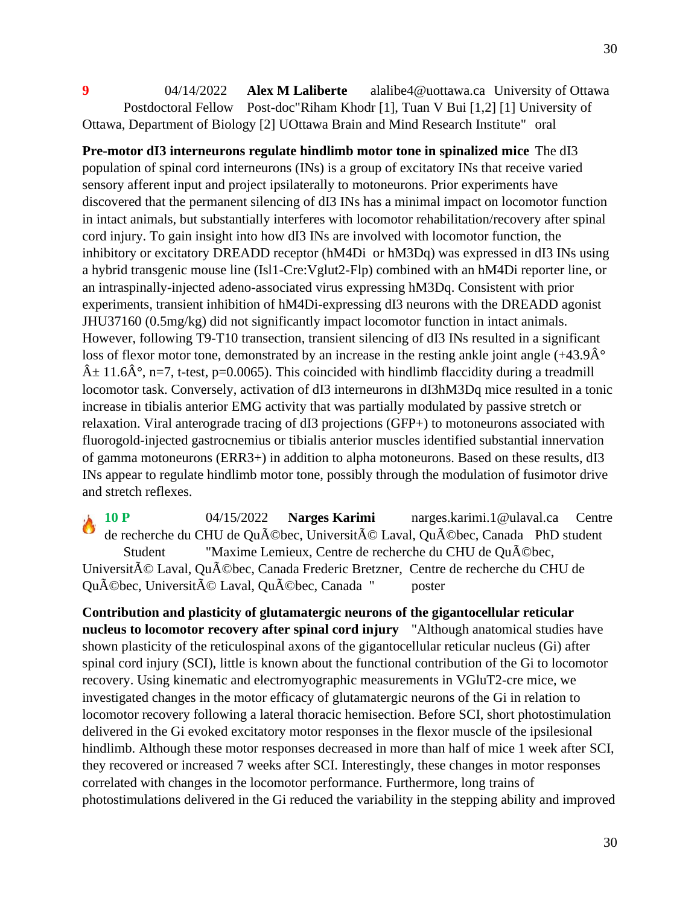**9** 04/14/2022 **Alex M Laliberte** alalibe4@uottawa.ca University of Ottawa Postdoctoral Fellow Post-doc"Riham Khodr [1], Tuan V Bui [1,2] [1] University of Ottawa, Department of Biology [2] UOttawa Brain and Mind Research Institute" oral

**Pre-motor dI3 interneurons regulate hindlimb motor tone in spinalized mice** The dI3 population of spinal cord interneurons (INs) is a group of excitatory INs that receive varied sensory afferent input and project ipsilaterally to motoneurons. Prior experiments have discovered that the permanent silencing of dI3 INs has a minimal impact on locomotor function in intact animals, but substantially interferes with locomotor rehabilitation/recovery after spinal cord injury. To gain insight into how dI3 INs are involved with locomotor function, the inhibitory or excitatory DREADD receptor (hM4Di or hM3Dq) was expressed in dI3 INs using a hybrid transgenic mouse line (Isl1-Cre:Vglut2-Flp) combined with an hM4Di reporter line, or an intraspinally-injected adeno-associated virus expressing hM3Dq. Consistent with prior experiments, transient inhibition of hM4Di-expressing dI3 neurons with the DREADD agonist JHU37160 (0.5mg/kg) did not significantly impact locomotor function in intact animals. However, following T9-T10 transection, transient silencing of dI3 INs resulted in a significant loss of flexor motor tone, demonstrated by an increase in the resting ankle joint angle (+43.9Â° Â± 11.6Â°, n=7, t-test, p=0.0065). This coincided with hindlimb flaccidity during a treadmill locomotor task. Conversely, activation of dI3 interneurons in dI3hM3Dq mice resulted in a tonic increase in tibialis anterior EMG activity that was partially modulated by passive stretch or relaxation. Viral anterograde tracing of dI3 projections (GFP+) to motoneurons associated with fluorogold-injected gastrocnemius or tibialis anterior muscles identified substantial innervation of gamma motoneurons (ERR3+) in addition to alpha motoneurons. Based on these results, dI3 INs appear to regulate hindlimb motor tone, possibly through the modulation of fusimotor drive and stretch reflexes.

🔥 **10 P** 04/15/2022 **Narges Karimi** narges.karimi.1@ulaval.ca Centre de recherche du CHU de QuÃ©bec, UniversitÃ© Laval, QuÃ©bec, Canada PhD student Student "Maxime Lemieux, Centre de recherche du CHU de QuÃ©bec, UniversitÃ© Laval, QuÃ©bec, Canada Frederic Bretzner, Centre de recherche du CHU de QuÃ©bec, UniversitÃ© Laval, QuÃ©bec, Canada " poster

**Contribution and plasticity of glutamatergic neurons of the gigantocellular reticular nucleus to locomotor recovery after spinal cord injury** "Although anatomical studies have shown plasticity of the reticulospinal axons of the gigantocellular reticular nucleus (Gi) after spinal cord injury (SCI), little is known about the functional contribution of the Gi to locomotor recovery. Using kinematic and electromyographic measurements in VGluT2-cre mice, we investigated changes in the motor efficacy of glutamatergic neurons of the Gi in relation to locomotor recovery following a lateral thoracic hemisection. Before SCI, short photostimulation delivered in the Gi evoked excitatory motor responses in the flexor muscle of the ipsilesional hindlimb. Although these motor responses decreased in more than half of mice 1 week after SCI, they recovered or increased 7 weeks after SCI. Interestingly, these changes in motor responses correlated with changes in the locomotor performance. Furthermore, long trains of photostimulations delivered in the Gi reduced the variability in the stepping ability and improved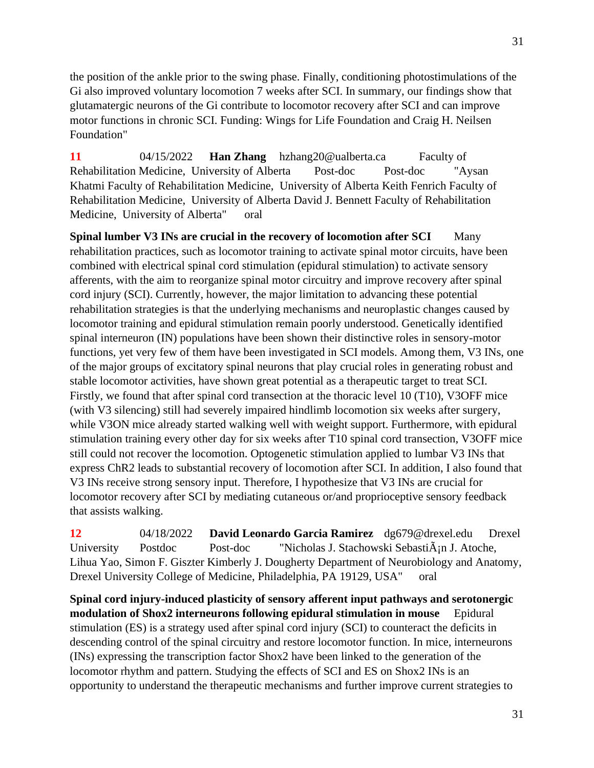the position of the ankle prior to the swing phase. Finally, conditioning photostimulations of the Gi also improved voluntary locomotion 7 weeks after SCI. In summary, our findings show that glutamatergic neurons of the Gi contribute to locomotor recovery after SCI and can improve motor functions in chronic SCI. Funding: Wings for Life Foundation and Craig H. Neilsen Foundation"

**11** 04/15/2022 **Han Zhang** hzhang20@ualberta.ca Faculty of Rehabilitation Medicine, University of Alberta Post-doc Post-doc "Aysan Khatmi Faculty of Rehabilitation Medicine, University of Alberta Keith Fenrich Faculty of Rehabilitation Medicine, University of Alberta David J. Bennett Faculty of Rehabilitation Medicine, University of Alberta" oral

**Spinal lumber V3 INs are crucial in the recovery of locomotion after SCI** Many rehabilitation practices, such as locomotor training to activate spinal motor circuits, have been combined with electrical spinal cord stimulation (epidural stimulation) to activate sensory afferents, with the aim to reorganize spinal motor circuitry and improve recovery after spinal cord injury (SCI). Currently, however, the major limitation to advancing these potential rehabilitation strategies is that the underlying mechanisms and neuroplastic changes caused by locomotor training and epidural stimulation remain poorly understood. Genetically identified spinal interneuron (IN) populations have been shown their distinctive roles in sensory-motor functions, yet very few of them have been investigated in SCI models. Among them, V3 INs, one of the major groups of excitatory spinal neurons that play crucial roles in generating robust and stable locomotor activities, have shown great potential as a therapeutic target to treat SCI. Firstly, we found that after spinal cord transection at the thoracic level 10 (T10), V3OFF mice (with V3 silencing) still had severely impaired hindlimb locomotion six weeks after surgery, while V3ON mice already started walking well with weight support. Furthermore, with epidural stimulation training every other day for six weeks after T10 spinal cord transection, V3OFF mice still could not recover the locomotion. Optogenetic stimulation applied to lumbar V3 INs that express ChR2 leads to substantial recovery of locomotion after SCI. In addition, I also found that V3 INs receive strong sensory input. Therefore, I hypothesize that V3 INs are crucial for locomotor recovery after SCI by mediating cutaneous or/and proprioceptive sensory feedback that assists walking.

**12** 04/18/2022 **David Leonardo Garcia Ramirez** dg679@drexel.edu Drexel University Postdoc Post-doc "Nicholas J. Stachowski SebastiÃ¡n J. Atoche, Lihua Yao, Simon F. Giszter Kimberly J. Dougherty Department of Neurobiology and Anatomy, Drexel University College of Medicine, Philadelphia, PA 19129, USA" oral

**Spinal cord injury-induced plasticity of sensory afferent input pathways and serotonergic modulation of Shox2 interneurons following epidural stimulation in mouse** Epidural stimulation (ES) is a strategy used after spinal cord injury (SCI) to counteract the deficits in descending control of the spinal circuitry and restore locomotor function. In mice, interneurons (INs) expressing the transcription factor Shox2 have been linked to the generation of the locomotor rhythm and pattern. Studying the effects of SCI and ES on Shox2 INs is an opportunity to understand the therapeutic mechanisms and further improve current strategies to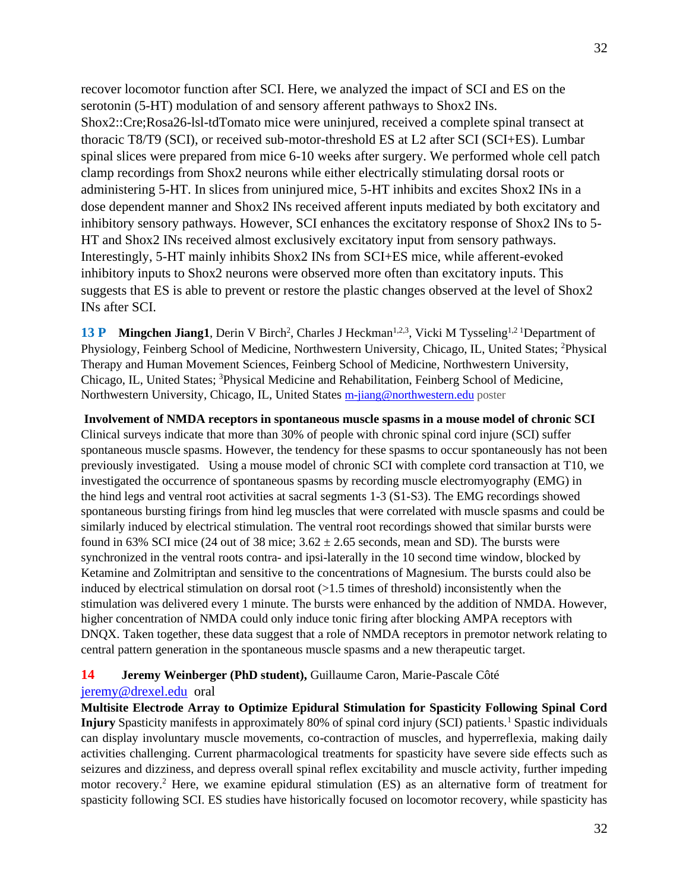recover locomotor function after SCI. Here, we analyzed the impact of SCI and ES on the serotonin (5-HT) modulation of and sensory afferent pathways to Shox2 INs. Shox2::Cre;Rosa26-lsl-tdTomato mice were uninjured, received a complete spinal transect at thoracic T8/T9 (SCI), or received sub-motor-threshold ES at L2 after SCI (SCI+ES). Lumbar spinal slices were prepared from mice 6-10 weeks after surgery. We performed whole cell patch clamp recordings from Shox2 neurons while either electrically stimulating dorsal roots or administering 5-HT. In slices from uninjured mice, 5-HT inhibits and excites Shox2 INs in a dose dependent manner and Shox2 INs received afferent inputs mediated by both excitatory and inhibitory sensory pathways. However, SCI enhances the excitatory response of Shox2 INs to 5-HT and Shox2 INs received almost exclusively excitatory input from sensory pathways. Interestingly, 5-HT mainly inhibits Shox2 INs from SCI+ES mice, while afferent-evoked inhibitory inputs to Shox2 neurons were observed more often than excitatory inputs. This suggests that ES is able to prevent or restore the plastic changes observed at the level of Shox2 INs after SCI.

**13 P** **Mingchen Jiang1**, Derin V Birch[2], Charles J Heckman[1,2,3], Vicki M Tysseling[1,2] [1]Department of Physiology, Feinberg School of Medicine, Northwestern University, Chicago, IL, United States; [2]Physical Therapy and Human Movement Sciences, Feinberg School of Medicine, Northwestern University, Chicago, IL, United States; [3]Physical Medicine and Rehabilitation, Feinberg School of Medicine, Northwestern University, Chicago, IL, United States m-jiang@northwestern.edu poster

**Involvement of NMDA receptors in spontaneous muscle spasms in a mouse model of chronic SCI**
Clinical surveys indicate that more than 30% of people with chronic spinal cord injure (SCI) suffer spontaneous muscle spasms. However, the tendency for these spasms to occur spontaneously has not been previously investigated. Using a mouse model of chronic SCI with complete cord transaction at T10, we investigated the occurrence of spontaneous spasms by recording muscle electromyography (EMG) in the hind legs and ventral root activities at sacral segments 1-3 (S1-S3). The EMG recordings showed spontaneous bursting firings from hind leg muscles that were correlated with muscle spasms and could be similarly induced by electrical stimulation. The ventral root recordings showed that similar bursts were found in 63% SCI mice (24 out of 38 mice; $3.62 \pm 2.65$ seconds, mean and SD). The bursts were synchronized in the ventral roots contra- and ipsi-laterally in the 10 second time window, blocked by Ketamine and Zolmitriptan and sensitive to the concentrations of Magnesium. The bursts could also be induced by electrical stimulation on dorsal root (>1.5 times of threshold) inconsistently when the stimulation was delivered every 1 minute. The bursts were enhanced by the addition of NMDA. However, higher concentration of NMDA could only induce tonic firing after blocking AMPA receptors with DNQX. Taken together, these data suggest that a role of NMDA receptors in premotor network relating to central pattern generation in the spontaneous muscle spasms and a new therapeutic target.

**14** **Jeremy Weinberger (PhD student),** Guillaume Caron, Marie-Pascale Côté
jeremy@drexel.edu oral

**Multisite Electrode Array to Optimize Epidural Stimulation for Spasticity Following Spinal Cord Injury** Spasticity manifests in approximately 80% of spinal cord injury (SCI) patients.[1] Spastic individuals can display involuntary muscle movements, co-contraction of muscles, and hyperreflexia, making daily activities challenging. Current pharmacological treatments for spasticity have severe side effects such as seizures and dizziness, and depress overall spinal reflex excitability and muscle activity, further impeding motor recovery.[2] Here, we examine epidural stimulation (ES) as an alternative form of treatment for spasticity following SCI. ES studies have historically focused on locomotor recovery, while spasticity has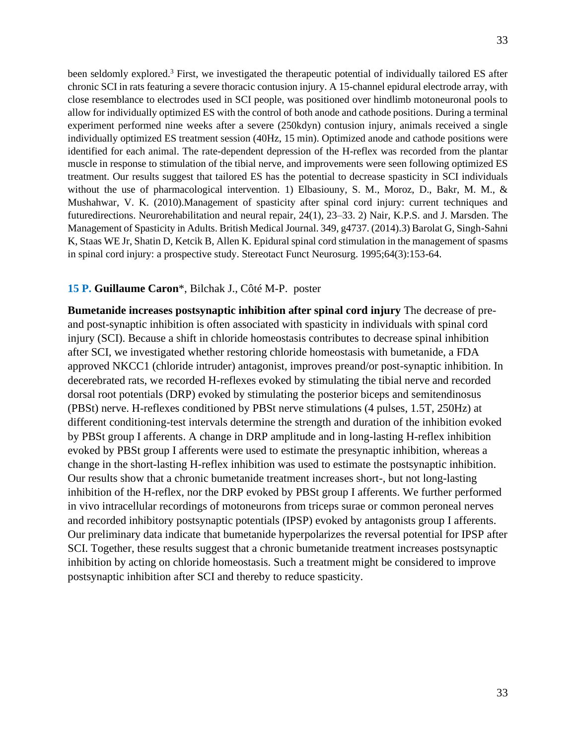been seldomly explored.[3] First, we investigated the therapeutic potential of individually tailored ES after chronic SCI in rats featuring a severe thoracic contusion injury. A 15-channel epidural electrode array, with close resemblance to electrodes used in SCI people, was positioned over hindlimb motoneuronal pools to allow for individually optimized ES with the control of both anode and cathode positions. During a terminal experiment performed nine weeks after a severe (250kdyn) contusion injury, animals received a single individually optimized ES treatment session (40Hz, 15 min). Optimized anode and cathode positions were identified for each animal. The rate-dependent depression of the H-reflex was recorded from the plantar muscle in response to stimulation of the tibial nerve, and improvements were seen following optimized ES treatment. Our results suggest that tailored ES has the potential to decrease spasticity in SCI individuals without the use of pharmacological intervention. 1) Elbasiouny, S. M., Moroz, D., Bakr, M. M., & Mushahwar, V. K. (2010).Management of spasticity after spinal cord injury: current techniques and futuredirections. Neurorehabilitation and neural repair, 24(1), 23–33. 2) Nair, K.P.S. and J. Marsden. The Management of Spasticity in Adults. British Medical Journal. 349, g4737. (2014).3) Barolat G, Singh-Sahni K, Staas WE Jr, Shatin D, Ketcik B, Allen K. Epidural spinal cord stimulation in the management of spasms in spinal cord injury: a prospective study. Stereotact Funct Neurosurg. 1995;64(3):153-64.

**15 P. Guillaume Caron***, Bilchak J., Côté M-P. poster

**Bumetanide increases postsynaptic inhibition after spinal cord injury** The decrease of pre- and post-synaptic inhibition is often associated with spasticity in individuals with spinal cord injury (SCI). Because a shift in chloride homeostasis contributes to decrease spinal inhibition after SCI, we investigated whether restoring chloride homeostasis with bumetanide, a FDA approved NKCC1 (chloride intruder) antagonist, improves preand/or post-synaptic inhibition. In decerebrated rats, we recorded H-reflexes evoked by stimulating the tibial nerve and recorded dorsal root potentials (DRP) evoked by stimulating the posterior biceps and semitendinosus (PBSt) nerve. H-reflexes conditioned by PBSt nerve stimulations (4 pulses, 1.5T, 250Hz) at different conditioning-test intervals determine the strength and duration of the inhibition evoked by PBSt group I afferents. A change in DRP amplitude and in long-lasting H-reflex inhibition evoked by PBSt group I afferents were used to estimate the presynaptic inhibition, whereas a change in the short-lasting H-reflex inhibition was used to estimate the postsynaptic inhibition. Our results show that a chronic bumetanide treatment increases short-, but not long-lasting inhibition of the H-reflex, nor the DRP evoked by PBSt group I afferents. We further performed in vivo intracellular recordings of motoneurons from triceps surae or common peroneal nerves and recorded inhibitory postsynaptic potentials (IPSP) evoked by antagonists group I afferents. Our preliminary data indicate that bumetanide hyperpolarizes the reversal potential for IPSP after SCI. Together, these results suggest that a chronic bumetanide treatment increases postsynaptic inhibition by acting on chloride homeostasis. Such a treatment might be considered to improve postsynaptic inhibition after SCI and thereby to reduce spasticity.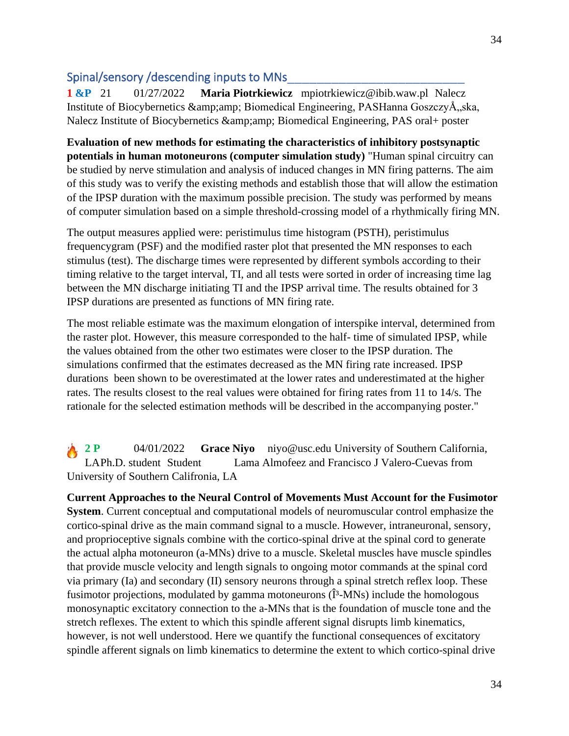## Spinal/sensory /descending inputs to MNs

**1 &P** 21 01/27/2022 **Maria Piotrkiewicz** mpiotrkiewicz@ibib.waw.pl Nalecz Institute of Biocybernetics &amp;amp; Biomedical Engineering, PASHanna GoszczyÅ„ska, Nalecz Institute of Biocybernetics &amp;amp; Biomedical Engineering, PAS oral+ poster

**Evaluation of new methods for estimating the characteristics of inhibitory postsynaptic potentials in human motoneurons (computer simulation study)** "Human spinal circuitry can be studied by nerve stimulation and analysis of induced changes in MN firing patterns. The aim of this study was to verify the existing methods and establish those that will allow the estimation of the IPSP duration with the maximum possible precision. The study was performed by means of computer simulation based on a simple threshold-crossing model of a rhythmically firing MN.

The output measures applied were: peristimulus time histogram (PSTH), peristimulus frequencygram (PSF) and the modified raster plot that presented the MN responses to each stimulus (test). The discharge times were represented by different symbols according to their timing relative to the target interval, TI, and all tests were sorted in order of increasing time lag between the MN discharge initiating TI and the IPSP arrival time. The results obtained for 3 IPSP durations are presented as functions of MN firing rate.

The most reliable estimate was the maximum elongation of interspike interval, determined from the raster plot. However, this measure corresponded to the half- time of simulated IPSP, while the values obtained from the other two estimates were closer to the IPSP duration. The simulations confirmed that the estimates decreased as the MN firing rate increased. IPSP durations been shown to be overestimated at the lower rates and underestimated at the higher rates. The results closest to the real values were obtained for firing rates from 11 to 14/s. The rationale for the selected estimation methods will be described in the accompanying poster."

🔥 **2 P** 04/01/2022 **Grace Niyo** niyo@usc.edu University of Southern California, LAPh.D. student Student Lama Almofeez and Francisco J Valero-Cuevas from University of Southern Califronia, LA

**Current Approaches to the Neural Control of Movements Must Account for the Fusimotor System**. Current conceptual and computational models of neuromuscular control emphasize the cortico-spinal drive as the main command signal to a muscle. However, intraneuronal, sensory, and proprioceptive signals combine with the cortico-spinal drive at the spinal cord to generate the actual alpha motoneuron (a-MNs) drive to a muscle. Skeletal muscles have muscle spindles that provide muscle velocity and length signals to ongoing motor commands at the spinal cord via primary (Ia) and secondary (II) sensory neurons through a spinal stretch reflex loop. These fusimotor projections, modulated by gamma motoneurons (Î³-MNs) include the homologous monosynaptic excitatory connection to the a-MNs that is the foundation of muscle tone and the stretch reflexes. The extent to which this spindle afferent signal disrupts limb kinematics, however, is not well understood. Here we quantify the functional consequences of excitatory spindle afferent signals on limb kinematics to determine the extent to which cortico-spinal drive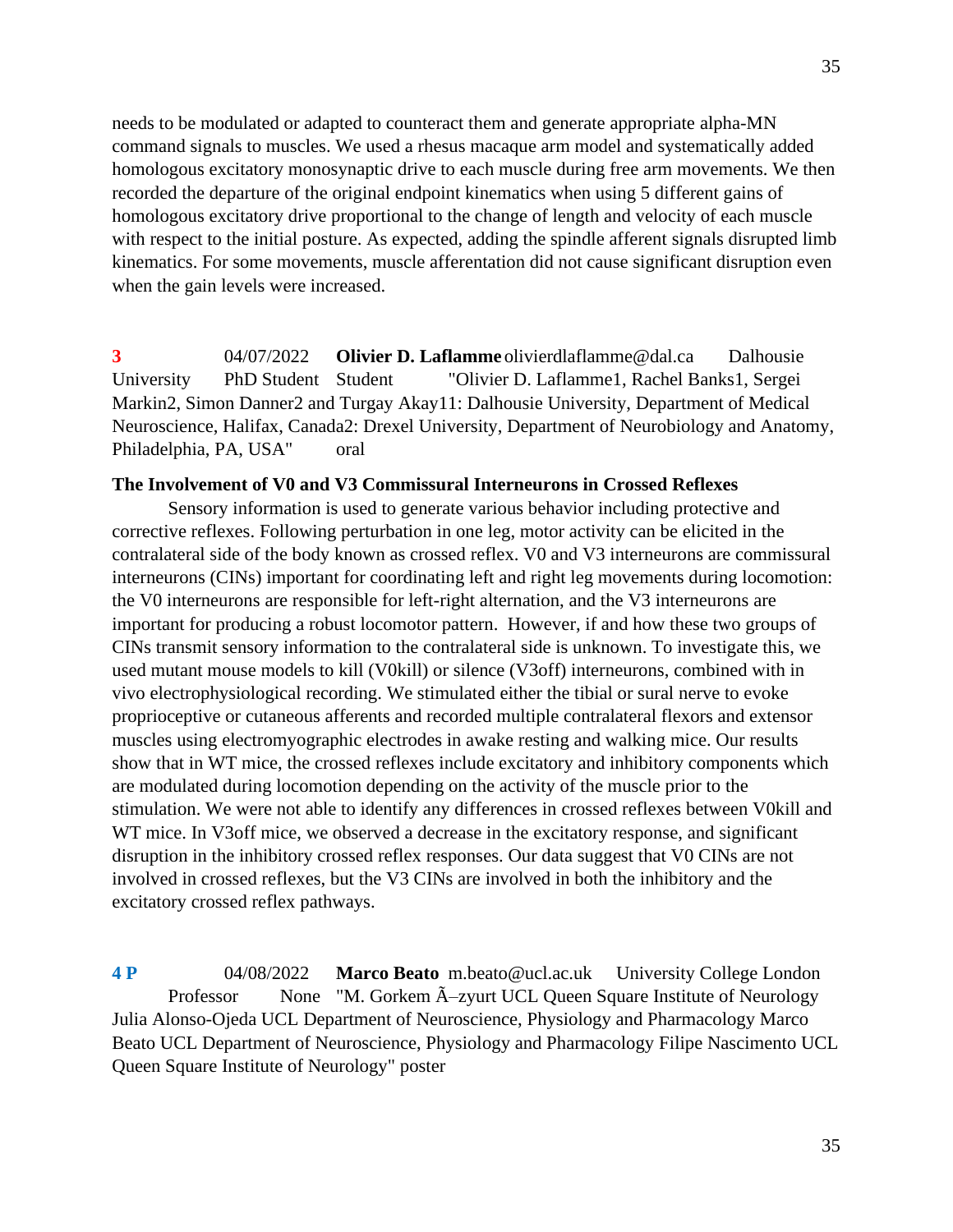needs to be modulated or adapted to counteract them and generate appropriate alpha-MN command signals to muscles. We used a rhesus macaque arm model and systematically added homologous excitatory monosynaptic drive to each muscle during free arm movements. We then recorded the departure of the original endpoint kinematics when using 5 different gains of homologous excitatory drive proportional to the change of length and velocity of each muscle with respect to the initial posture. As expected, adding the spindle afferent signals disrupted limb kinematics. For some movements, muscle afferentation did not cause significant disruption even when the gain levels were increased.

**3** 04/07/2022 **Olivier D. Laflamme** olivierdlaflamme@dal.ca Dalhousie University PhD Student Student "Olivier D. Laflamme1, Rachel Banks1, Sergei Markin2, Simon Danner2 and Turgay Akay11: Dalhousie University, Department of Medical Neuroscience, Halifax, Canada2: Drexel University, Department of Neurobiology and Anatomy, Philadelphia, PA, USA" oral

**The Involvement of V0 and V3 Commissural Interneurons in Crossed Reflexes**

Sensory information is used to generate various behavior including protective and corrective reflexes. Following perturbation in one leg, motor activity can be elicited in the contralateral side of the body known as crossed reflex. V0 and V3 interneurons are commissural interneurons (CINs) important for coordinating left and right leg movements during locomotion: the V0 interneurons are responsible for left-right alternation, and the V3 interneurons are important for producing a robust locomotor pattern. However, if and how these two groups of CINs transmit sensory information to the contralateral side is unknown. To investigate this, we used mutant mouse models to kill (V0kill) or silence (V3off) interneurons, combined with in vivo electrophysiological recording. We stimulated either the tibial or sural nerve to evoke proprioceptive or cutaneous afferents and recorded multiple contralateral flexors and extensor muscles using electromyographic electrodes in awake resting and walking mice. Our results show that in WT mice, the crossed reflexes include excitatory and inhibitory components which are modulated during locomotion depending on the activity of the muscle prior to the stimulation. We were not able to identify any differences in crossed reflexes between V0kill and WT mice. In V3off mice, we observed a decrease in the excitatory response, and significant disruption in the inhibitory crossed reflex responses. Our data suggest that V0 CINs are not involved in crossed reflexes, but the V3 CINs are involved in both the inhibitory and the excitatory crossed reflex pathways.

**4 P** 04/08/2022 **Marco Beato** m.beato@ucl.ac.uk University College London Professor None "M. Gorkem Ã–zyurt UCL Queen Square Institute of Neurology Julia Alonso-Ojeda UCL Department of Neuroscience, Physiology and Pharmacology Marco Beato UCL Department of Neuroscience, Physiology and Pharmacology Filipe Nascimento UCL Queen Square Institute of Neurology" poster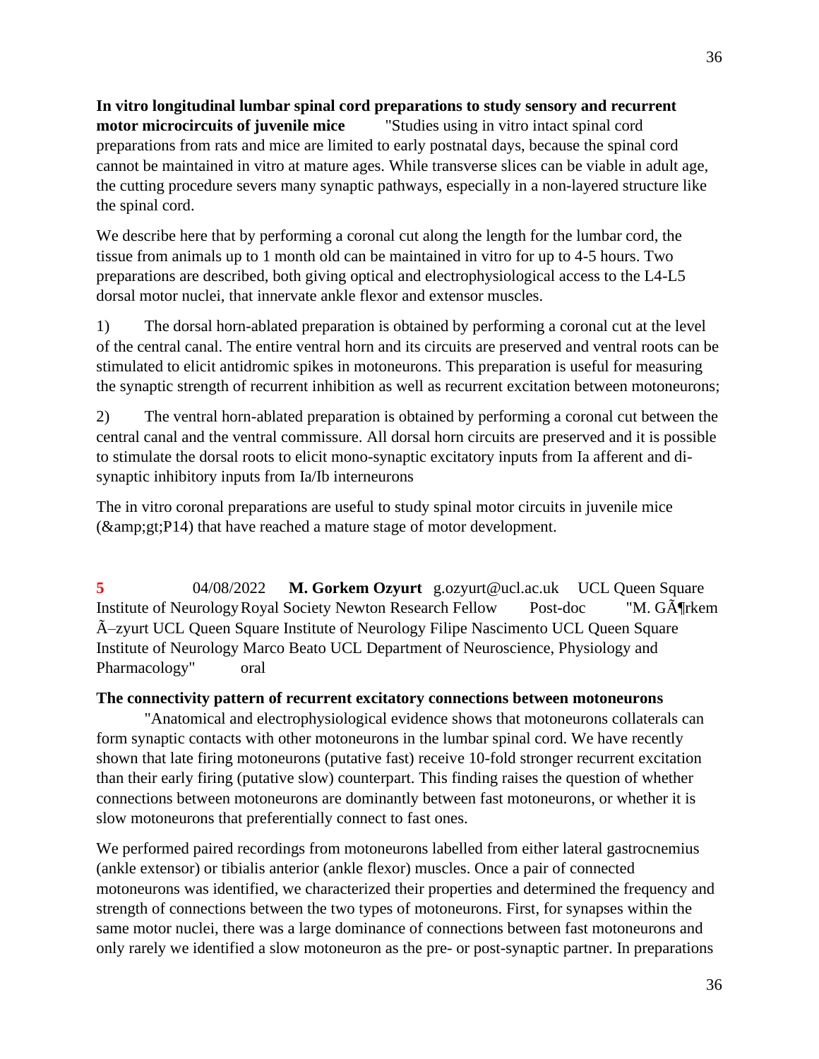**In vitro longitudinal lumbar spinal cord preparations to study sensory and recurrent motor microcircuits of juvenile mice** "Studies using in vitro intact spinal cord preparations from rats and mice are limited to early postnatal days, because the spinal cord cannot be maintained in vitro at mature ages. While transverse slices can be viable in adult age, the cutting procedure severs many synaptic pathways, especially in a non-layered structure like the spinal cord.

We describe here that by performing a coronal cut along the length for the lumbar cord, the tissue from animals up to 1 month old can be maintained in vitro for up to 4-5 hours. Two preparations are described, both giving optical and electrophysiological access to the L4-L5 dorsal motor nuclei, that innervate ankle flexor and extensor muscles.

1) The dorsal horn-ablated preparation is obtained by performing a coronal cut at the level of the central canal. The entire ventral horn and its circuits are preserved and ventral roots can be stimulated to elicit antidromic spikes in motoneurons. This preparation is useful for measuring the synaptic strength of recurrent inhibition as well as recurrent excitation between motoneurons;

2) The ventral horn-ablated preparation is obtained by performing a coronal cut between the central canal and the ventral commissure. All dorsal horn circuits are preserved and it is possible to stimulate the dorsal roots to elicit mono-synaptic excitatory inputs from Ia afferent and di-synaptic inhibitory inputs from Ia/Ib interneurons

The in vitro coronal preparations are useful to study spinal motor circuits in juvenile mice (&amp;gt;P14) that have reached a mature stage of motor development.

**5** 04/08/2022 **M. Gorkem Ozyurt** g.ozyurt@ucl.ac.uk UCL Queen Square Institute of Neurology Royal Society Newton Research Fellow Post-doc "M. GÃ¶rkem Ã–zyurt UCL Queen Square Institute of Neurology Filipe Nascimento UCL Queen Square Institute of Neurology Marco Beato UCL Department of Neuroscience, Physiology and Pharmacology" oral

**The connectivity pattern of recurrent excitatory connections between motoneurons**

"Anatomical and electrophysiological evidence shows that motoneurons collaterals can form synaptic contacts with other motoneurons in the lumbar spinal cord. We have recently shown that late firing motoneurons (putative fast) receive 10-fold stronger recurrent excitation than their early firing (putative slow) counterpart. This finding raises the question of whether connections between motoneurons are dominantly between fast motoneurons, or whether it is slow motoneurons that preferentially connect to fast ones.

We performed paired recordings from motoneurons labelled from either lateral gastrocnemius (ankle extensor) or tibialis anterior (ankle flexor) muscles. Once a pair of connected motoneurons was identified, we characterized their properties and determined the frequency and strength of connections between the two types of motoneurons. First, for synapses within the same motor nuclei, there was a large dominance of connections between fast motoneurons and only rarely we identified a slow motoneuron as the pre- or post-synaptic partner. In preparations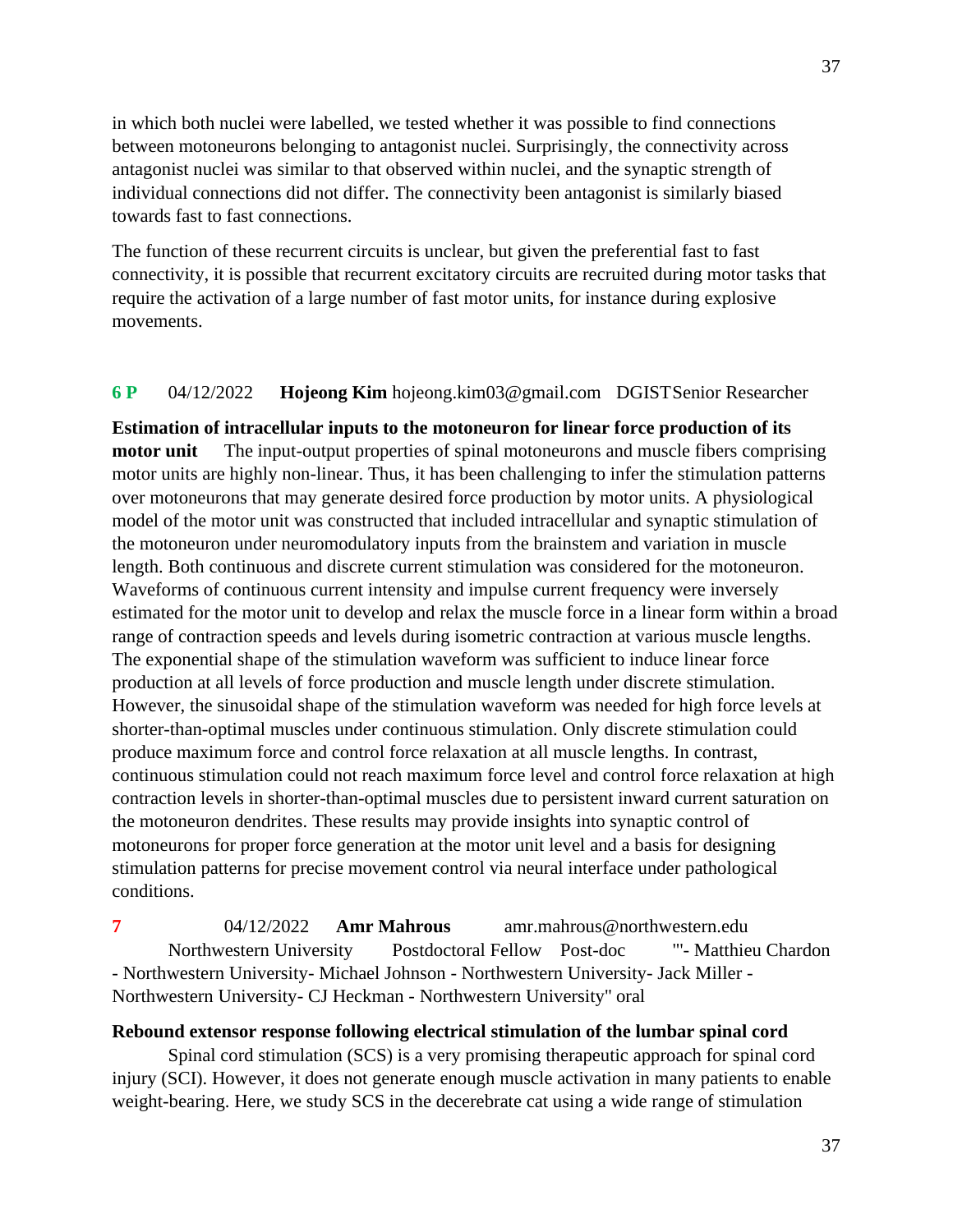in which both nuclei were labelled, we tested whether it was possible to find connections between motoneurons belonging to antagonist nuclei. Surprisingly, the connectivity across antagonist nuclei was similar to that observed within nuclei, and the synaptic strength of individual connections did not differ. The connectivity been antagonist is similarly biased towards fast to fast connections.

The function of these recurrent circuits is unclear, but given the preferential fast to fast connectivity, it is possible that recurrent excitatory circuits are recruited during motor tasks that require the activation of a large number of fast motor units, for instance during explosive movements.

**6 P** 04/12/2022 **Hojeong Kim** hojeong.kim03@gmail.com DGISTSenior Researcher

**Estimation of intracellular inputs to the motoneuron for linear force production of its motor unit** The input-output properties of spinal motoneurons and muscle fibers comprising motor units are highly non-linear. Thus, it has been challenging to infer the stimulation patterns over motoneurons that may generate desired force production by motor units. A physiological model of the motor unit was constructed that included intracellular and synaptic stimulation of the motoneuron under neuromodulatory inputs from the brainstem and variation in muscle length. Both continuous and discrete current stimulation was considered for the motoneuron. Waveforms of continuous current intensity and impulse current frequency were inversely estimated for the motor unit to develop and relax the muscle force in a linear form within a broad range of contraction speeds and levels during isometric contraction at various muscle lengths. The exponential shape of the stimulation waveform was sufficient to induce linear force production at all levels of force production and muscle length under discrete stimulation. However, the sinusoidal shape of the stimulation waveform was needed for high force levels at shorter-than-optimal muscles under continuous stimulation. Only discrete stimulation could produce maximum force and control force relaxation at all muscle lengths. In contrast, continuous stimulation could not reach maximum force level and control force relaxation at high contraction levels in shorter-than-optimal muscles due to persistent inward current saturation on the motoneuron dendrites. These results may provide insights into synaptic control of motoneurons for proper force generation at the motor unit level and a basis for designing stimulation patterns for precise movement control via neural interface under pathological conditions.

**7** 04/12/2022 **Amr Mahrous** amr.mahrous@northwestern.edu Northwestern University Postdoctoral Fellow Post-doc "'- Matthieu Chardon - Northwestern University- Michael Johnson - Northwestern University- Jack Miller - Northwestern University- CJ Heckman - Northwestern University" oral

**Rebound extensor response following electrical stimulation of the lumbar spinal cord**

Spinal cord stimulation (SCS) is a very promising therapeutic approach for spinal cord injury (SCI). However, it does not generate enough muscle activation in many patients to enable weight-bearing. Here, we study SCS in the decerebrate cat using a wide range of stimulation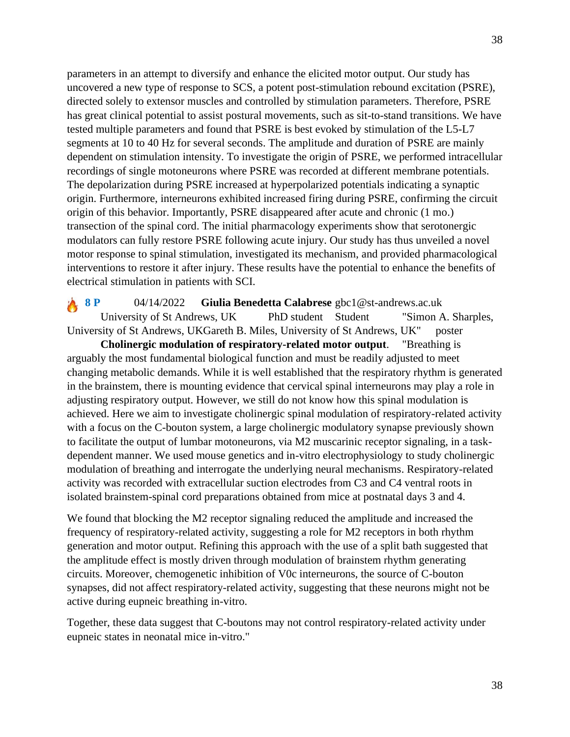parameters in an attempt to diversify and enhance the elicited motor output. Our study has uncovered a new type of response to SCS, a potent post-stimulation rebound excitation (PSRE), directed solely to extensor muscles and controlled by stimulation parameters. Therefore, PSRE has great clinical potential to assist postural movements, such as sit-to-stand transitions. We have tested multiple parameters and found that PSRE is best evoked by stimulation of the L5-L7 segments at 10 to 40 Hz for several seconds. The amplitude and duration of PSRE are mainly dependent on stimulation intensity. To investigate the origin of PSRE, we performed intracellular recordings of single motoneurons where PSRE was recorded at different membrane potentials. The depolarization during PSRE increased at hyperpolarized potentials indicating a synaptic origin. Furthermore, interneurons exhibited increased firing during PSRE, confirming the circuit origin of this behavior. Importantly, PSRE disappeared after acute and chronic (1 mo.) transection of the spinal cord. The initial pharmacology experiments show that serotonergic modulators can fully restore PSRE following acute injury. Our study has thus unveiled a novel motor response to spinal stimulation, investigated its mechanism, and provided pharmacological interventions to restore it after injury. These results have the potential to enhance the benefits of electrical stimulation in patients with SCI.

🔥 **8 P** 04/14/2022 **Giulia Benedetta Calabrese** gbc1@st-andrews.ac.uk University of St Andrews, UK PhD student Student "Simon A. Sharples, University of St Andrews, UKGareth B. Miles, University of St Andrews, UK" poster

**Cholinergic modulation of respiratory-related motor output**. "Breathing is arguably the most fundamental biological function and must be readily adjusted to meet changing metabolic demands. While it is well established that the respiratory rhythm is generated in the brainstem, there is mounting evidence that cervical spinal interneurons may play a role in adjusting respiratory output. However, we still do not know how this spinal modulation is achieved. Here we aim to investigate cholinergic spinal modulation of respiratory-related activity with a focus on the C-bouton system, a large cholinergic modulatory synapse previously shown to facilitate the output of lumbar motoneurons, via M2 muscarinic receptor signaling, in a task-dependent manner. We used mouse genetics and in-vitro electrophysiology to study cholinergic modulation of breathing and interrogate the underlying neural mechanisms. Respiratory-related activity was recorded with extracellular suction electrodes from C3 and C4 ventral roots in isolated brainstem-spinal cord preparations obtained from mice at postnatal days 3 and 4.

We found that blocking the M2 receptor signaling reduced the amplitude and increased the frequency of respiratory-related activity, suggesting a role for M2 receptors in both rhythm generation and motor output. Refining this approach with the use of a split bath suggested that the amplitude effect is mostly driven through modulation of brainstem rhythm generating circuits. Moreover, chemogenetic inhibition of V0c interneurons, the source of C-bouton synapses, did not affect respiratory-related activity, suggesting that these neurons might not be active during eupneic breathing in-vitro.

Together, these data suggest that C-boutons may not control respiratory-related activity under eupneic states in neonatal mice in-vitro."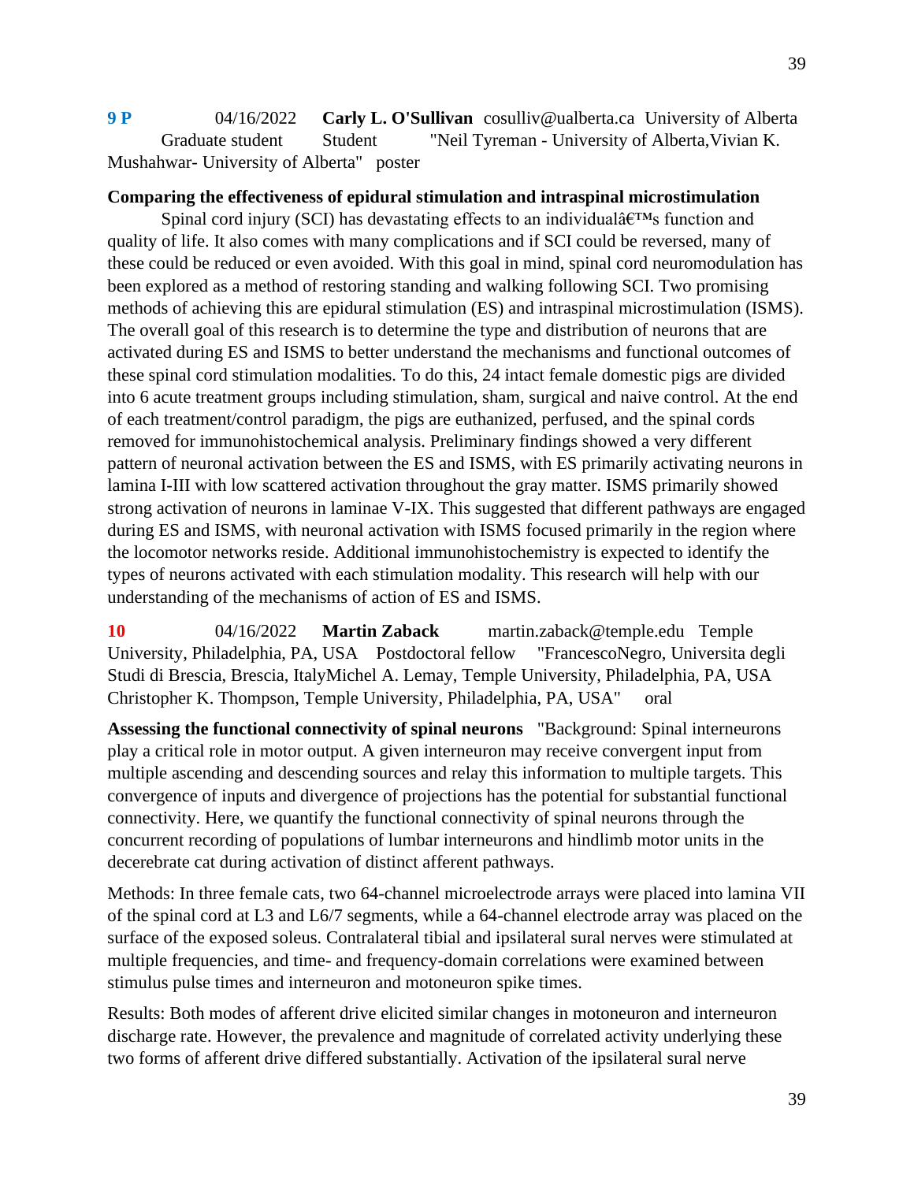**9 P** 04/16/2022 **Carly L. O'Sullivan** cosulliv@ualberta.ca University of Alberta Graduate student Student "Neil Tyreman - University of Alberta,Vivian K. Mushahwar- University of Alberta" poster

**Comparing the effectiveness of epidural stimulation and intraspinal microstimulation**

Spinal cord injury (SCI) has devastating effects to an individualâ€™s function and quality of life. It also comes with many complications and if SCI could be reversed, many of these could be reduced or even avoided. With this goal in mind, spinal cord neuromodulation has been explored as a method of restoring standing and walking following SCI. Two promising methods of achieving this are epidural stimulation (ES) and intraspinal microstimulation (ISMS). The overall goal of this research is to determine the type and distribution of neurons that are activated during ES and ISMS to better understand the mechanisms and functional outcomes of these spinal cord stimulation modalities. To do this, 24 intact female domestic pigs are divided into 6 acute treatment groups including stimulation, sham, surgical and naive control. At the end of each treatment/control paradigm, the pigs are euthanized, perfused, and the spinal cords removed for immunohistochemical analysis. Preliminary findings showed a very different pattern of neuronal activation between the ES and ISMS, with ES primarily activating neurons in lamina I-III with low scattered activation throughout the gray matter. ISMS primarily showed strong activation of neurons in laminae V-IX. This suggested that different pathways are engaged during ES and ISMS, with neuronal activation with ISMS focused primarily in the region where the locomotor networks reside. Additional immunohistochemistry is expected to identify the types of neurons activated with each stimulation modality. This research will help with our understanding of the mechanisms of action of ES and ISMS.

**10** 04/16/2022 **Martin Zaback** martin.zaback@temple.edu Temple University, Philadelphia, PA, USA Postdoctoral fellow "FrancescoNegro, Universita degli Studi di Brescia, Brescia, ItalyMichel A. Lemay, Temple University, Philadelphia, PA, USA Christopher K. Thompson, Temple University, Philadelphia, PA, USA" oral

**Assessing the functional connectivity of spinal neurons** "Background: Spinal interneurons play a critical role in motor output. A given interneuron may receive convergent input from multiple ascending and descending sources and relay this information to multiple targets. This convergence of inputs and divergence of projections has the potential for substantial functional connectivity. Here, we quantify the functional connectivity of spinal neurons through the concurrent recording of populations of lumbar interneurons and hindlimb motor units in the decerebrate cat during activation of distinct afferent pathways.

Methods: In three female cats, two 64-channel microelectrode arrays were placed into lamina VII of the spinal cord at L3 and L6/7 segments, while a 64-channel electrode array was placed on the surface of the exposed soleus. Contralateral tibial and ipsilateral sural nerves were stimulated at multiple frequencies, and time- and frequency-domain correlations were examined between stimulus pulse times and interneuron and motoneuron spike times.

Results: Both modes of afferent drive elicited similar changes in motoneuron and interneuron discharge rate. However, the prevalence and magnitude of correlated activity underlying these two forms of afferent drive differed substantially. Activation of the ipsilateral sural nerve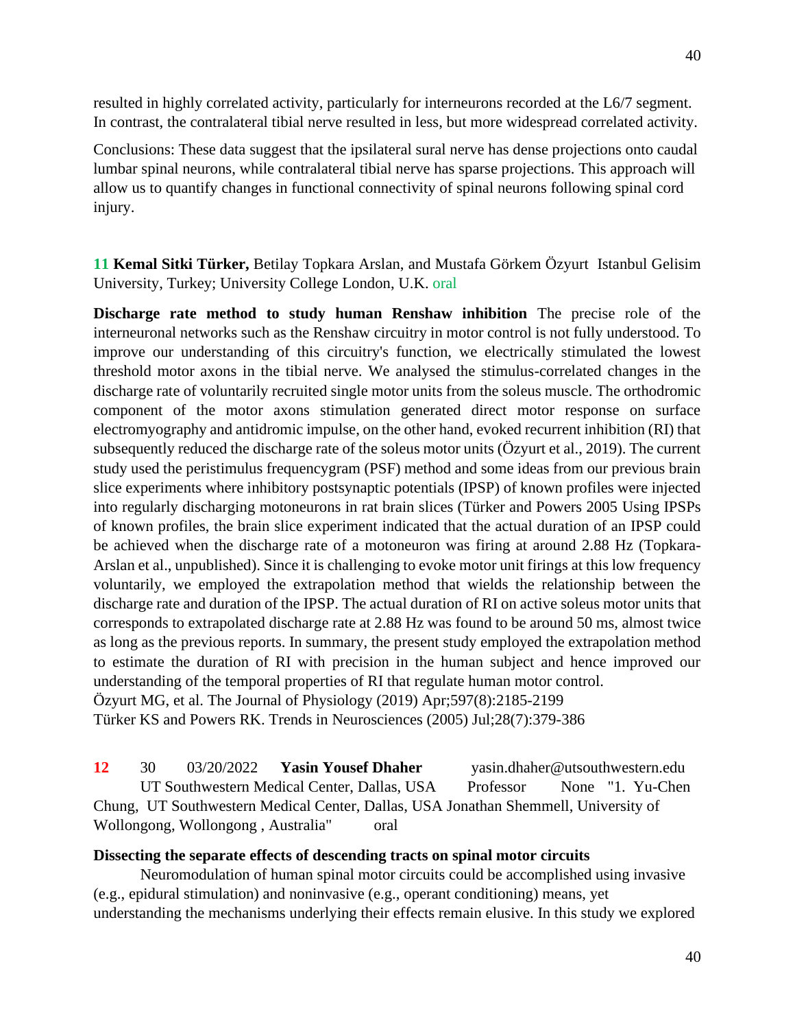resulted in highly correlated activity, particularly for interneurons recorded at the L6/7 segment. In contrast, the contralateral tibial nerve resulted in less, but more widespread correlated activity.

Conclusions: These data suggest that the ipsilateral sural nerve has dense projections onto caudal lumbar spinal neurons, while contralateral tibial nerve has sparse projections. This approach will allow us to quantify changes in functional connectivity of spinal neurons following spinal cord injury.

**11** **Kemal Sitki Türker,** Betilay Topkara Arslan, and Mustafa Görkem Özyurt Istanbul Gelisim University, Turkey; University College London, U.K. oral

**Discharge rate method to study human Renshaw inhibition** The precise role of the interneuronal networks such as the Renshaw circuitry in motor control is not fully understood. To improve our understanding of this circuitry's function, we electrically stimulated the lowest threshold motor axons in the tibial nerve. We analysed the stimulus-correlated changes in the discharge rate of voluntarily recruited single motor units from the soleus muscle. The orthodromic component of the motor axons stimulation generated direct motor response on surface electromyography and antidromic impulse, on the other hand, evoked recurrent inhibition (RI) that subsequently reduced the discharge rate of the soleus motor units (Özyurt et al., 2019). The current study used the peristimulus frequencygram (PSF) method and some ideas from our previous brain slice experiments where inhibitory postsynaptic potentials (IPSP) of known profiles were injected into regularly discharging motoneurons in rat brain slices (Türker and Powers 2005 Using IPSPs of known profiles, the brain slice experiment indicated that the actual duration of an IPSP could be achieved when the discharge rate of a motoneuron was firing at around 2.88 Hz (Topkara-Arslan et al., unpublished). Since it is challenging to evoke motor unit firings at this low frequency voluntarily, we employed the extrapolation method that wields the relationship between the discharge rate and duration of the IPSP. The actual duration of RI on active soleus motor units that corresponds to extrapolated discharge rate at 2.88 Hz was found to be around 50 ms, almost twice as long as the previous reports. In summary, the present study employed the extrapolation method to estimate the duration of RI with precision in the human subject and hence improved our understanding of the temporal properties of RI that regulate human motor control.

Özyurt MG, et al. The Journal of Physiology (2019) Apr;597(8):2185-2199

Türker KS and Powers RK. Trends in Neurosciences (2005) Jul;28(7):379-386

**12** 30 03/20/2022 **Yasin Yousef Dhaher** yasin.dhaher@utsouthwestern.edu UT Southwestern Medical Center, Dallas, USA Professor None "1. Yu-Chen Chung, UT Southwestern Medical Center, Dallas, USA Jonathan Shemmell, University of Wollongong, Wollongong , Australia" oral

**Dissecting the separate effects of descending tracts on spinal motor circuits**

Neuromodulation of human spinal motor circuits could be accomplished using invasive (e.g., epidural stimulation) and noninvasive (e.g., operant conditioning) means, yet understanding the mechanisms underlying their effects remain elusive. In this study we explored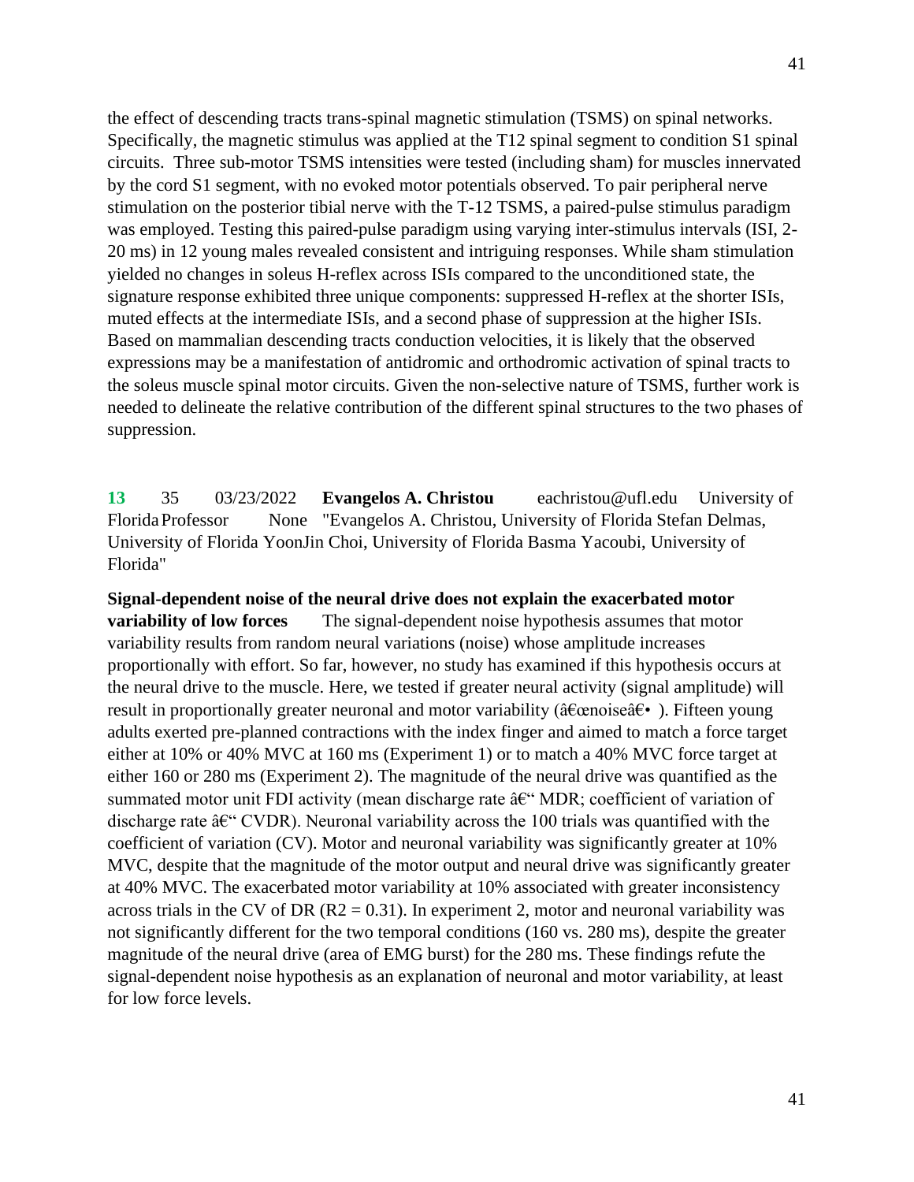the effect of descending tracts trans-spinal magnetic stimulation (TSMS) on spinal networks. Specifically, the magnetic stimulus was applied at the T12 spinal segment to condition S1 spinal circuits. Three sub-motor TSMS intensities were tested (including sham) for muscles innervated by the cord S1 segment, with no evoked motor potentials observed. To pair peripheral nerve stimulation on the posterior tibial nerve with the T-12 TSMS, a paired-pulse stimulus paradigm was employed. Testing this paired-pulse paradigm using varying inter-stimulus intervals (ISI, 2-20 ms) in 12 young males revealed consistent and intriguing responses. While sham stimulation yielded no changes in soleus H-reflex across ISIs compared to the unconditioned state, the signature response exhibited three unique components: suppressed H-reflex at the shorter ISIs, muted effects at the intermediate ISIs, and a second phase of suppression at the higher ISIs. Based on mammalian descending tracts conduction velocities, it is likely that the observed expressions may be a manifestation of antidromic and orthodromic activation of spinal tracts to the soleus muscle spinal motor circuits. Given the non-selective nature of TSMS, further work is needed to delineate the relative contribution of the different spinal structures to the two phases of suppression.

**13** 35 03/23/2022 **Evangelos A. Christou** eachristou@ufl.edu University of Florida Professor None "Evangelos A. Christou, University of Florida Stefan Delmas, University of Florida YoonJin Choi, University of Florida Basma Yacoubi, University of Florida"

**Signal-dependent noise of the neural drive does not explain the exacerbated motor variability of low forces** The signal-dependent noise hypothesis assumes that motor variability results from random neural variations (noise) whose amplitude increases proportionally with effort. So far, however, no study has examined if this hypothesis occurs at the neural drive to the muscle. Here, we tested if greater neural activity (signal amplitude) will result in proportionally greater neuronal and motor variability (â€œnoiseâ€• ). Fifteen young adults exerted pre-planned contractions with the index finger and aimed to match a force target either at 10% or 40% MVC at 160 ms (Experiment 1) or to match a 40% MVC force target at either 160 or 280 ms (Experiment 2). The magnitude of the neural drive was quantified as the summated motor unit FDI activity (mean discharge rate â€“ MDR; coefficient of variation of discharge rate â€“ CVDR). Neuronal variability across the 100 trials was quantified with the coefficient of variation (CV). Motor and neuronal variability was significantly greater at 10% MVC, despite that the magnitude of the motor output and neural drive was significantly greater at 40% MVC. The exacerbated motor variability at 10% associated with greater inconsistency across trials in the CV of DR ($R2 = 0.31$). In experiment 2, motor and neuronal variability was not significantly different for the two temporal conditions (160 vs. 280 ms), despite the greater magnitude of the neural drive (area of EMG burst) for the 280 ms. These findings refute the signal-dependent noise hypothesis as an explanation of neuronal and motor variability, at least for low force levels.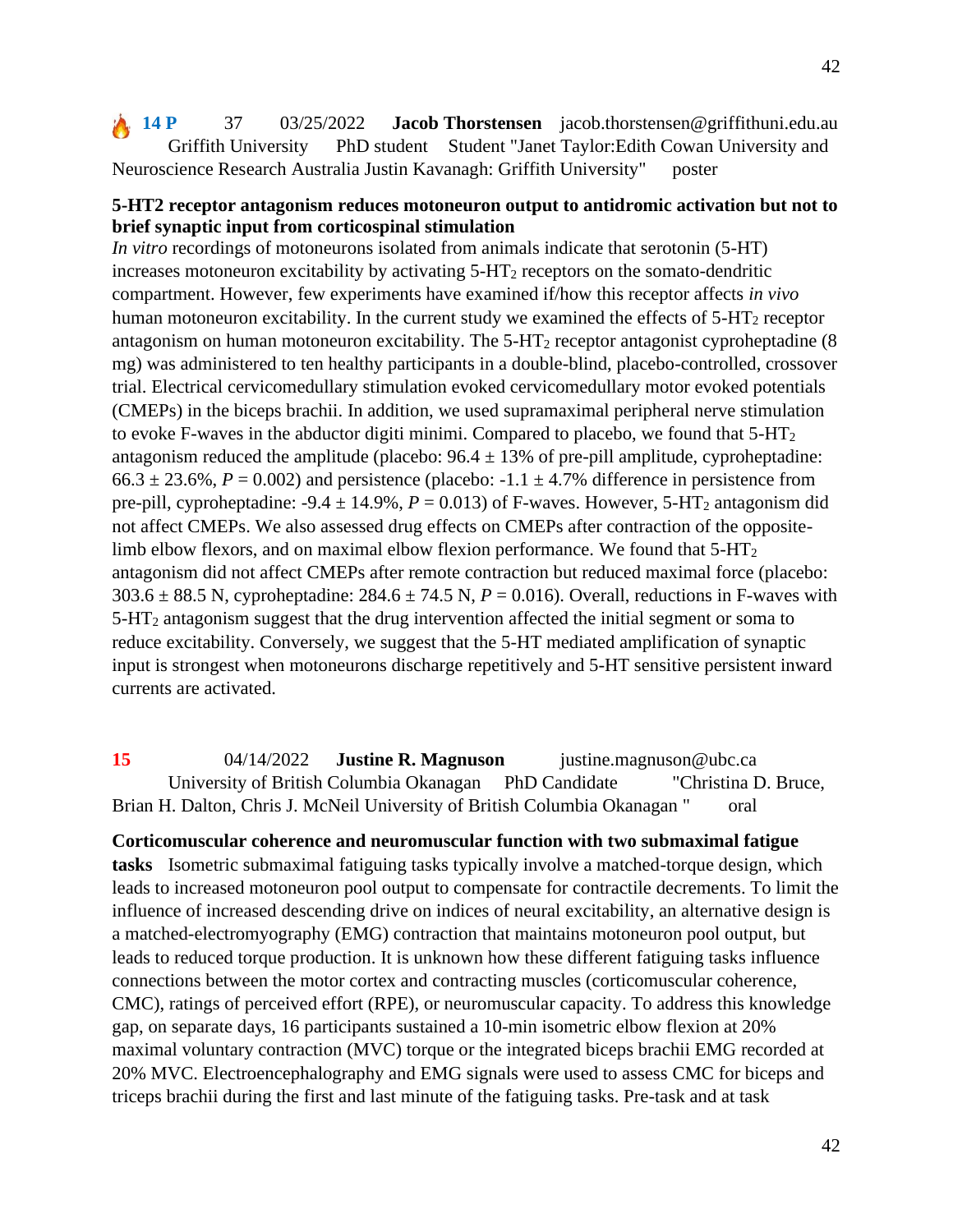🔥 **14 P** 37 03/25/2022 **Jacob Thorstensen** jacob.thorstensen@griffithuni.edu.au Griffith University PhD student Student "Janet Taylor:Edith Cowan University and Neuroscience Research Australia Justin Kavanagh: Griffith University" poster

**5-HT2 receptor antagonism reduces motoneuron output to antidromic activation but not to brief synaptic input from corticospinal stimulation**

*In vitro* recordings of motoneurons isolated from animals indicate that serotonin (5-HT) increases motoneuron excitability by activating 5-HT$_2$ receptors on the somato-dendritic compartment. However, few experiments have examined if/how this receptor affects *in vivo* human motoneuron excitability. In the current study we examined the effects of 5-HT$_2$ receptor antagonism on human motoneuron excitability. The 5-HT$_2$ receptor antagonist cyproheptadine (8 mg) was administered to ten healthy participants in a double-blind, placebo-controlled, crossover trial. Electrical cervicomedullary stimulation evoked cervicomedullary motor evoked potentials (CMEPs) in the biceps brachii. In addition, we used supramaximal peripheral nerve stimulation to evoke F-waves in the abductor digiti minimi. Compared to placebo, we found that 5-HT$_2$ antagonism reduced the amplitude (placebo: $96.4 \pm 13\%$ of pre-pill amplitude, cyproheptadine: $66.3 \pm 23.6\%$, $P = 0.002$) and persistence (placebo: $-1.1 \pm 4.7\%$ difference in persistence from pre-pill, cyproheptadine: $-9.4 \pm 14.9\%$, $P = 0.013$) of F-waves. However, 5-HT$_2$ antagonism did not affect CMEPs. We also assessed drug effects on CMEPs after contraction of the opposite-limb elbow flexors, and on maximal elbow flexion performance. We found that 5-HT$_2$ antagonism did not affect CMEPs after remote contraction but reduced maximal force (placebo: $303.6 \pm 88.5$ N, cyproheptadine: $284.6 \pm 74.5$ N, $P = 0.016$). Overall, reductions in F-waves with 5-HT$_2$ antagonism suggest that the drug intervention affected the initial segment or soma to reduce excitability. Conversely, we suggest that the 5-HT mediated amplification of synaptic input is strongest when motoneurons discharge repetitively and 5-HT sensitive persistent inward currents are activated.

**15** 04/14/2022 **Justine R. Magnuson** justine.magnuson@ubc.ca University of British Columbia Okanagan PhD Candidate "Christina D. Bruce, Brian H. Dalton, Chris J. McNeil University of British Columbia Okanagan " oral

**Corticomuscular coherence and neuromuscular function with two submaximal fatigue tasks** Isometric submaximal fatiguing tasks typically involve a matched-torque design, which leads to increased motoneuron pool output to compensate for contractile decrements. To limit the influence of increased descending drive on indices of neural excitability, an alternative design is a matched-electromyography (EMG) contraction that maintains motoneuron pool output, but leads to reduced torque production. It is unknown how these different fatiguing tasks influence connections between the motor cortex and contracting muscles (corticomuscular coherence, CMC), ratings of perceived effort (RPE), or neuromuscular capacity. To address this knowledge gap, on separate days, 16 participants sustained a 10-min isometric elbow flexion at 20% maximal voluntary contraction (MVC) torque or the integrated biceps brachii EMG recorded at 20% MVC. Electroencephalography and EMG signals were used to assess CMC for biceps and triceps brachii during the first and last minute of the fatiguing tasks. Pre-task and at task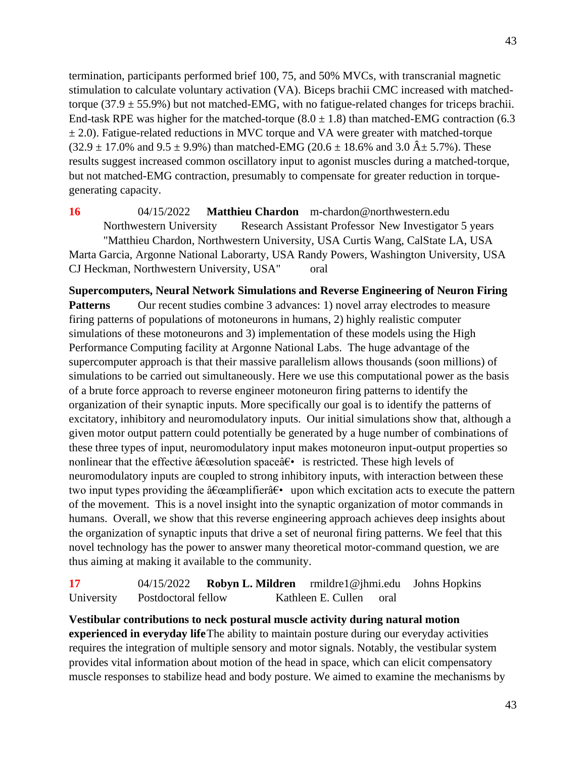termination, participants performed brief 100, 75, and 50% MVCs, with transcranial magnetic stimulation to calculate voluntary activation (VA). Biceps brachii CMC increased with matched-torque (37.9 ± 55.9%) but not matched-EMG, with no fatigue-related changes for triceps brachii. End-task RPE was higher for the matched-torque (8.0 ± 1.8) than matched-EMG contraction (6.3 ± 2.0). Fatigue-related reductions in MVC torque and VA were greater with matched-torque (32.9 ± 17.0% and 9.5 ± 9.9%) than matched-EMG (20.6 ± 18.6% and 3.0 Â± 5.7%). These results suggest increased common oscillatory input to agonist muscles during a matched-torque, but not matched-EMG contraction, presumably to compensate for greater reduction in torque-generating capacity.

**16** 04/15/2022 **Matthieu Chardon** m-chardon@northwestern.edu Northwestern University Research Assistant Professor New Investigator 5 years "Matthieu Chardon, Northwestern University, USA Curtis Wang, CalState LA, USA Marta Garcia, Argonne National Laborarty, USA Randy Powers, Washington University, USA CJ Heckman, Northwestern University, USA" oral

**Supercomputers, Neural Network Simulations and Reverse Engineering of Neuron Firing Patterns** Our recent studies combine 3 advances: 1) novel array electrodes to measure firing patterns of populations of motoneurons in humans, 2) highly realistic computer simulations of these motoneurons and 3) implementation of these models using the High Performance Computing facility at Argonne National Labs. The huge advantage of the supercomputer approach is that their massive parallelism allows thousands (soon millions) of simulations to be carried out simultaneously. Here we use this computational power as the basis of a brute force approach to reverse engineer motoneuron firing patterns to identify the organization of their synaptic inputs. More specifically our goal is to identify the patterns of excitatory, inhibitory and neuromodulatory inputs. Our initial simulations show that, although a given motor output pattern could potentially be generated by a huge number of combinations of these three types of input, neuromodulatory input makes motoneuron input-output properties so nonlinear that the effective â€œsolution spaceâ€• is restricted. These high levels of neuromodulatory inputs are coupled to strong inhibitory inputs, with interaction between these two input types providing the â€œamplifierâ€• upon which excitation acts to execute the pattern of the movement. This is a novel insight into the synaptic organization of motor commands in humans. Overall, we show that this reverse engineering approach achieves deep insights about the organization of synaptic inputs that drive a set of neuronal firing patterns. We feel that this novel technology has the power to answer many theoretical motor-command question, we are thus aiming at making it available to the community.

**17** 04/15/2022 **Robyn L. Mildren** rmildre1@jhmi.edu Johns Hopkins University Postdoctoral fellow Kathleen E. Cullen oral

**Vestibular contributions to neck postural muscle activity during natural motion experienced in everyday life** The ability to maintain posture during our everyday activities requires the integration of multiple sensory and motor signals. Notably, the vestibular system provides vital information about motion of the head in space, which can elicit compensatory muscle responses to stabilize head and body posture. We aimed to examine the mechanisms by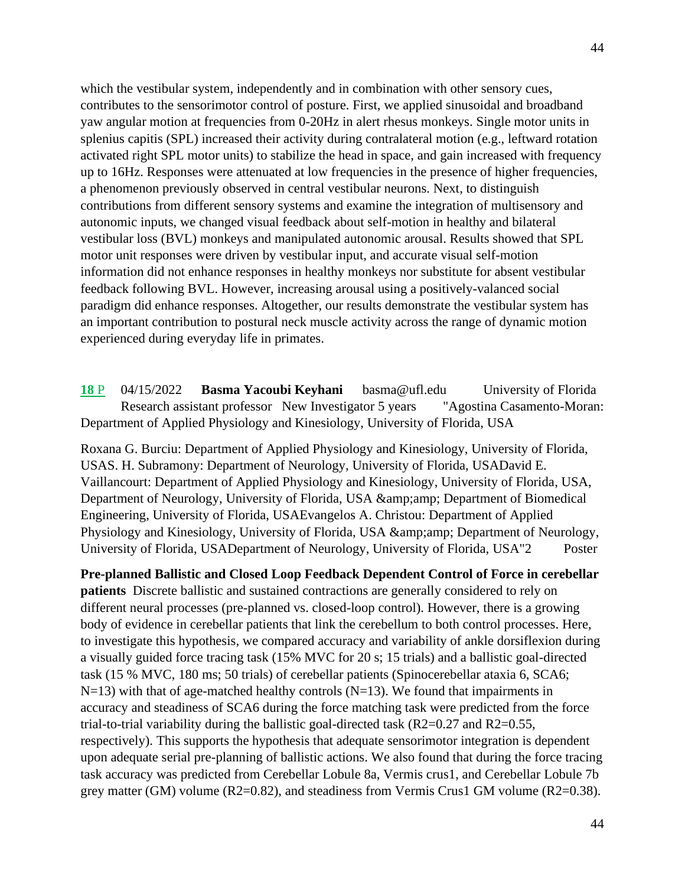which the vestibular system, independently and in combination with other sensory cues, contributes to the sensorimotor control of posture. First, we applied sinusoidal and broadband yaw angular motion at frequencies from 0-20Hz in alert rhesus monkeys. Single motor units in splenius capitis (SPL) increased their activity during contralateral motion (e.g., leftward rotation activated right SPL motor units) to stabilize the head in space, and gain increased with frequency up to 16Hz. Responses were attenuated at low frequencies in the presence of higher frequencies, a phenomenon previously observed in central vestibular neurons. Next, to distinguish contributions from different sensory systems and examine the integration of multisensory and autonomic inputs, we changed visual feedback about self-motion in healthy and bilateral vestibular loss (BVL) monkeys and manipulated autonomic arousal. Results showed that SPL motor unit responses were driven by vestibular input, and accurate visual self-motion information did not enhance responses in healthy monkeys nor substitute for absent vestibular feedback following BVL. However, increasing arousal using a positively-valanced social paradigm did enhance responses. Altogether, our results demonstrate the vestibular system has an important contribution to postural neck muscle activity across the range of dynamic motion experienced during everyday life in primates.

**18** P 04/15/2022 **Basma Yacoubi Keyhani** basma@ufl.edu University of Florida Research assistant professor New Investigator 5 years "Agostina Casamento-Moran: Department of Applied Physiology and Kinesiology, University of Florida, USA

Roxana G. Burciu: Department of Applied Physiology and Kinesiology, University of Florida, USAS. H. Subramony: Department of Neurology, University of Florida, USADavid E. Vaillancourt: Department of Applied Physiology and Kinesiology, University of Florida, USA, Department of Neurology, University of Florida, USA &amp;amp; Department of Biomedical Engineering, University of Florida, USAEvangelos A. Christou: Department of Applied Physiology and Kinesiology, University of Florida, USA &amp;amp; Department of Neurology, University of Florida, USADepartment of Neurology, University of Florida, USA"2 Poster

**Pre-planned Ballistic and Closed Loop Feedback Dependent Control of Force in cerebellar patients** Discrete ballistic and sustained contractions are generally considered to rely on different neural processes (pre-planned vs. closed-loop control). However, there is a growing body of evidence in cerebellar patients that link the cerebellum to both control processes. Here, to investigate this hypothesis, we compared accuracy and variability of ankle dorsiflexion during a visually guided force tracing task (15% MVC for 20 s; 15 trials) and a ballistic goal-directed task (15 % MVC, 180 ms; 50 trials) of cerebellar patients (Spinocerebellar ataxia 6, SCA6; N=13) with that of age-matched healthy controls (N=13). We found that impairments in accuracy and steadiness of SCA6 during the force matching task were predicted from the force trial-to-trial variability during the ballistic goal-directed task ($R2=0.27$ and $R2=0.55$, respectively). This supports the hypothesis that adequate sensorimotor integration is dependent upon adequate serial pre-planning of ballistic actions. We also found that during the force tracing task accuracy was predicted from Cerebellar Lobule 8a, Vermis crus1, and Cerebellar Lobule 7b grey matter (GM) volume ($R2=0.82$), and steadiness from Vermis Crus1 GM volume ($R2=0.38$).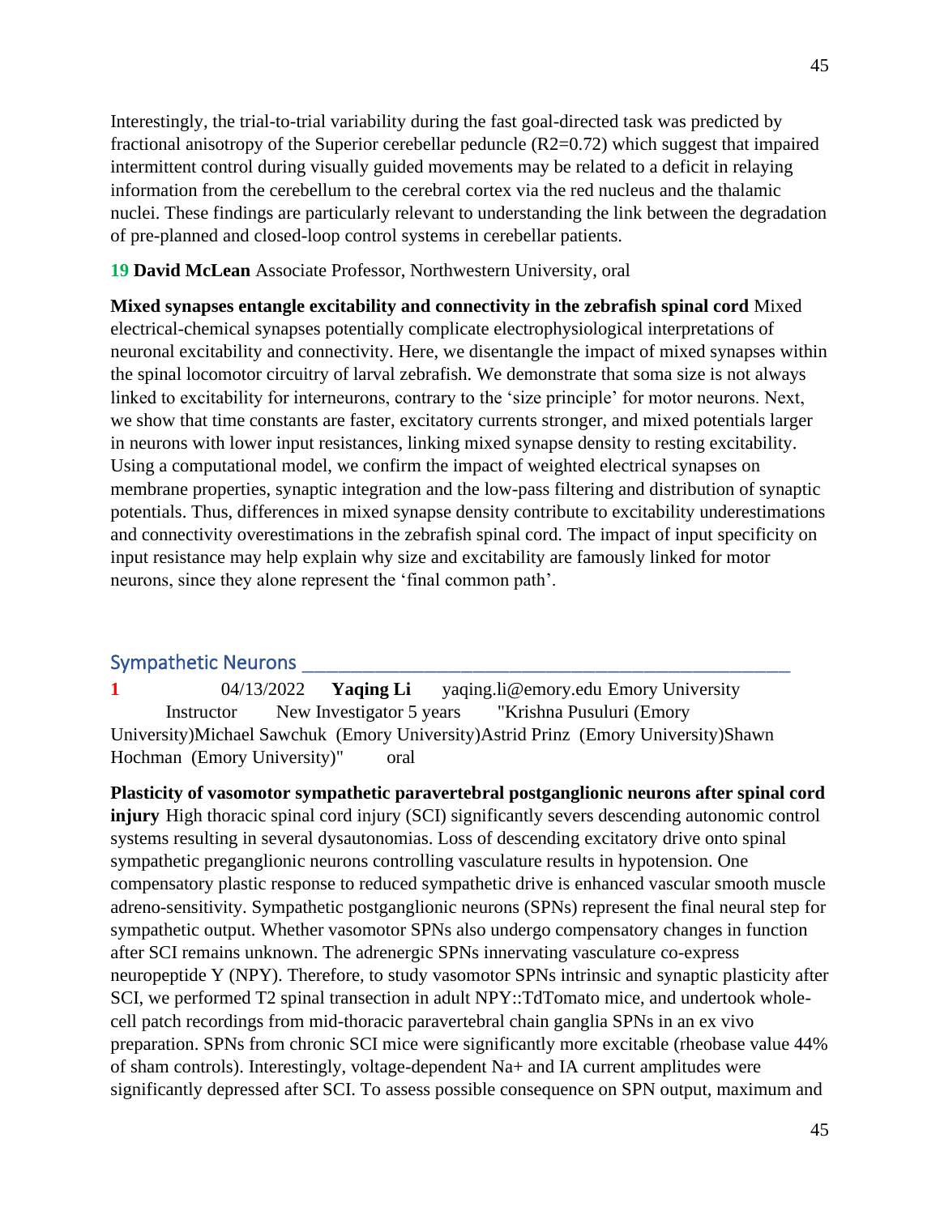Interestingly, the trial-to-trial variability during the fast goal-directed task was predicted by fractional anisotropy of the Superior cerebellar peduncle ($R2=0.72$) which suggest that impaired intermittent control during visually guided movements may be related to a deficit in relaying information from the cerebellum to the cerebral cortex via the red nucleus and the thalamic nuclei. These findings are particularly relevant to understanding the link between the degradation of pre-planned and closed-loop control systems in cerebellar patients.

**19 David McLean** Associate Professor, Northwestern University, oral

**Mixed synapses entangle excitability and connectivity in the zebrafish spinal cord** Mixed electrical-chemical synapses potentially complicate electrophysiological interpretations of neuronal excitability and connectivity. Here, we disentangle the impact of mixed synapses within the spinal locomotor circuitry of larval zebrafish. We demonstrate that soma size is not always linked to excitability for interneurons, contrary to the 'size principle' for motor neurons. Next, we show that time constants are faster, excitatory currents stronger, and mixed potentials larger in neurons with lower input resistances, linking mixed synapse density to resting excitability. Using a computational model, we confirm the impact of weighted electrical synapses on membrane properties, synaptic integration and the low-pass filtering and distribution of synaptic potentials. Thus, differences in mixed synapse density contribute to excitability underestimations and connectivity overestimations in the zebrafish spinal cord. The impact of input specificity on input resistance may help explain why size and excitability are famously linked for motor neurons, since they alone represent the 'final common path'.

## Sympathetic Neurons

**1** 04/13/2022 **Yaqing Li** yaqing.li@emory.edu Emory University Instructor New Investigator 5 years "Krishna Pusuluri (Emory University)Michael Sawchuk (Emory University)Astrid Prinz (Emory University)Shawn Hochman (Emory University)" oral

**Plasticity of vasomotor sympathetic paravertebral postganglionic neurons after spinal cord injury** High thoracic spinal cord injury (SCI) significantly severs descending autonomic control systems resulting in several dysautonomias. Loss of descending excitatory drive onto spinal sympathetic preganglionic neurons controlling vasculature results in hypotension. One compensatory plastic response to reduced sympathetic drive is enhanced vascular smooth muscle adreno-sensitivity. Sympathetic postganglionic neurons (SPNs) represent the final neural step for sympathetic output. Whether vasomotor SPNs also undergo compensatory changes in function after SCI remains unknown. The adrenergic SPNs innervating vasculature co-express neuropeptide Y (NPY). Therefore, to study vasomotor SPNs intrinsic and synaptic plasticity after SCI, we performed T2 spinal transection in adult NPY::TdTomato mice, and undertook whole-cell patch recordings from mid-thoracic paravertebral chain ganglia SPNs in an ex vivo preparation. SPNs from chronic SCI mice were significantly more excitable (rheobase value 44% of sham controls). Interestingly, voltage-dependent $Na^+$ and IA current amplitudes were significantly depressed after SCI. To assess possible consequence on SPN output, maximum and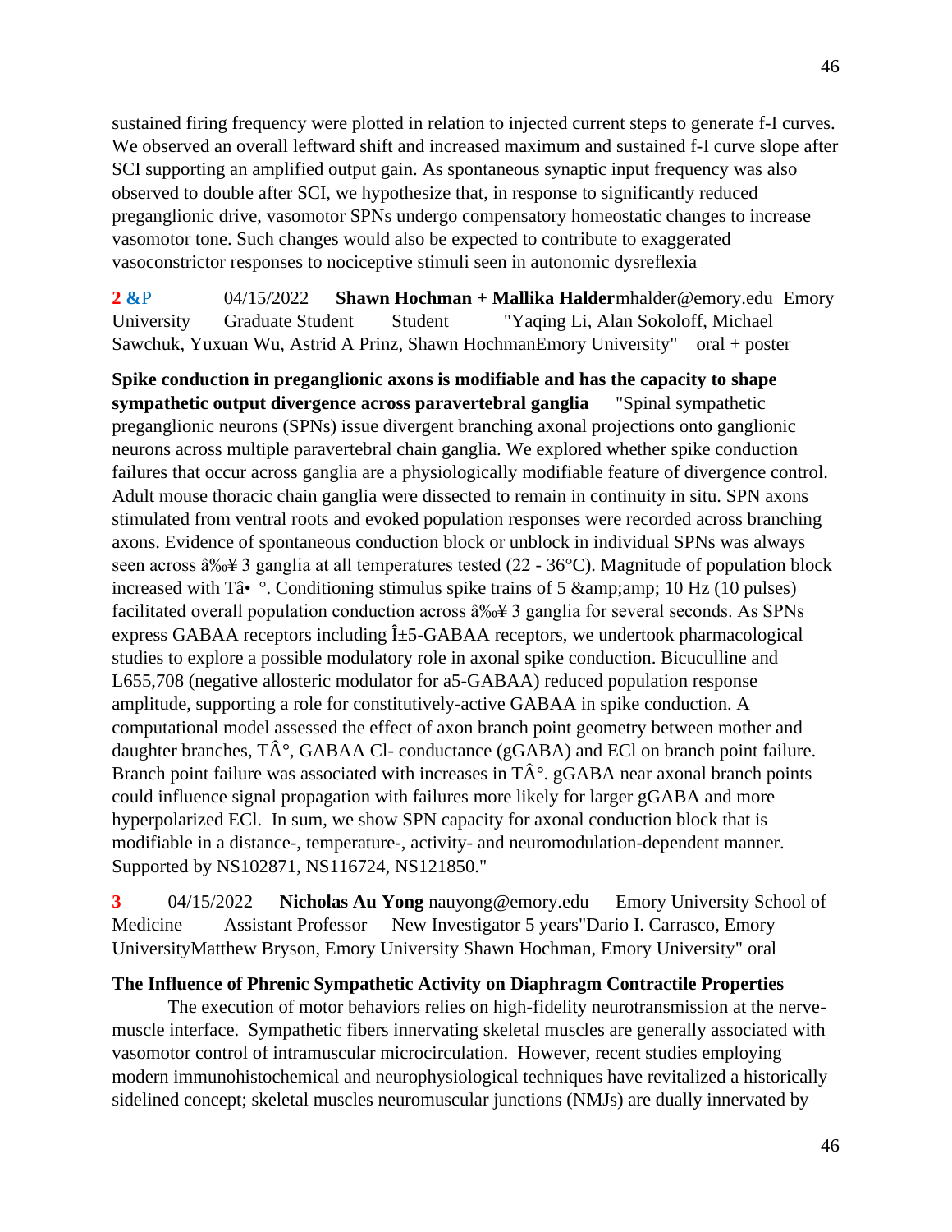sustained firing frequency were plotted in relation to injected current steps to generate f-I curves. We observed an overall leftward shift and increased maximum and sustained f-I curve slope after SCI supporting an amplified output gain. As spontaneous synaptic input frequency was also observed to double after SCI, we hypothesize that, in response to significantly reduced preganglionic drive, vasomotor SPNs undergo compensatory homeostatic changes to increase vasomotor tone. Such changes would also be expected to contribute to exaggerated vasoconstrictor responses to nociceptive stimuli seen in autonomic dysreflexia

**2 &**P 04/15/2022 **Shawn Hochman + Mallika Halder**mhalder@emory.edu Emory University Graduate Student Student "Yaqing Li, Alan Sokoloff, Michael Sawchuk, Yuxuan Wu, Astrid A Prinz, Shawn HochmanEmory University" oral + poster

**Spike conduction in preganglionic axons is modifiable and has the capacity to shape sympathetic output divergence across paravertebral ganglia** "Spinal sympathetic preganglionic neurons (SPNs) issue divergent branching axonal projections onto ganglionic neurons across multiple paravertebral chain ganglia. We explored whether spike conduction failures that occur across ganglia are a physiologically modifiable feature of divergence control. Adult mouse thoracic chain ganglia were dissected to remain in continuity in situ. SPN axons stimulated from ventral roots and evoked population responses were recorded across branching axons. Evidence of spontaneous conduction block or unblock in individual SPNs was always seen across â‰¥ 3 ganglia at all temperatures tested (22 - 36°C). Magnitude of population block increased with Tâ€ °. Conditioning stimulus spike trains of 5 &amp;amp; 10 Hz (10 pulses) facilitated overall population conduction across â‰¥ 3 ganglia for several seconds. As SPNs express GABAA receptors including Î±5-GABAA receptors, we undertook pharmacological studies to explore a possible modulatory role in axonal spike conduction. Bicuculline and L655,708 (negative allosteric modulator for a5-GABAA) reduced population response amplitude, supporting a role for constitutively-active GABAA in spike conduction. A computational model assessed the effect of axon branch point geometry between mother and daughter branches, TÂ°, GABAA Cl- conductance (gGABA) and ECl on branch point failure. Branch point failure was associated with increases in TÂ°. gGABA near axonal branch points could influence signal propagation with failures more likely for larger gGABA and more hyperpolarized ECl. In sum, we show SPN capacity for axonal conduction block that is modifiable in a distance-, temperature-, activity- and neuromodulation-dependent manner. Supported by NS102871, NS116724, NS121850."

**3** 04/15/2022 **Nicholas Au Yong** nauyong@emory.edu Emory University School of Medicine Assistant Professor New Investigator 5 years"Dario I. Carrasco, Emory UniversityMatthew Bryson, Emory University Shawn Hochman, Emory University" oral

**The Influence of Phrenic Sympathetic Activity on Diaphragm Contractile Properties**

The execution of motor behaviors relies on high-fidelity neurotransmission at the nerve-muscle interface. Sympathetic fibers innervating skeletal muscles are generally associated with vasomotor control of intramuscular microcirculation. However, recent studies employing modern immunohistochemical and neurophysiological techniques have revitalized a historically sidelined concept; skeletal muscles neuromuscular junctions (NMJs) are dually innervated by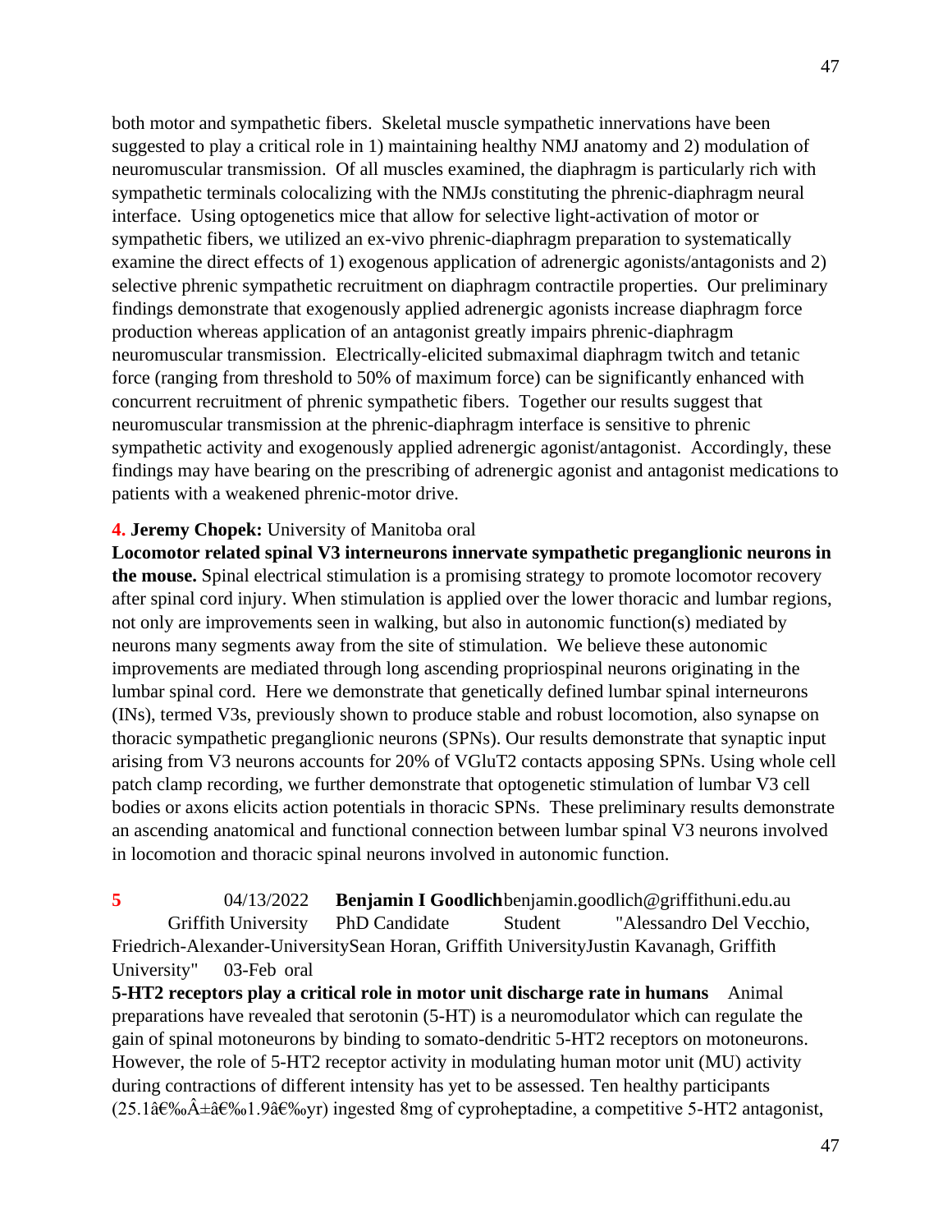both motor and sympathetic fibers. Skeletal muscle sympathetic innervations have been suggested to play a critical role in 1) maintaining healthy NMJ anatomy and 2) modulation of neuromuscular transmission. Of all muscles examined, the diaphragm is particularly rich with sympathetic terminals colocalizing with the NMJs constituting the phrenic-diaphragm neural interface. Using optogenetics mice that allow for selective light-activation of motor or sympathetic fibers, we utilized an ex-vivo phrenic-diaphragm preparation to systematically examine the direct effects of 1) exogenous application of adrenergic agonists/antagonists and 2) selective phrenic sympathetic recruitment on diaphragm contractile properties. Our preliminary findings demonstrate that exogenously applied adrenergic agonists increase diaphragm force production whereas application of an antagonist greatly impairs phrenic-diaphragm neuromuscular transmission. Electrically-elicited submaximal diaphragm twitch and tetanic force (ranging from threshold to 50% of maximum force) can be significantly enhanced with concurrent recruitment of phrenic sympathetic fibers. Together our results suggest that neuromuscular transmission at the phrenic-diaphragm interface is sensitive to phrenic sympathetic activity and exogenously applied adrenergic agonist/antagonist. Accordingly, these findings may have bearing on the prescribing of adrenergic agonist and antagonist medications to patients with a weakened phrenic-motor drive.

**4. Jeremy Chopek:** University of Manitoba oral

**Locomotor related spinal V3 interneurons innervate sympathetic preganglionic neurons in the mouse.** Spinal electrical stimulation is a promising strategy to promote locomotor recovery after spinal cord injury. When stimulation is applied over the lower thoracic and lumbar regions, not only are improvements seen in walking, but also in autonomic function(s) mediated by neurons many segments away from the site of stimulation. We believe these autonomic improvements are mediated through long ascending propriospinal neurons originating in the lumbar spinal cord. Here we demonstrate that genetically defined lumbar spinal interneurons (INs), termed V3s, previously shown to produce stable and robust locomotion, also synapse on thoracic sympathetic preganglionic neurons (SPNs). Our results demonstrate that synaptic input arising from V3 neurons accounts for 20% of VGluT2 contacts apposing SPNs. Using whole cell patch clamp recording, we further demonstrate that optogenetic stimulation of lumbar V3 cell bodies or axons elicits action potentials in thoracic SPNs. These preliminary results demonstrate an ascending anatomical and functional connection between lumbar spinal V3 neurons involved in locomotion and thoracic spinal neurons involved in autonomic function.

**5** 04/13/2022 **Benjamin I Goodlich** benjamin.goodlich@griffithuni.edu.au Griffith University PhD Candidate Student "Alessandro Del Vecchio, Friedrich-Alexander-UniversitySean Horan, Griffith UniversityJustin Kavanagh, Griffith University" 03-Feb oral

**5-HT2 receptors play a critical role in motor unit discharge rate in humans** Animal preparations have revealed that serotonin (5-HT) is a neuromodulator which can regulate the gain of spinal motoneurons by binding to somato-dendritic 5-HT2 receptors on motoneurons. However, the role of 5-HT2 receptor activity in modulating human motor unit (MU) activity during contractions of different intensity has yet to be assessed. Ten healthy participants (25.1â€‰Â±â€‰1.9â€‰yr) ingested 8mg of cyproheptadine, a competitive 5-HT2 antagonist,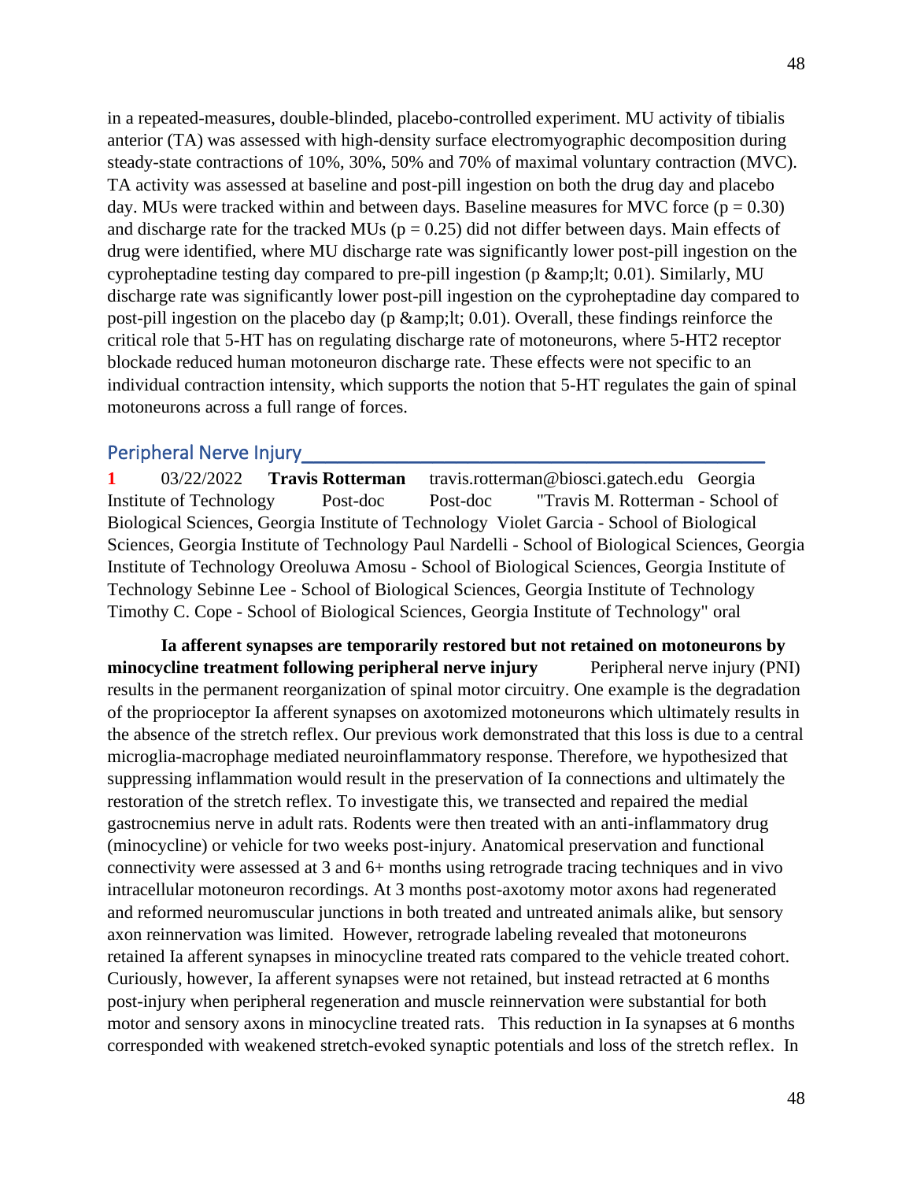in a repeated-measures, double-blinded, placebo-controlled experiment. MU activity of tibialis anterior (TA) was assessed with high-density surface electromyographic decomposition during steady-state contractions of 10%, 30%, 50% and 70% of maximal voluntary contraction (MVC). TA activity was assessed at baseline and post-pill ingestion on both the drug day and placebo day. MUs were tracked within and between days. Baseline measures for MVC force ($p = 0.30$) and discharge rate for the tracked MUs ($p = 0.25$) did not differ between days. Main effects of drug were identified, where MU discharge rate was significantly lower post-pill ingestion on the cyproheptadine testing day compared to pre-pill ingestion (p &amp;lt; 0.01). Similarly, MU discharge rate was significantly lower post-pill ingestion on the cyproheptadine day compared to post-pill ingestion on the placebo day (p &amp;lt; 0.01). Overall, these findings reinforce the critical role that 5-HT has on regulating discharge rate of motoneurons, where 5-HT2 receptor blockade reduced human motoneuron discharge rate. These effects were not specific to an individual contraction intensity, which supports the notion that 5-HT regulates the gain of spinal motoneurons across a full range of forces.

## Peripheral Nerve Injury

**1** 03/22/2022 **Travis Rotterman** travis.rotterman@biosci.gatech.edu Georgia Institute of Technology Post-doc Post-doc "Travis M. Rotterman - School of Biological Sciences, Georgia Institute of Technology Violet Garcia - School of Biological Sciences, Georgia Institute of Technology Paul Nardelli - School of Biological Sciences, Georgia Institute of Technology Oreoluwa Amosu - School of Biological Sciences, Georgia Institute of Technology Sebinne Lee - School of Biological Sciences, Georgia Institute of Technology Timothy C. Cope - School of Biological Sciences, Georgia Institute of Technology" oral

**Ia afferent synapses are temporarily restored but not retained on motoneurons by minocycline treatment following peripheral nerve injury** Peripheral nerve injury (PNI) results in the permanent reorganization of spinal motor circuitry. One example is the degradation of the proprioceptor Ia afferent synapses on axotomized motoneurons which ultimately results in the absence of the stretch reflex. Our previous work demonstrated that this loss is due to a central microglia-macrophage mediated neuroinflammatory response. Therefore, we hypothesized that suppressing inflammation would result in the preservation of Ia connections and ultimately the restoration of the stretch reflex. To investigate this, we transected and repaired the medial gastrocnemius nerve in adult rats. Rodents were then treated with an anti-inflammatory drug (minocycline) or vehicle for two weeks post-injury. Anatomical preservation and functional connectivity were assessed at 3 and 6+ months using retrograde tracing techniques and in vivo intracellular motoneuron recordings. At 3 months post-axotomy motor axons had regenerated and reformed neuromuscular junctions in both treated and untreated animals alike, but sensory axon reinnervation was limited. However, retrograde labeling revealed that motoneurons retained Ia afferent synapses in minocycline treated rats compared to the vehicle treated cohort. Curiously, however, Ia afferent synapses were not retained, but instead retracted at 6 months post-injury when peripheral regeneration and muscle reinnervation were substantial for both motor and sensory axons in minocycline treated rats. This reduction in Ia synapses at 6 months corresponded with weakened stretch-evoked synaptic potentials and loss of the stretch reflex. In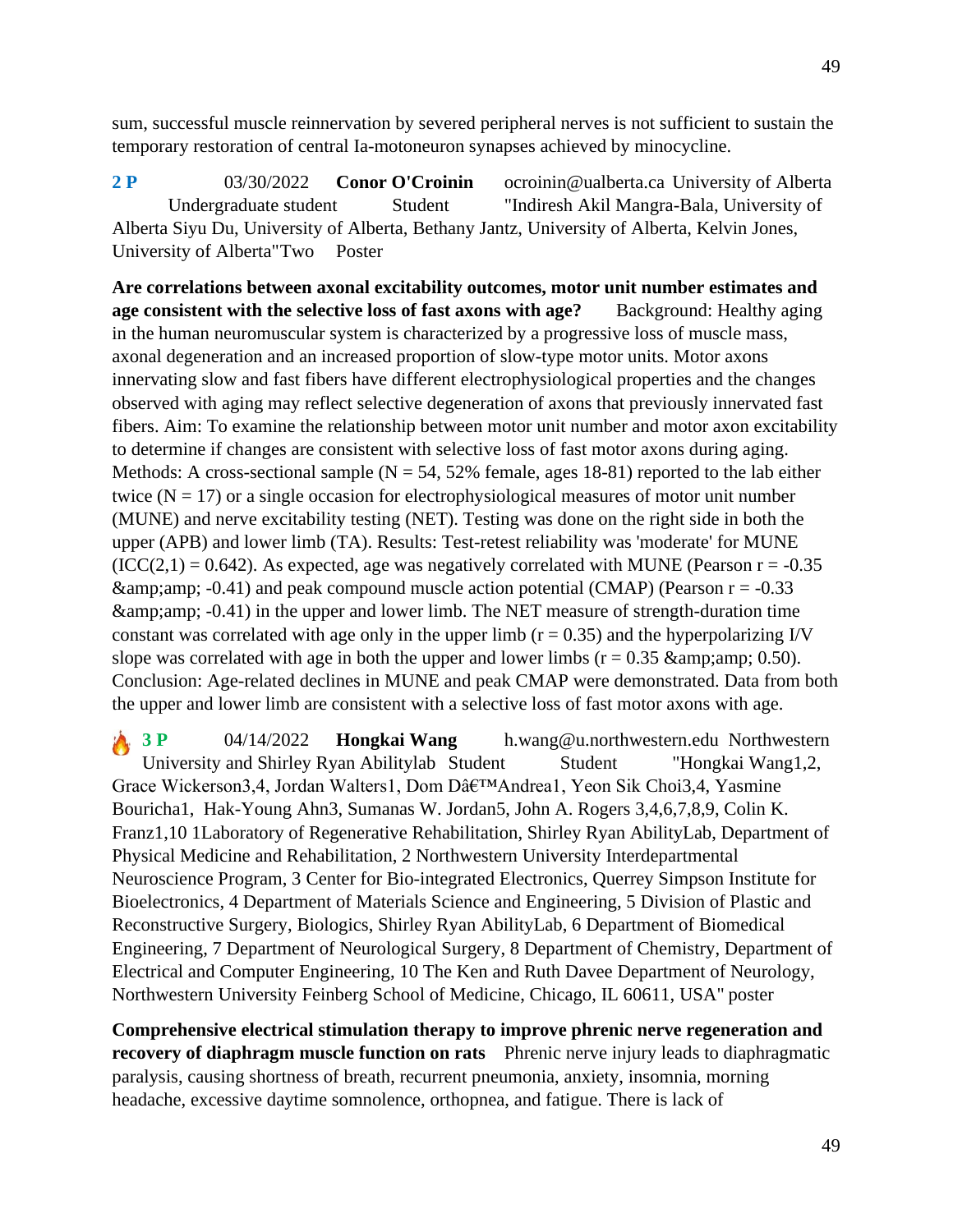sum, successful muscle reinnervation by severed peripheral nerves is not sufficient to sustain the temporary restoration of central Ia-motoneuron synapses achieved by minocycline.

**2 P** 03/30/2022 **Conor O'Croinin** ocroinin@ualberta.ca University of Alberta Undergraduate student Student "Indiresh Akil Mangra-Bala, University of Alberta Siyu Du, University of Alberta, Bethany Jantz, University of Alberta, Kelvin Jones, University of Alberta"Two Poster

**Are correlations between axonal excitability outcomes, motor unit number estimates and age consistent with the selective loss of fast axons with age?** Background: Healthy aging in the human neuromuscular system is characterized by a progressive loss of muscle mass, axonal degeneration and an increased proportion of slow-type motor units. Motor axons innervating slow and fast fibers have different electrophysiological properties and the changes observed with aging may reflect selective degeneration of axons that previously innervated fast fibers. Aim: To examine the relationship between motor unit number and motor axon excitability to determine if changes are consistent with selective loss of fast motor axons during aging. Methods: A cross-sectional sample (N = 54, 52% female, ages 18-81) reported to the lab either twice (N = 17) or a single occasion for electrophysiological measures of motor unit number (MUNE) and nerve excitability testing (NET). Testing was done on the right side in both the upper (APB) and lower limb (TA). Results: Test-retest reliability was 'moderate' for MUNE (ICC(2,1) = 0.642). As expected, age was negatively correlated with MUNE (Pearson r = -0.35 &amp;amp; -0.41) and peak compound muscle action potential (CMAP) (Pearson r = -0.33 &amp;amp; -0.41) in the upper and lower limb. The NET measure of strength-duration time constant was correlated with age only in the upper limb (r = 0.35) and the hyperpolarizing I/V slope was correlated with age in both the upper and lower limbs (r = 0.35 &amp;amp; 0.50). Conclusion: Age-related declines in MUNE and peak CMAP were demonstrated. Data from both the upper and lower limb are consistent with a selective loss of fast motor axons with age.

🔥 **3 P** 04/14/2022 **Hongkai Wang** h.wang@u.northwestern.edu Northwestern University and Shirley Ryan Abilitylab Student Student "Hongkai Wang1,2, Grace Wickerson3,4, Jordan Walters1, Dom Dâ€™Andrea1, Yeon Sik Choi3,4, Yasmine Bouricha1, Hak-Young Ahn3, Sumanas W. Jordan5, John A. Rogers 3,4,6,7,8,9, Colin K. Franz1,10 1Laboratory of Regenerative Rehabilitation, Shirley Ryan AbilityLab, Department of Physical Medicine and Rehabilitation, 2 Northwestern University Interdepartmental Neuroscience Program, 3 Center for Bio-integrated Electronics, Querrey Simpson Institute for Bioelectronics, 4 Department of Materials Science and Engineering, 5 Division of Plastic and Reconstructive Surgery, Biologics, Shirley Ryan AbilityLab, 6 Department of Biomedical Engineering, 7 Department of Neurological Surgery, 8 Department of Chemistry, Department of Electrical and Computer Engineering, 10 The Ken and Ruth Davee Department of Neurology, Northwestern University Feinberg School of Medicine, Chicago, IL 60611, USA" poster

**Comprehensive electrical stimulation therapy to improve phrenic nerve regeneration and recovery of diaphragm muscle function on rats** Phrenic nerve injury leads to diaphragmatic paralysis, causing shortness of breath, recurrent pneumonia, anxiety, insomnia, morning headache, excessive daytime somnolence, orthopnea, and fatigue. There is lack of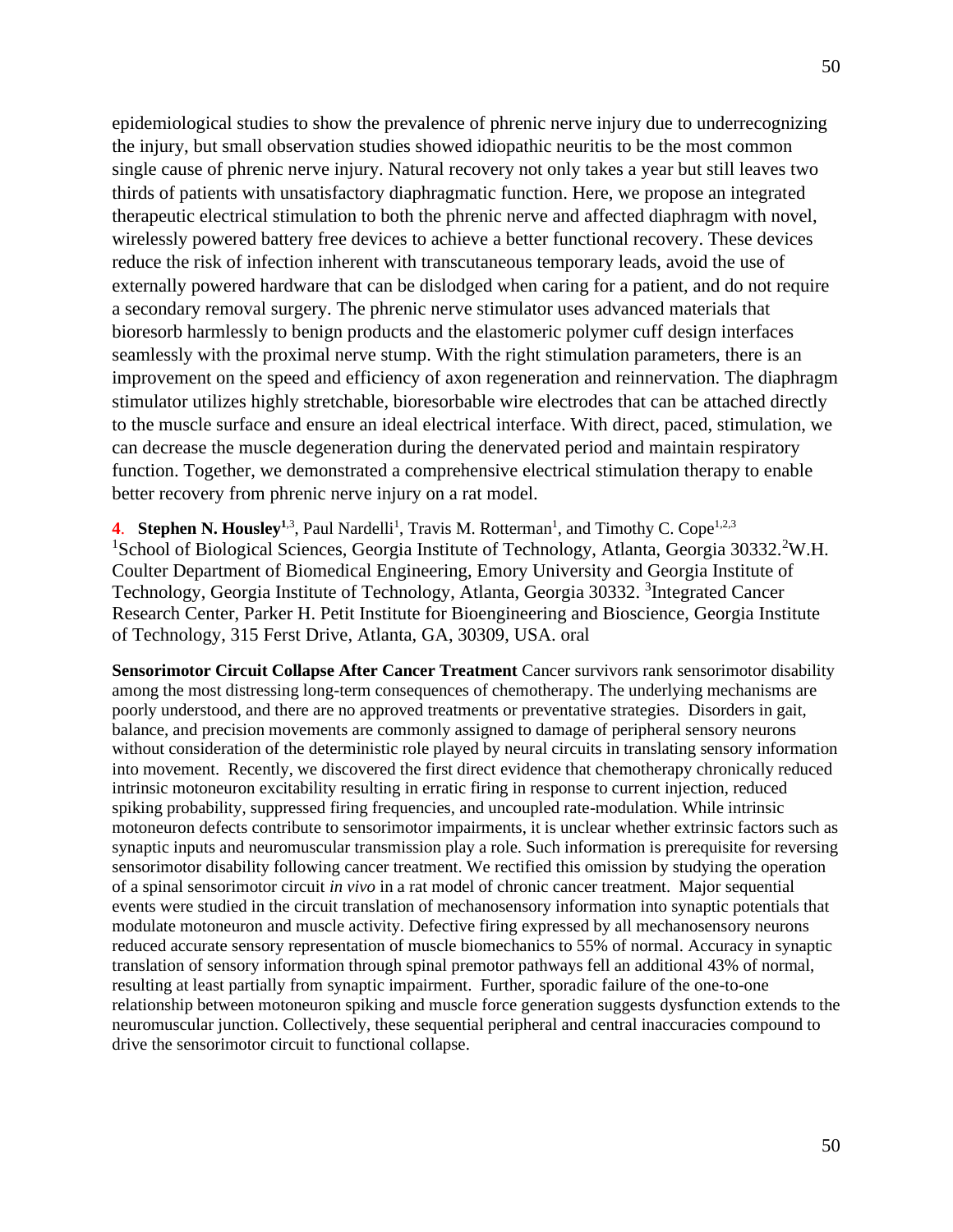epidemiological studies to show the prevalence of phrenic nerve injury due to underrecognizing the injury, but small observation studies showed idiopathic neuritis to be the most common single cause of phrenic nerve injury. Natural recovery not only takes a year but still leaves two thirds of patients with unsatisfactory diaphragmatic function. Here, we propose an integrated therapeutic electrical stimulation to both the phrenic nerve and affected diaphragm with novel, wirelessly powered battery free devices to achieve a better functional recovery. These devices reduce the risk of infection inherent with transcutaneous temporary leads, avoid the use of externally powered hardware that can be dislodged when caring for a patient, and do not require a secondary removal surgery. The phrenic nerve stimulator uses advanced materials that bioresorb harmlessly to benign products and the elastomeric polymer cuff design interfaces seamlessly with the proximal nerve stump. With the right stimulation parameters, there is an improvement on the speed and efficiency of axon regeneration and reinnervation. The diaphragm stimulator utilizes highly stretchable, bioresorbable wire electrodes that can be attached directly to the muscle surface and ensure an ideal electrical interface. With direct, paced, stimulation, we can decrease the muscle degeneration during the denervated period and maintain respiratory function. Together, we demonstrated a comprehensive electrical stimulation therapy to enable better recovery from phrenic nerve injury on a rat model.

**4**. **Stephen N. Housley**[1,3], Paul Nardelli[1], Travis M. Rotterman[1], and Timothy C. Cope[1,2,3]
[1]School of Biological Sciences, Georgia Institute of Technology, Atlanta, Georgia 30332.[2]W.H. Coulter Department of Biomedical Engineering, Emory University and Georgia Institute of Technology, Georgia Institute of Technology, Atlanta, Georgia 30332. [3]Integrated Cancer Research Center, Parker H. Petit Institute for Bioengineering and Bioscience, Georgia Institute of Technology, 315 Ferst Drive, Atlanta, GA, 30309, USA. oral

**Sensorimotor Circuit Collapse After Cancer Treatment** Cancer survivors rank sensorimotor disability among the most distressing long-term consequences of chemotherapy. The underlying mechanisms are poorly understood, and there are no approved treatments or preventative strategies. Disorders in gait, balance, and precision movements are commonly assigned to damage of peripheral sensory neurons without consideration of the deterministic role played by neural circuits in translating sensory information into movement. Recently, we discovered the first direct evidence that chemotherapy chronically reduced intrinsic motoneuron excitability resulting in erratic firing in response to current injection, reduced spiking probability, suppressed firing frequencies, and uncoupled rate-modulation. While intrinsic motoneuron defects contribute to sensorimotor impairments, it is unclear whether extrinsic factors such as synaptic inputs and neuromuscular transmission play a role. Such information is prerequisite for reversing sensorimotor disability following cancer treatment. We rectified this omission by studying the operation of a spinal sensorimotor circuit *in vivo* in a rat model of chronic cancer treatment. Major sequential events were studied in the circuit translation of mechanosensory information into synaptic potentials that modulate motoneuron and muscle activity. Defective firing expressed by all mechanosensory neurons reduced accurate sensory representation of muscle biomechanics to 55% of normal. Accuracy in synaptic translation of sensory information through spinal premotor pathways fell an additional 43% of normal, resulting at least partially from synaptic impairment. Further, sporadic failure of the one-to-one relationship between motoneuron spiking and muscle force generation suggests dysfunction extends to the neuromuscular junction. Collectively, these sequential peripheral and central inaccuracies compound to drive the sensorimotor circuit to functional collapse.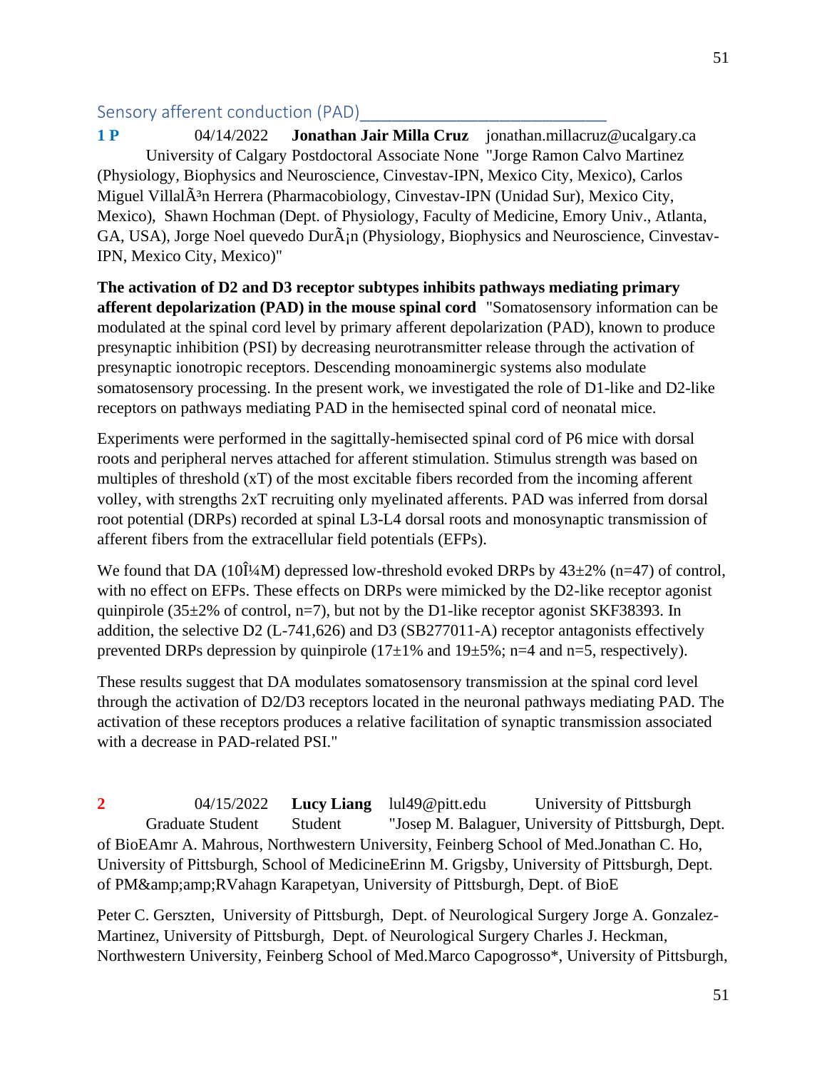## Sensory afferent conduction (PAD)

**1 P** 04/14/2022 **Jonathan Jair Milla Cruz** jonathan.millacruz@ucalgary.ca University of Calgary Postdoctoral Associate None "Jorge Ramon Calvo Martinez (Physiology, Biophysics and Neuroscience, Cinvestav-IPN, Mexico City, Mexico), Carlos Miguel VillalÃ³n Herrera (Pharmacobiology, Cinvestav-IPN (Unidad Sur), Mexico City, Mexico), Shawn Hochman (Dept. of Physiology, Faculty of Medicine, Emory Univ., Atlanta, GA, USA), Jorge Noel quevedo DurÃ¡n (Physiology, Biophysics and Neuroscience, Cinvestav-IPN, Mexico City, Mexico)"

**The activation of D2 and D3 receptor subtypes inhibits pathways mediating primary afferent depolarization (PAD) in the mouse spinal cord** "Somatosensory information can be modulated at the spinal cord level by primary afferent depolarization (PAD), known to produce presynaptic inhibition (PSI) by decreasing neurotransmitter release through the activation of presynaptic ionotropic receptors. Descending monoaminergic systems also modulate somatosensory processing. In the present work, we investigated the role of D1-like and D2-like receptors on pathways mediating PAD in the hemisected spinal cord of neonatal mice.

Experiments were performed in the sagittally-hemisected spinal cord of P6 mice with dorsal roots and peripheral nerves attached for afferent stimulation. Stimulus strength was based on multiples of threshold (xT) of the most excitable fibers recorded from the incoming afferent volley, with strengths 2xT recruiting only myelinated afferents. PAD was inferred from dorsal root potential (DRPs) recorded at spinal L3-L4 dorsal roots and monosynaptic transmission of afferent fibers from the extracellular field potentials (EFPs).

We found that DA (10Î¼M) depressed low-threshold evoked DRPs by 43±2% (n=47) of control, with no effect on EFPs. These effects on DRPs were mimicked by the D2-like receptor agonist quinpirole (35±2% of control, n=7), but not by the D1-like receptor agonist SKF38393. In addition, the selective D2 (L-741,626) and D3 (SB277011-A) receptor antagonists effectively prevented DRPs depression by quinpirole (17±1% and 19±5%; n=4 and n=5, respectively).

These results suggest that DA modulates somatosensory transmission at the spinal cord level through the activation of D2/D3 receptors located in the neuronal pathways mediating PAD. The activation of these receptors produces a relative facilitation of synaptic transmission associated with a decrease in PAD-related PSI."

**2** 04/15/2022 **Lucy Liang** lul49@pitt.edu University of Pittsburgh Graduate Student Student "Josep M. Balaguer, University of Pittsburgh, Dept. of BioEAmr A. Mahrous, Northwestern University, Feinberg School of Med.Jonathan C. Ho, University of Pittsburgh, School of MedicineErinn M. Grigsby, University of Pittsburgh, Dept. of PM&amp;amp;RVahagn Karapetyan, University of Pittsburgh, Dept. of BioE

Peter C. Gerszten, University of Pittsburgh, Dept. of Neurological Surgery Jorge A. Gonzalez-Martinez, University of Pittsburgh, Dept. of Neurological Surgery Charles J. Heckman, Northwestern University, Feinberg School of Med.Marco Capogrosso*, University of Pittsburgh,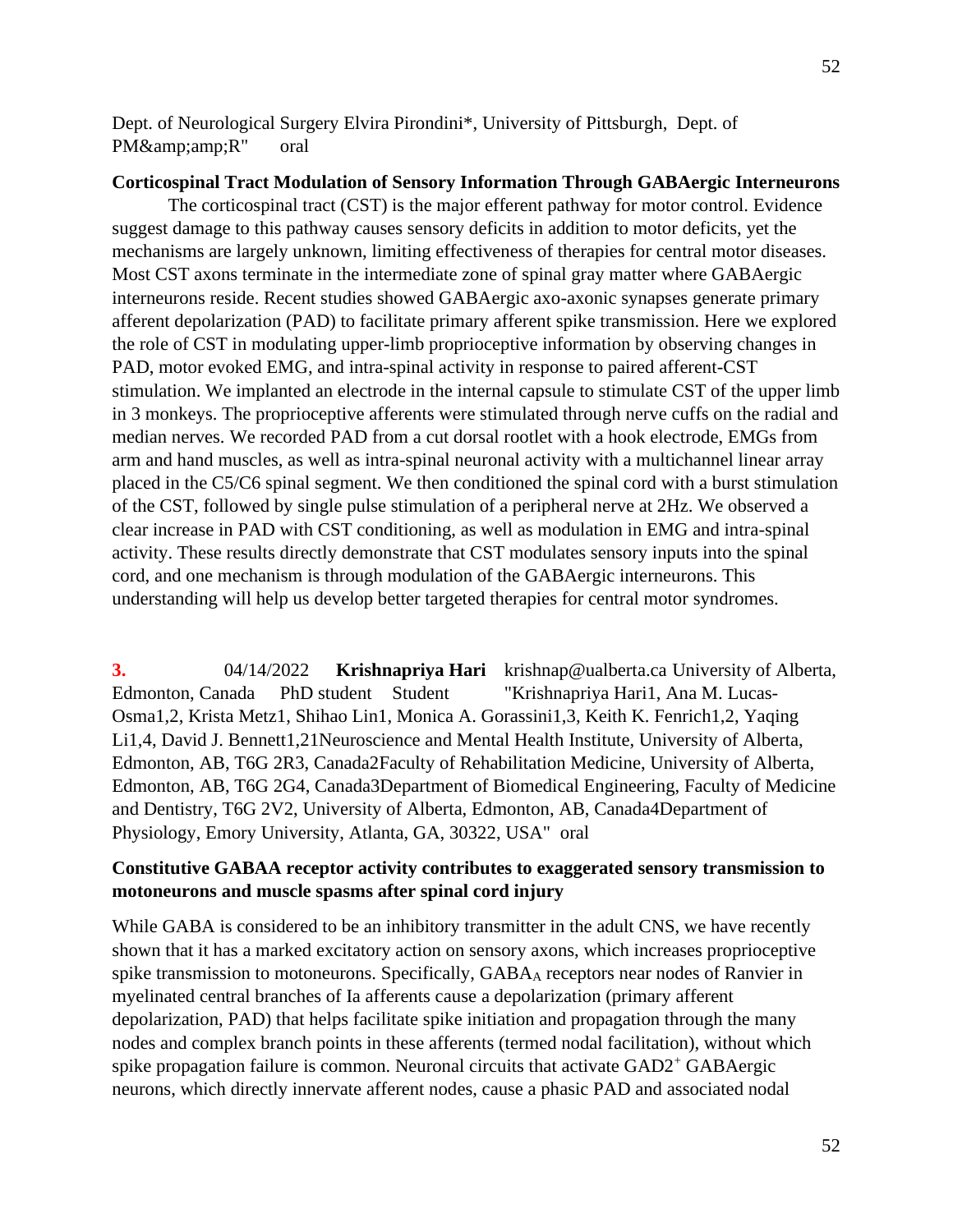Dept. of Neurological Surgery Elvira Pirondini*, University of Pittsburgh, Dept. of PM&amp;amp;R" oral

**Corticospinal Tract Modulation of Sensory Information Through GABAergic Interneurons**

The corticospinal tract (CST) is the major efferent pathway for motor control. Evidence suggest damage to this pathway causes sensory deficits in addition to motor deficits, yet the mechanisms are largely unknown, limiting effectiveness of therapies for central motor diseases. Most CST axons terminate in the intermediate zone of spinal gray matter where GABAergic interneurons reside. Recent studies showed GABAergic axo-axonic synapses generate primary afferent depolarization (PAD) to facilitate primary afferent spike transmission. Here we explored the role of CST in modulating upper-limb proprioceptive information by observing changes in PAD, motor evoked EMG, and intra-spinal activity in response to paired afferent-CST stimulation. We implanted an electrode in the internal capsule to stimulate CST of the upper limb in 3 monkeys. The proprioceptive afferents were stimulated through nerve cuffs on the radial and median nerves. We recorded PAD from a cut dorsal rootlet with a hook electrode, EMGs from arm and hand muscles, as well as intra-spinal neuronal activity with a multichannel linear array placed in the C5/C6 spinal segment. We then conditioned the spinal cord with a burst stimulation of the CST, followed by single pulse stimulation of a peripheral nerve at 2Hz. We observed a clear increase in PAD with CST conditioning, as well as modulation in EMG and intra-spinal activity. These results directly demonstrate that CST modulates sensory inputs into the spinal cord, and one mechanism is through modulation of the GABAergic interneurons. This understanding will help us develop better targeted therapies for central motor syndromes.

**3.** 04/14/2022 **Krishnapriya Hari** krishnap@ualberta.ca University of Alberta, Edmonton, Canada PhD student Student "Krishnapriya Hari1, Ana M. Lucas-Osma1,2, Krista Metz1, Shihao Lin1, Monica A. Gorassini1,3, Keith K. Fenrich1,2, Yaqing Li1,4, David J. Bennett1,21Neuroscience and Mental Health Institute, University of Alberta, Edmonton, AB, T6G 2R3, Canada2Faculty of Rehabilitation Medicine, University of Alberta, Edmonton, AB, T6G 2G4, Canada3Department of Biomedical Engineering, Faculty of Medicine and Dentistry, T6G 2V2, University of Alberta, Edmonton, AB, Canada4Department of Physiology, Emory University, Atlanta, GA, 30322, USA" oral

**Constitutive GABAA receptor activity contributes to exaggerated sensory transmission to motoneurons and muscle spasms after spinal cord injury**

While GABA is considered to be an inhibitory transmitter in the adult CNS, we have recently shown that it has a marked excitatory action on sensory axons, which increases proprioceptive spike transmission to motoneurons. Specifically, $GABA_A$ receptors near nodes of Ranvier in myelinated central branches of Ia afferents cause a depolarization (primary afferent depolarization, PAD) that helps facilitate spike initiation and propagation through the many nodes and complex branch points in these afferents (termed nodal facilitation), without which spike propagation failure is common. Neuronal circuits that activate $GAD2^+$ GABAergic neurons, which directly innervate afferent nodes, cause a phasic PAD and associated nodal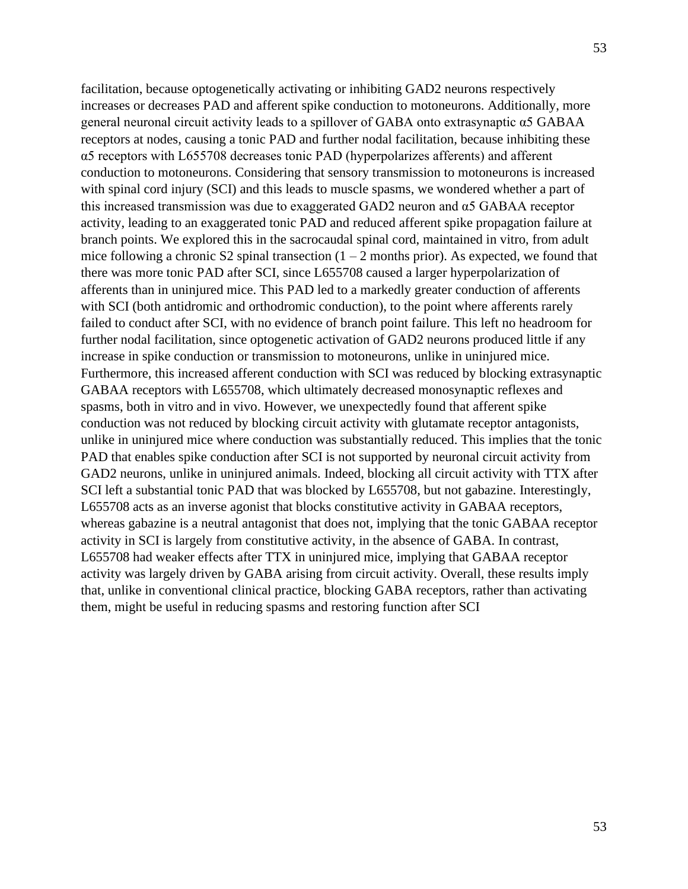facilitation, because optogenetically activating or inhibiting GAD2 neurons respectively increases or decreases PAD and afferent spike conduction to motoneurons. Additionally, more general neuronal circuit activity leads to a spillover of GABA onto extrasynaptic α5 GABAA receptors at nodes, causing a tonic PAD and further nodal facilitation, because inhibiting these α5 receptors with L655708 decreases tonic PAD (hyperpolarizes afferents) and afferent conduction to motoneurons. Considering that sensory transmission to motoneurons is increased with spinal cord injury (SCI) and this leads to muscle spasms, we wondered whether a part of this increased transmission was due to exaggerated GAD2 neuron and α5 GABAA receptor activity, leading to an exaggerated tonic PAD and reduced afferent spike propagation failure at branch points. We explored this in the sacrocaudal spinal cord, maintained in vitro, from adult mice following a chronic S2 spinal transection (1 – 2 months prior). As expected, we found that there was more tonic PAD after SCI, since L655708 caused a larger hyperpolarization of afferents than in uninjured mice. This PAD led to a markedly greater conduction of afferents with SCI (both antidromic and orthodromic conduction), to the point where afferents rarely failed to conduct after SCI, with no evidence of branch point failure. This left no headroom for further nodal facilitation, since optogenetic activation of GAD2 neurons produced little if any increase in spike conduction or transmission to motoneurons, unlike in uninjured mice. Furthermore, this increased afferent conduction with SCI was reduced by blocking extrasynaptic GABAA receptors with L655708, which ultimately decreased monosynaptic reflexes and spasms, both in vitro and in vivo. However, we unexpectedly found that afferent spike conduction was not reduced by blocking circuit activity with glutamate receptor antagonists, unlike in uninjured mice where conduction was substantially reduced. This implies that the tonic PAD that enables spike conduction after SCI is not supported by neuronal circuit activity from GAD2 neurons, unlike in uninjured animals. Indeed, blocking all circuit activity with TTX after SCI left a substantial tonic PAD that was blocked by L655708, but not gabazine. Interestingly, L655708 acts as an inverse agonist that blocks constitutive activity in GABAA receptors, whereas gabazine is a neutral antagonist that does not, implying that the tonic GABAA receptor activity in SCI is largely from constitutive activity, in the absence of GABA. In contrast, L655708 had weaker effects after TTX in uninjured mice, implying that GABAA receptor activity was largely driven by GABA arising from circuit activity. Overall, these results imply that, unlike in conventional clinical practice, blocking GABA receptors, rather than activating them, might be useful in reducing spasms and restoring function after SCI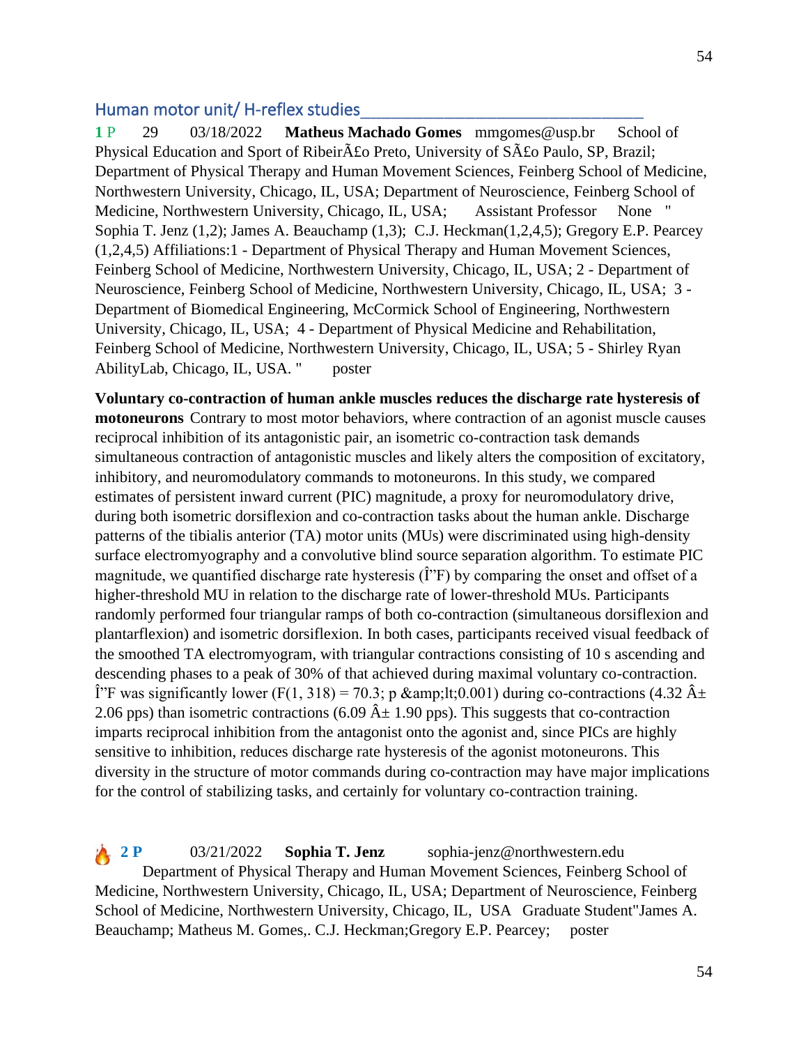## Human motor unit/ H-reflex studies

**1** P 29 03/18/2022 **Matheus Machado Gomes** mmgomes@usp.br School of Physical Education and Sport of RibeirÃ£o Preto, University of SÃ£o Paulo, SP, Brazil; Department of Physical Therapy and Human Movement Sciences, Feinberg School of Medicine, Northwestern University, Chicago, IL, USA; Department of Neuroscience, Feinberg School of Medicine, Northwestern University, Chicago, IL, USA; Assistant Professor None " Sophia T. Jenz (1,2); James A. Beauchamp (1,3); C.J. Heckman(1,2,4,5); Gregory E.P. Pearcey (1,2,4,5) Affiliations:1 - Department of Physical Therapy and Human Movement Sciences, Feinberg School of Medicine, Northwestern University, Chicago, IL, USA; 2 - Department of Neuroscience, Feinberg School of Medicine, Northwestern University, Chicago, IL, USA; 3 - Department of Biomedical Engineering, McCormick School of Engineering, Northwestern University, Chicago, IL, USA; 4 - Department of Physical Medicine and Rehabilitation, Feinberg School of Medicine, Northwestern University, Chicago, IL, USA; 5 - Shirley Ryan AbilityLab, Chicago, IL, USA. " poster

**Voluntary co-contraction of human ankle muscles reduces the discharge rate hysteresis of motoneurons** Contrary to most motor behaviors, where contraction of an agonist muscle causes reciprocal inhibition of its antagonistic pair, an isometric co-contraction task demands simultaneous contraction of antagonistic muscles and likely alters the composition of excitatory, inhibitory, and neuromodulatory commands to motoneurons. In this study, we compared estimates of persistent inward current (PIC) magnitude, a proxy for neuromodulatory drive, during both isometric dorsiflexion and co-contraction tasks about the human ankle. Discharge patterns of the tibialis anterior (TA) motor units (MUs) were discriminated using high-density surface electromyography and a convolutive blind source separation algorithm. To estimate PIC magnitude, we quantified discharge rate hysteresis (Î”F) by comparing the onset and offset of a higher-threshold MU in relation to the discharge rate of lower-threshold MUs. Participants randomly performed four triangular ramps of both co-contraction (simultaneous dorsiflexion and plantarflexion) and isometric dorsiflexion. In both cases, participants received visual feedback of the smoothed TA electromyogram, with triangular contractions consisting of 10 s ascending and descending phases to a peak of 30% of that achieved during maximal voluntary co-contraction. Î”F was significantly lower (F(1, 318) = 70.3; p &amp;lt;0.001) during co-contractions (4.32 Â± 2.06 pps) than isometric contractions (6.09 Â± 1.90 pps). This suggests that co-contraction imparts reciprocal inhibition from the antagonist onto the agonist and, since PICs are highly sensitive to inhibition, reduces discharge rate hysteresis of the agonist motoneurons. This diversity in the structure of motor commands during co-contraction may have major implications for the control of stabilizing tasks, and certainly for voluntary co-contraction training.

🔥 **2 P** 03/21/2022 **Sophia T. Jenz** sophia-jenz@northwestern.edu Department of Physical Therapy and Human Movement Sciences, Feinberg School of Medicine, Northwestern University, Chicago, IL, USA; Department of Neuroscience, Feinberg School of Medicine, Northwestern University, Chicago, IL, USA Graduate Student"James A. Beauchamp; Matheus M. Gomes,. C.J. Heckman;Gregory E.P. Pearcey; poster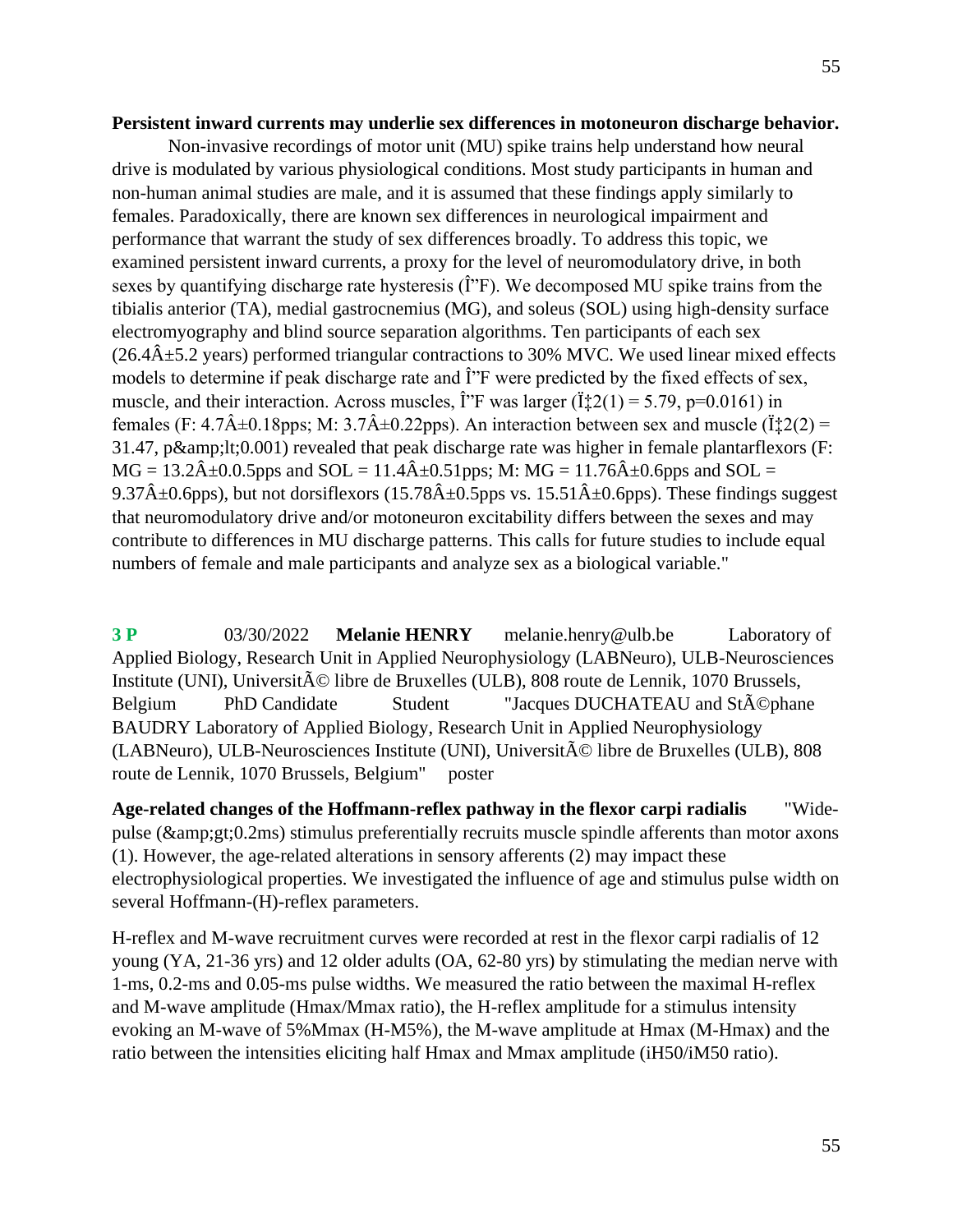**Persistent inward currents may underlie sex differences in motoneuron discharge behavior.**

Non-invasive recordings of motor unit (MU) spike trains help understand how neural drive is modulated by various physiological conditions. Most study participants in human and non-human animal studies are male, and it is assumed that these findings apply similarly to females. Paradoxically, there are known sex differences in neurological impairment and performance that warrant the study of sex differences broadly. To address this topic, we examined persistent inward currents, a proxy for the level of neuromodulatory drive, in both sexes by quantifying discharge rate hysteresis (Î"F). We decomposed MU spike trains from the tibialis anterior (TA), medial gastrocnemius (MG), and soleus (SOL) using high-density surface electromyography and blind source separation algorithms. Ten participants of each sex (26.4Â±5.2 years) performed triangular contractions to 30% MVC. We used linear mixed effects models to determine if peak discharge rate and Î"F were predicted by the fixed effects of sex, muscle, and their interaction. Across muscles, Î"F was larger (Ï‡2(1) = 5.79, p=0.0161) in females (F: 4.7Â±0.18pps; M: 3.7Â±0.22pps). An interaction between sex and muscle (Ï‡2(2) = 31.47, p&amp;lt;0.001) revealed that peak discharge rate was higher in female plantarflexors (F: MG = 13.2Â±0.0.5pps and SOL = 11.4Â±0.51pps; M: MG = 11.76Â±0.6pps and SOL = 9.37Â±0.6pps), but not dorsiflexors (15.78Â±0.5pps vs. 15.51Â±0.6pps). These findings suggest that neuromodulatory drive and/or motoneuron excitability differs between the sexes and may contribute to differences in MU discharge patterns. This calls for future studies to include equal numbers of female and male participants and analyze sex as a biological variable."

**3 P** 03/30/2022 **Melanie HENRY** melanie.henry@ulb.be Laboratory of Applied Biology, Research Unit in Applied Neurophysiology (LABNeuro), ULB-Neurosciences Institute (UNI), UniversitÃ© libre de Bruxelles (ULB), 808 route de Lennik, 1070 Brussels, Belgium PhD Candidate Student "Jacques DUCHATEAU and StÃ©phane BAUDRY Laboratory of Applied Biology, Research Unit in Applied Neurophysiology (LABNeuro), ULB-Neurosciences Institute (UNI), UniversitÃ© libre de Bruxelles (ULB), 808 route de Lennik, 1070 Brussels, Belgium" poster

**Age-related changes of the Hoffmann-reflex pathway in the flexor carpi radialis** "Wide-pulse (&amp;gt;0.2ms) stimulus preferentially recruits muscle spindle afferents than motor axons (1). However, the age-related alterations in sensory afferents (2) may impact these electrophysiological properties. We investigated the influence of age and stimulus pulse width on several Hoffmann-(H)-reflex parameters.

H-reflex and M-wave recruitment curves were recorded at rest in the flexor carpi radialis of 12 young (YA, 21-36 yrs) and 12 older adults (OA, 62-80 yrs) by stimulating the median nerve with 1-ms, 0.2-ms and 0.05-ms pulse widths. We measured the ratio between the maximal H-reflex and M-wave amplitude (Hmax/Mmax ratio), the H-reflex amplitude for a stimulus intensity evoking an M-wave of 5%Mmax (H-M5%), the M-wave amplitude at Hmax (M-Hmax) and the ratio between the intensities eliciting half Hmax and Mmax amplitude (iH50/iM50 ratio).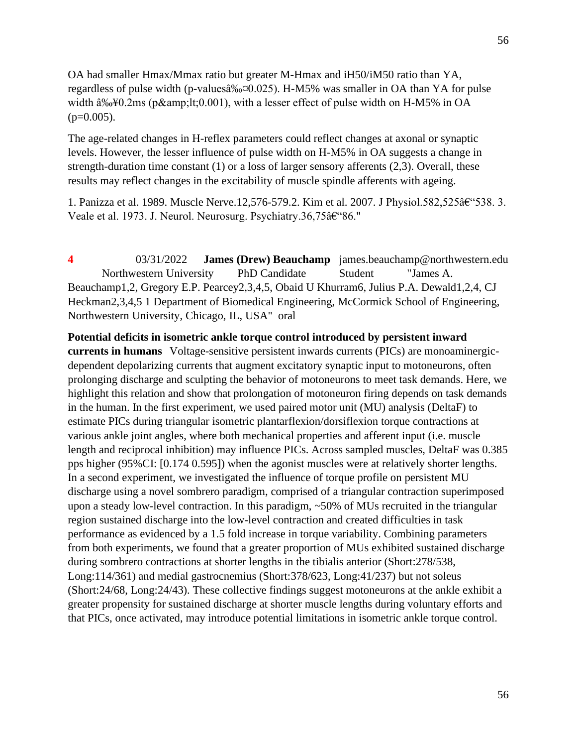OA had smaller Hmax/Mmax ratio but greater M-Hmax and iH50/iM50 ratio than YA, regardless of pulse width (p-valuesâ‰¤0.025). H-M5% was smaller in OA than YA for pulse width â‰¥0.2ms (p&amp;lt;0.001), with a lesser effect of pulse width on H-M5% in OA (p=0.005).

The age-related changes in H-reflex parameters could reflect changes at axonal or synaptic levels. However, the lesser influence of pulse width on H-M5% in OA suggests a change in strength-duration time constant (1) or a loss of larger sensory afferents (2,3). Overall, these results may reflect changes in the excitability of muscle spindle afferents with ageing.

1. Panizza et al. 1989. Muscle Nerve.12,576-579.2. Kim et al. 2007. J Physiol.582,525â€"538. 3. Veale et al. 1973. J. Neurol. Neurosurg. Psychiatry.36,75â€"86."

**4** 03/31/2022 **James (Drew) Beauchamp** james.beauchamp@northwestern.edu Northwestern University PhD Candidate Student "James A. Beauchamp1,2, Gregory E.P. Pearcey2,3,4,5, Obaid U Khurram6, Julius P.A. Dewald1,2,4, CJ Heckman2,3,4,5 1 Department of Biomedical Engineering, McCormick School of Engineering, Northwestern University, Chicago, IL, USA" oral

**Potential deficits in isometric ankle torque control introduced by persistent inward currents in humans** Voltage-sensitive persistent inwards currents (PICs) are monoaminergic-dependent depolarizing currents that augment excitatory synaptic input to motoneurons, often prolonging discharge and sculpting the behavior of motoneurons to meet task demands. Here, we highlight this relation and show that prolongation of motoneuron firing depends on task demands in the human. In the first experiment, we used paired motor unit (MU) analysis (DeltaF) to estimate PICs during triangular isometric plantarflexion/dorsiflexion torque contractions at various ankle joint angles, where both mechanical properties and afferent input (i.e. muscle length and reciprocal inhibition) may influence PICs. Across sampled muscles, DeltaF was 0.385 pps higher (95%CI: [0.174 0.595]) when the agonist muscles were at relatively shorter lengths. In a second experiment, we investigated the influence of torque profile on persistent MU discharge using a novel sombrero paradigm, comprised of a triangular contraction superimposed upon a steady low-level contraction. In this paradigm, ~50% of MUs recruited in the triangular region sustained discharge into the low-level contraction and created difficulties in task performance as evidenced by a 1.5 fold increase in torque variability. Combining parameters from both experiments, we found that a greater proportion of MUs exhibited sustained discharge during sombrero contractions at shorter lengths in the tibialis anterior (Short:278/538, Long:114/361) and medial gastrocnemius (Short:378/623, Long:41/237) but not soleus (Short:24/68, Long:24/43). These collective findings suggest motoneurons at the ankle exhibit a greater propensity for sustained discharge at shorter muscle lengths during voluntary efforts and that PICs, once activated, may introduce potential limitations in isometric ankle torque control.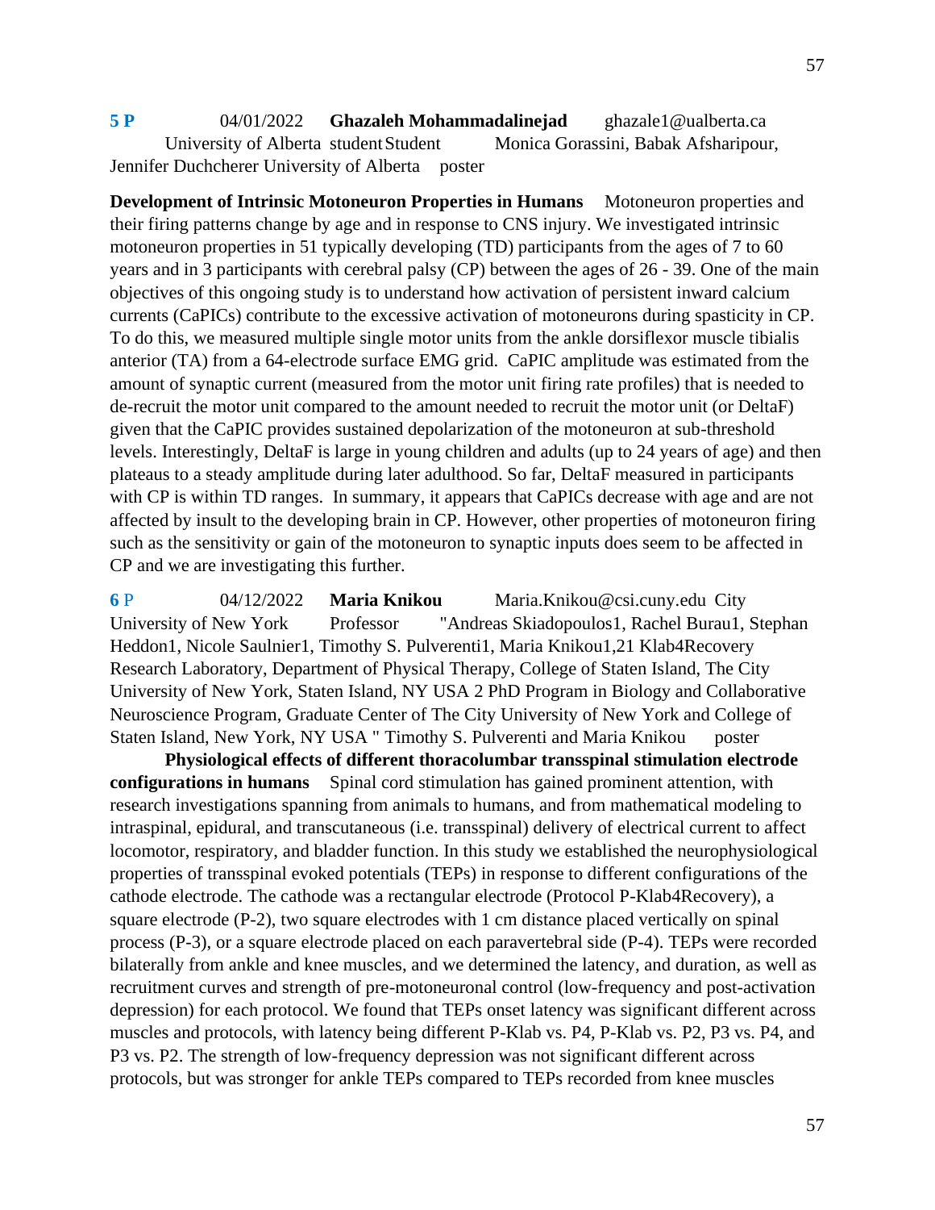**5 P** 04/01/2022 **Ghazaleh Mohammadalinejad** ghazale1@ualberta.ca University of Alberta student Student Monica Gorassini, Babak Afsharipour, Jennifer Duchcherer University of Alberta poster

**Development of Intrinsic Motoneuron Properties in Humans** Motoneuron properties and their firing patterns change by age and in response to CNS injury. We investigated intrinsic motoneuron properties in 51 typically developing (TD) participants from the ages of 7 to 60 years and in 3 participants with cerebral palsy (CP) between the ages of 26 - 39. One of the main objectives of this ongoing study is to understand how activation of persistent inward calcium currents (CaPICs) contribute to the excessive activation of motoneurons during spasticity in CP. To do this, we measured multiple single motor units from the ankle dorsiflexor muscle tibialis anterior (TA) from a 64-electrode surface EMG grid. CaPIC amplitude was estimated from the amount of synaptic current (measured from the motor unit firing rate profiles) that is needed to de-recruit the motor unit compared to the amount needed to recruit the motor unit (or DeltaF) given that the CaPIC provides sustained depolarization of the motoneuron at sub-threshold levels. Interestingly, DeltaF is large in young children and adults (up to 24 years of age) and then plateaus to a steady amplitude during later adulthood. So far, DeltaF measured in participants with CP is within TD ranges. In summary, it appears that CaPICs decrease with age and are not affected by insult to the developing brain in CP. However, other properties of motoneuron firing such as the sensitivity or gain of the motoneuron to synaptic inputs does seem to be affected in CP and we are investigating this further.

**6** P 04/12/2022 **Maria Knikou** Maria.Knikou@csi.cuny.edu City University of New York Professor "Andreas Skiadopoulos1, Rachel Burau1, Stephan Heddon1, Nicole Saulnier1, Timothy S. Pulverenti1, Maria Knikou1,21 Klab4Recovery Research Laboratory, Department of Physical Therapy, College of Staten Island, The City University of New York, Staten Island, NY USA 2 PhD Program in Biology and Collaborative Neuroscience Program, Graduate Center of The City University of New York and College of Staten Island, New York, NY USA " Timothy S. Pulverenti and Maria Knikou poster

**Physiological effects of different thoracolumbar transspinal stimulation electrode configurations in humans** Spinal cord stimulation has gained prominent attention, with research investigations spanning from animals to humans, and from mathematical modeling to intraspinal, epidural, and transcutaneous (i.e. transspinal) delivery of electrical current to affect locomotor, respiratory, and bladder function. In this study we established the neurophysiological properties of transspinal evoked potentials (TEPs) in response to different configurations of the cathode electrode. The cathode was a rectangular electrode (Protocol P-Klab4Recovery), a square electrode (P-2), two square electrodes with 1 cm distance placed vertically on spinal process (P-3), or a square electrode placed on each paravertebral side (P-4). TEPs were recorded bilaterally from ankle and knee muscles, and we determined the latency, and duration, as well as recruitment curves and strength of pre-motoneuronal control (low-frequency and post-activation depression) for each protocol. We found that TEPs onset latency was significant different across muscles and protocols, with latency being different P-Klab vs. P4, P-Klab vs. P2, P3 vs. P4, and P3 vs. P2. The strength of low-frequency depression was not significant different across protocols, but was stronger for ankle TEPs compared to TEPs recorded from knee muscles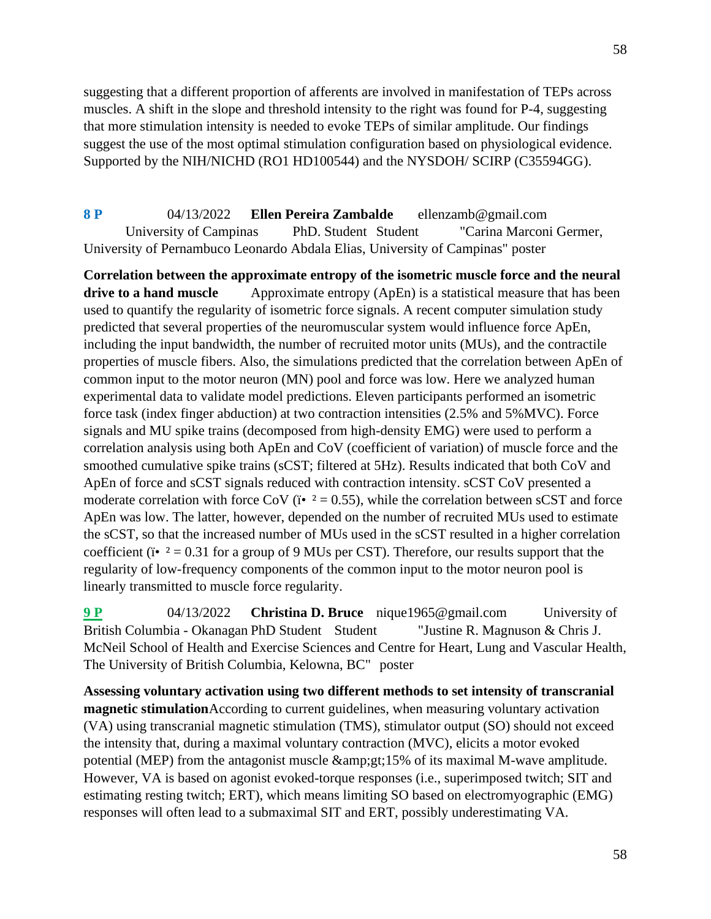suggesting that a different proportion of afferents are involved in manifestation of TEPs across muscles. A shift in the slope and threshold intensity to the right was found for P-4, suggesting that more stimulation intensity is needed to evoke TEPs of similar amplitude. Our findings suggest the use of the most optimal stimulation configuration based on physiological evidence. Supported by the NIH/NICHD (RO1 HD100544) and the NYSDOH/ SCIRP (C35594GG).

**8 P** 04/13/2022 **Ellen Pereira Zambalde** ellenzamb@gmail.com University of Campinas PhD. Student Student "Carina Marconi Germer, University of Pernambuco Leonardo Abdala Elias, University of Campinas" poster

**Correlation between the approximate entropy of the isometric muscle force and the neural drive to a hand muscle** Approximate entropy (ApEn) is a statistical measure that has been used to quantify the regularity of isometric force signals. A recent computer simulation study predicted that several properties of the neuromuscular system would influence force ApEn, including the input bandwidth, the number of recruited motor units (MUs), and the contractile properties of muscle fibers. Also, the simulations predicted that the correlation between ApEn of common input to the motor neuron (MN) pool and force was low. Here we analyzed human experimental data to validate model predictions. Eleven participants performed an isometric force task (index finger abduction) at two contraction intensities (2.5% and 5%MVC). Force signals and MU spike trains (decomposed from high-density EMG) were used to perform a correlation analysis using both ApEn and CoV (coefficient of variation) of muscle force and the smoothed cumulative spike trains (sCST; filtered at 5Hz). Results indicated that both CoV and ApEn of force and sCST signals reduced with contraction intensity. sCST CoV presented a moderate correlation with force CoV (ï• ² = 0.55), while the correlation between sCST and force ApEn was low. The latter, however, depended on the number of recruited MUs used to estimate the sCST, so that the increased number of MUs used in the sCST resulted in a higher correlation coefficient (ï• ² = 0.31 for a group of 9 MUs per CST). Therefore, our results support that the regularity of low-frequency components of the common input to the motor neuron pool is linearly transmitted to muscle force regularity.

**9 P** 04/13/2022 **Christina D. Bruce** nique1965@gmail.com University of British Columbia - Okanagan PhD Student Student "Justine R. Magnuson & Chris J. McNeil School of Health and Exercise Sciences and Centre for Heart, Lung and Vascular Health, The University of British Columbia, Kelowna, BC" poster

**Assessing voluntary activation using two different methods to set intensity of transcranial magnetic stimulation**According to current guidelines, when measuring voluntary activation (VA) using transcranial magnetic stimulation (TMS), stimulator output (SO) should not exceed the intensity that, during a maximal voluntary contraction (MVC), elicits a motor evoked potential (MEP) from the antagonist muscle &amp;gt;15% of its maximal M-wave amplitude. However, VA is based on agonist evoked-torque responses (i.e., superimposed twitch; SIT and estimating resting twitch; ERT), which means limiting SO based on electromyographic (EMG) responses will often lead to a submaximal SIT and ERT, possibly underestimating VA.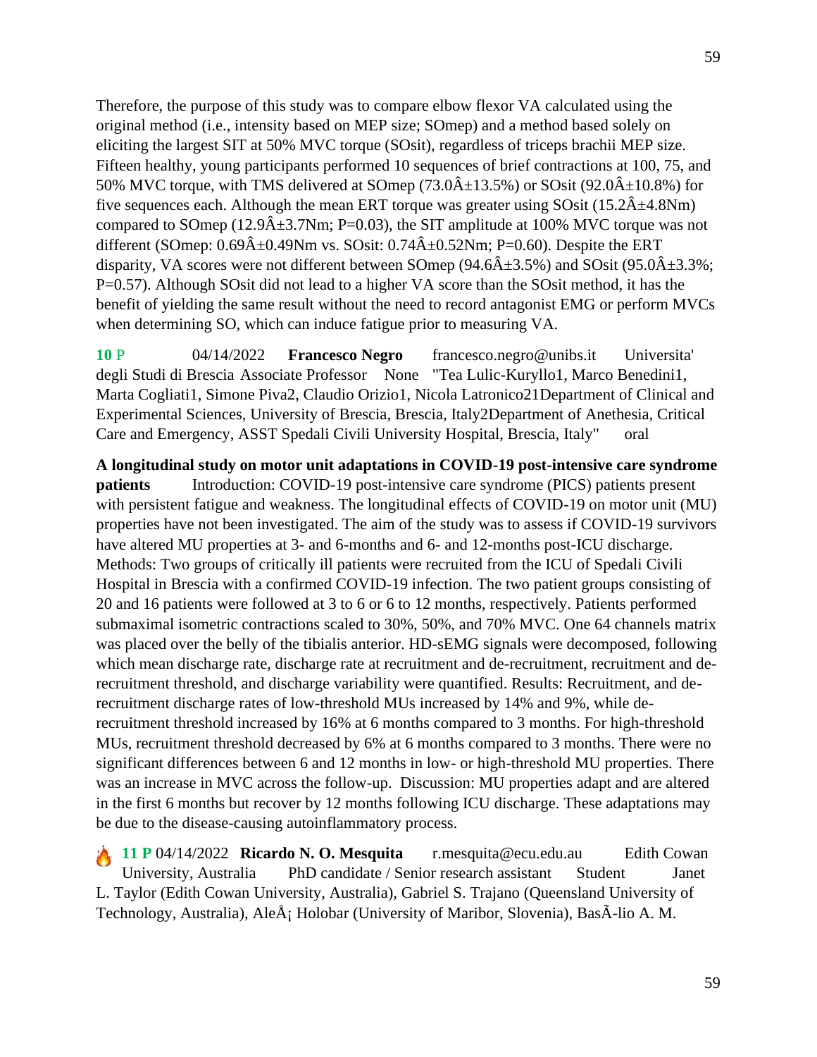Therefore, the purpose of this study was to compare elbow flexor VA calculated using the original method (i.e., intensity based on MEP size; SOmep) and a method based solely on eliciting the largest SIT at 50% MVC torque (SOsit), regardless of triceps brachii MEP size. Fifteen healthy, young participants performed 10 sequences of brief contractions at 100, 75, and 50% MVC torque, with TMS delivered at SOmep (73.0Â±13.5%) or SOsit (92.0Â±10.8%) for five sequences each. Although the mean ERT torque was greater using SOsit (15.2Â±4.8Nm) compared to SOmep (12.9Â±3.7Nm; P=0.03), the SIT amplitude at 100% MVC torque was not different (SOmep: 0.69Â±0.49Nm vs. SOsit: 0.74Â±0.52Nm; P=0.60). Despite the ERT disparity, VA scores were not different between SOmep (94.6Â±3.5%) and SOsit (95.0Â±3.3%; P=0.57). Although SOsit did not lead to a higher VA score than the SOsit method, it has the benefit of yielding the same result without the need to record antagonist EMG or perform MVCs when determining SO, which can induce fatigue prior to measuring VA.

**10** P 04/14/2022 **Francesco Negro** francesco.negro@unibs.it Universita' degli Studi di Brescia Associate Professor None "Tea Lulic-Kuryllo1, Marco Benedini1, Marta Cogliati1, Simone Piva2, Claudio Orizio1, Nicola Latronico21Department of Clinical and Experimental Sciences, University of Brescia, Brescia, Italy2Department of Anethesia, Critical Care and Emergency, ASST Spedali Civili University Hospital, Brescia, Italy" oral

**A longitudinal study on motor unit adaptations in COVID-19 post-intensive care syndrome patients** Introduction: COVID-19 post-intensive care syndrome (PICS) patients present with persistent fatigue and weakness. The longitudinal effects of COVID-19 on motor unit (MU) properties have not been investigated. The aim of the study was to assess if COVID-19 survivors have altered MU properties at 3- and 6-months and 6- and 12-months post-ICU discharge. Methods: Two groups of critically ill patients were recruited from the ICU of Spedali Civili Hospital in Brescia with a confirmed COVID-19 infection. The two patient groups consisting of 20 and 16 patients were followed at 3 to 6 or 6 to 12 months, respectively. Patients performed submaximal isometric contractions scaled to 30%, 50%, and 70% MVC. One 64 channels matrix was placed over the belly of the tibialis anterior. HD-sEMG signals were decomposed, following which mean discharge rate, discharge rate at recruitment and de-recruitment, recruitment and de-recruitment threshold, and discharge variability were quantified. Results: Recruitment, and de-recruitment discharge rates of low-threshold MUs increased by 14% and 9%, while de-recruitment threshold increased by 16% at 6 months compared to 3 months. For high-threshold MUs, recruitment threshold decreased by 6% at 6 months compared to 3 months. There were no significant differences between 6 and 12 months in low- or high-threshold MU properties. There was an increase in MVC across the follow-up. Discussion: MU properties adapt and are altered in the first 6 months but recover by 12 months following ICU discharge. These adaptations may be due to the disease-causing autoinflammatory process.

🔥 **11 P** 04/14/2022 **Ricardo N. O. Mesquita** r.mesquita@ecu.edu.au Edith Cowan University, Australia PhD candidate / Senior research assistant Student Janet L. Taylor (Edith Cowan University, Australia), Gabriel S. Trajano (Queensland University of Technology, Australia), AleÅ¡ Holobar (University of Maribor, Slovenia), BasÃ-lio A. M.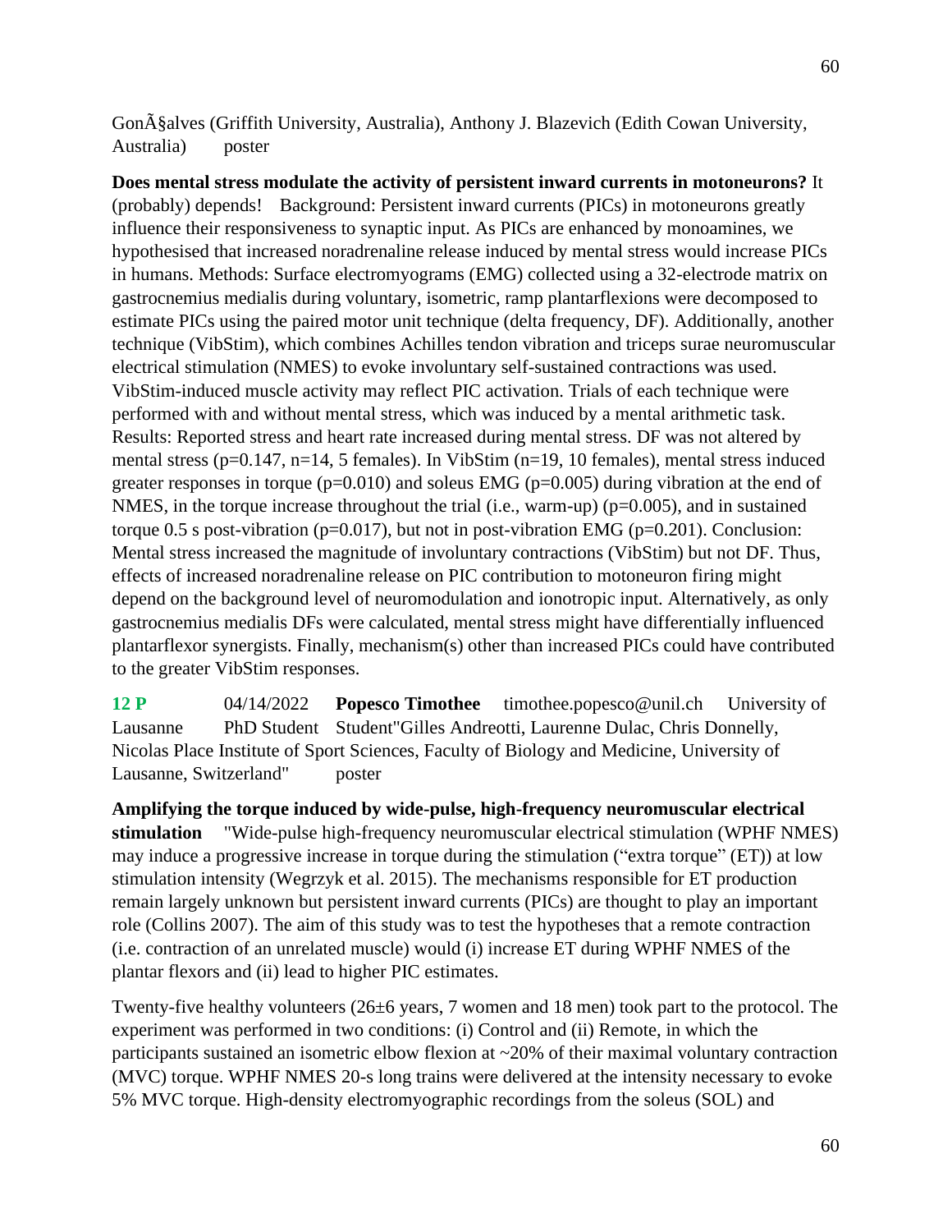GonÃ§alves (Griffith University, Australia), Anthony J. Blazevich (Edith Cowan University, Australia)    poster

**Does mental stress modulate the activity of persistent inward currents in motoneurons?** It (probably) depends!   Background: Persistent inward currents (PICs) in motoneurons greatly influence their responsiveness to synaptic input. As PICs are enhanced by monoamines, we hypothesised that increased noradrenaline release induced by mental stress would increase PICs in humans. Methods: Surface electromyograms (EMG) collected using a 32-electrode matrix on gastrocnemius medialis during voluntary, isometric, ramp plantarflexions were decomposed to estimate PICs using the paired motor unit technique (delta frequency, DF). Additionally, another technique (VibStim), which combines Achilles tendon vibration and triceps surae neuromuscular electrical stimulation (NMES) to evoke involuntary self-sustained contractions was used. VibStim-induced muscle activity may reflect PIC activation. Trials of each technique were performed with and without mental stress, which was induced by a mental arithmetic task. Results: Reported stress and heart rate increased during mental stress. DF was not altered by mental stress ($p=0.147$, $n=14$, 5 females). In VibStim ($n=19$, 10 females), mental stress induced greater responses in torque ($p=0.010$) and soleus EMG ($p=0.005$) during vibration at the end of NMES, in the torque increase throughout the trial (i.e., warm-up) ($p=0.005$), and in sustained torque 0.5 s post-vibration ($p=0.017$), but not in post-vibration EMG ($p=0.201$). Conclusion: Mental stress increased the magnitude of involuntary contractions (VibStim) but not DF. Thus, effects of increased noradrenaline release on PIC contribution to motoneuron firing might depend on the background level of neuromodulation and ionotropic input. Alternatively, as only gastrocnemius medialis DFs were calculated, mental stress might have differentially influenced plantarflexor synergists. Finally, mechanism(s) other than increased PICs could have contributed to the greater VibStim responses.

**12 P**    04/14/2022    **Popesco Timothee**    timothee.popesco@unil.ch    University of Lausanne    PhD Student    Student"Gilles Andreotti, Laurenne Dulac, Chris Donnelly, Nicolas Place Institute of Sport Sciences, Faculty of Biology and Medicine, University of Lausanne, Switzerland"    poster

**Amplifying the torque induced by wide-pulse, high-frequency neuromuscular electrical stimulation**    "Wide-pulse high-frequency neuromuscular electrical stimulation (WPHF NMES) may induce a progressive increase in torque during the stimulation ("extra torque" (ET)) at low stimulation intensity (Wegrzyk et al. 2015). The mechanisms responsible for ET production remain largely unknown but persistent inward currents (PICs) are thought to play an important role (Collins 2007). The aim of this study was to test the hypotheses that a remote contraction (i.e. contraction of an unrelated muscle) would (i) increase ET during WPHF NMES of the plantar flexors and (ii) lead to higher PIC estimates.

Twenty-five healthy volunteers (26±6 years, 7 women and 18 men) took part to the protocol. The experiment was performed in two conditions: (i) Control and (ii) Remote, in which the participants sustained an isometric elbow flexion at ~20% of their maximal voluntary contraction (MVC) torque. WPHF NMES 20-s long trains were delivered at the intensity necessary to evoke 5% MVC torque. High-density electromyographic recordings from the soleus (SOL) and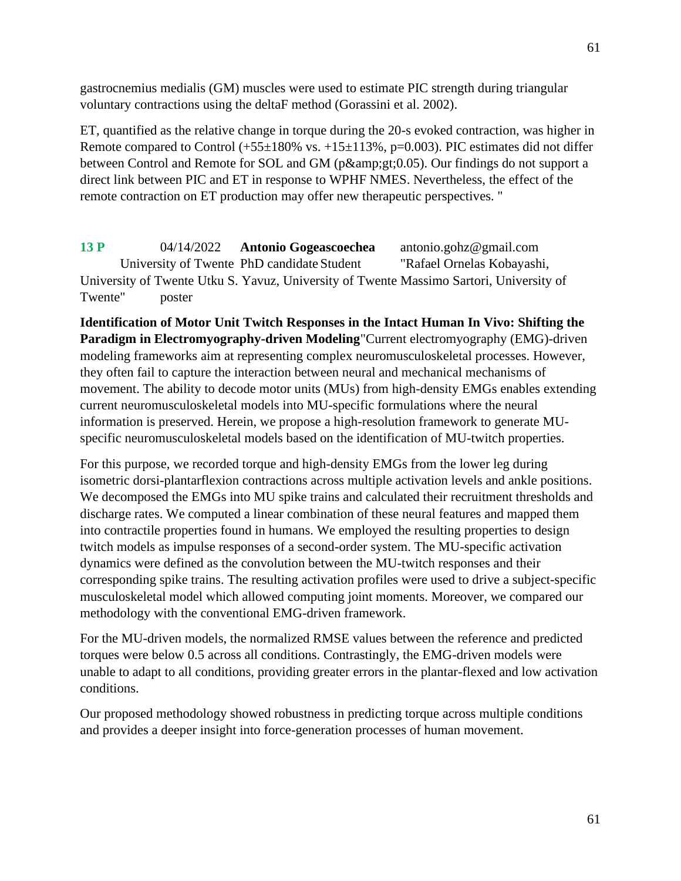gastrocnemius medialis (GM) muscles were used to estimate PIC strength during triangular voluntary contractions using the deltaF method (Gorassini et al. 2002).

ET, quantified as the relative change in torque during the 20-s evoked contraction, was higher in Remote compared to Control (+55±180% vs. +15±113%, p=0.003). PIC estimates did not differ between Control and Remote for SOL and GM (p&amp;gt;0.05). Our findings do not support a direct link between PIC and ET in response to WPHF NMES. Nevertheless, the effect of the remote contraction on ET production may offer new therapeutic perspectives. "

**13 P** 04/14/2022 **Antonio Gogeascoechea** antonio.gohz@gmail.com University of Twente PhD candidate Student "Rafael Ornelas Kobayashi, University of Twente Utku S. Yavuz, University of Twente Massimo Sartori, University of Twente" poster

**Identification of Motor Unit Twitch Responses in the Intact Human In Vivo: Shifting the Paradigm in Electromyography-driven Modeling**"Current electromyography (EMG)-driven modeling frameworks aim at representing complex neuromusculoskeletal processes. However, they often fail to capture the interaction between neural and mechanical mechanisms of movement. The ability to decode motor units (MUs) from high-density EMGs enables extending current neuromusculoskeletal models into MU-specific formulations where the neural information is preserved. Herein, we propose a high-resolution framework to generate MU-specific neuromusculoskeletal models based on the identification of MU-twitch properties.

For this purpose, we recorded torque and high-density EMGs from the lower leg during isometric dorsi-plantarflexion contractions across multiple activation levels and ankle positions. We decomposed the EMGs into MU spike trains and calculated their recruitment thresholds and discharge rates. We computed a linear combination of these neural features and mapped them into contractile properties found in humans. We employed the resulting properties to design twitch models as impulse responses of a second-order system. The MU-specific activation dynamics were defined as the convolution between the MU-twitch responses and their corresponding spike trains. The resulting activation profiles were used to drive a subject-specific musculoskeletal model which allowed computing joint moments. Moreover, we compared our methodology with the conventional EMG-driven framework.

For the MU-driven models, the normalized RMSE values between the reference and predicted torques were below 0.5 across all conditions. Contrastingly, the EMG-driven models were unable to adapt to all conditions, providing greater errors in the plantar-flexed and low activation conditions.

Our proposed methodology showed robustness in predicting torque across multiple conditions and provides a deeper insight into force-generation processes of human movement.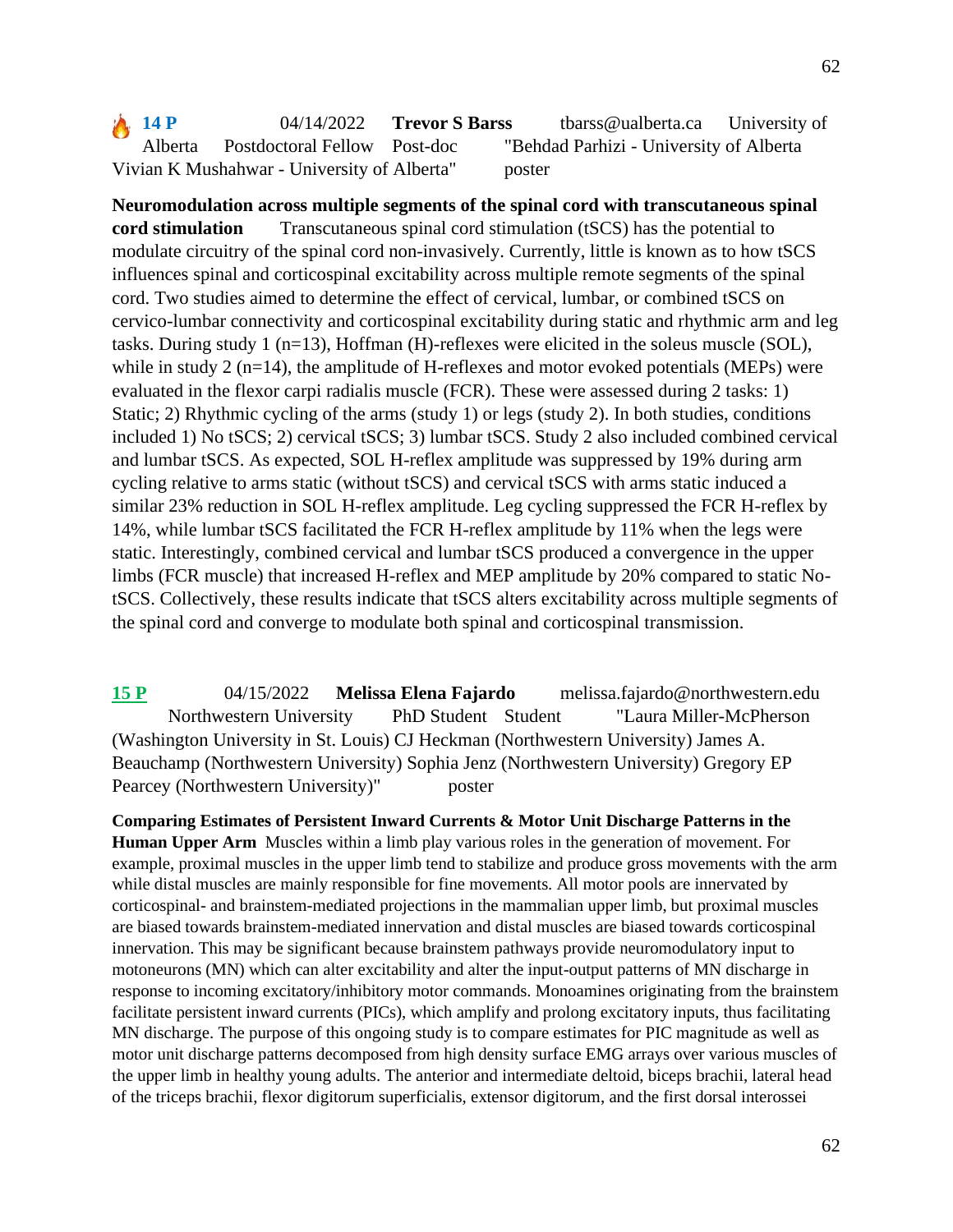🔥 **14 P** 04/14/2022 **Trevor S Barss** tbarss@ualberta.ca University of Alberta Postdoctoral Fellow Post-doc "Behdad Parhizi - University of Alberta Vivian K Mushahwar - University of Alberta" poster

**Neuromodulation across multiple segments of the spinal cord with transcutaneous spinal cord stimulation** Transcutaneous spinal cord stimulation (tSCS) has the potential to modulate circuitry of the spinal cord non-invasively. Currently, little is known as to how tSCS influences spinal and corticospinal excitability across multiple remote segments of the spinal cord. Two studies aimed to determine the effect of cervical, lumbar, or combined tSCS on cervico-lumbar connectivity and corticospinal excitability during static and rhythmic arm and leg tasks. During study 1 (n=13), Hoffman (H)-reflexes were elicited in the soleus muscle (SOL), while in study 2 (n=14), the amplitude of H-reflexes and motor evoked potentials (MEPs) were evaluated in the flexor carpi radialis muscle (FCR). These were assessed during 2 tasks: 1) Static; 2) Rhythmic cycling of the arms (study 1) or legs (study 2). In both studies, conditions included 1) No tSCS; 2) cervical tSCS; 3) lumbar tSCS. Study 2 also included combined cervical and lumbar tSCS. As expected, SOL H-reflex amplitude was suppressed by 19% during arm cycling relative to arms static (without tSCS) and cervical tSCS with arms static induced a similar 23% reduction in SOL H-reflex amplitude. Leg cycling suppressed the FCR H-reflex by 14%, while lumbar tSCS facilitated the FCR H-reflex amplitude by 11% when the legs were static. Interestingly, combined cervical and lumbar tSCS produced a convergence in the upper limbs (FCR muscle) that increased H-reflex and MEP amplitude by 20% compared to static No-tSCS. Collectively, these results indicate that tSCS alters excitability across multiple segments of the spinal cord and converge to modulate both spinal and corticospinal transmission.

**15 P** 04/15/2022 **Melissa Elena Fajardo** melissa.fajardo@northwestern.edu Northwestern University PhD Student Student "Laura Miller-McPherson (Washington University in St. Louis) CJ Heckman (Northwestern University) James A. Beauchamp (Northwestern University) Sophia Jenz (Northwestern University) Gregory EP Pearcey (Northwestern University)" poster

**Comparing Estimates of Persistent Inward Currents & Motor Unit Discharge Patterns in the Human Upper Arm** Muscles within a limb play various roles in the generation of movement. For example, proximal muscles in the upper limb tend to stabilize and produce gross movements with the arm while distal muscles are mainly responsible for fine movements. All motor pools are innervated by corticospinal- and brainstem-mediated projections in the mammalian upper limb, but proximal muscles are biased towards brainstem-mediated innervation and distal muscles are biased towards corticospinal innervation. This may be significant because brainstem pathways provide neuromodulatory input to motoneurons (MN) which can alter excitability and alter the input-output patterns of MN discharge in response to incoming excitatory/inhibitory motor commands. Monoamines originating from the brainstem facilitate persistent inward currents (PICs), which amplify and prolong excitatory inputs, thus facilitating MN discharge. The purpose of this ongoing study is to compare estimates for PIC magnitude as well as motor unit discharge patterns decomposed from high density surface EMG arrays over various muscles of the upper limb in healthy young adults. The anterior and intermediate deltoid, biceps brachii, lateral head of the triceps brachii, flexor digitorum superficialis, extensor digitorum, and the first dorsal interossei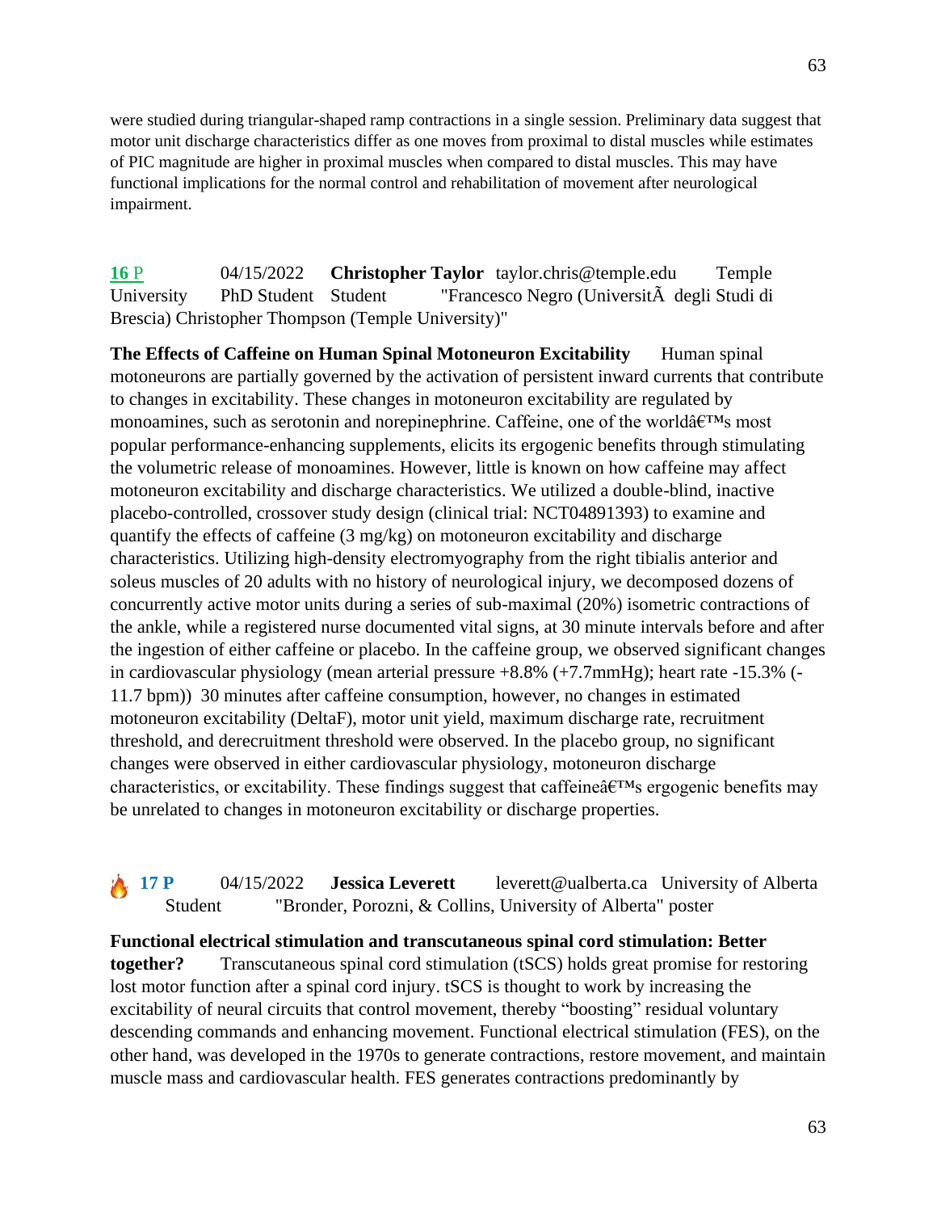were studied during triangular-shaped ramp contractions in a single session. Preliminary data suggest that motor unit discharge characteristics differ as one moves from proximal to distal muscles while estimates of PIC magnitude are higher in proximal muscles when compared to distal muscles. This may have functional implications for the normal control and rehabilitation of movement after neurological impairment.

**16** P 04/15/2022 **Christopher Taylor** taylor.chris@temple.edu Temple University PhD Student Student "Francesco Negro (UniversitÃ degli Studi di Brescia) Christopher Thompson (Temple University)"

**The Effects of Caffeine on Human Spinal Motoneuron Excitability** Human spinal motoneurons are partially governed by the activation of persistent inward currents that contribute to changes in excitability. These changes in motoneuron excitability are regulated by monoamines, such as serotonin and norepinephrine. Caffeine, one of the worldâ€™s most popular performance-enhancing supplements, elicits its ergogenic benefits through stimulating the volumetric release of monoamines. However, little is known on how caffeine may affect motoneuron excitability and discharge characteristics. We utilized a double-blind, inactive placebo-controlled, crossover study design (clinical trial: NCT04891393) to examine and quantify the effects of caffeine (3 mg/kg) on motoneuron excitability and discharge characteristics. Utilizing high-density electromyography from the right tibialis anterior and soleus muscles of 20 adults with no history of neurological injury, we decomposed dozens of concurrently active motor units during a series of sub-maximal (20%) isometric contractions of the ankle, while a registered nurse documented vital signs, at 30 minute intervals before and after the ingestion of either caffeine or placebo. In the caffeine group, we observed significant changes in cardiovascular physiology (mean arterial pressure +8.8% (+7.7mmHg); heart rate -15.3% (-11.7 bpm)) 30 minutes after caffeine consumption, however, no changes in estimated motoneuron excitability (DeltaF), motor unit yield, maximum discharge rate, recruitment threshold, and derecruitment threshold were observed. In the placebo group, no significant changes were observed in either cardiovascular physiology, motoneuron discharge characteristics, or excitability. These findings suggest that caffeineâ€™s ergogenic benefits may be unrelated to changes in motoneuron excitability or discharge properties.

🔥 **17 P** 04/15/2022 **Jessica Leverett** leverett@ualberta.ca University of Alberta Student "Bronder, Porozni, & Collins, University of Alberta" poster

**Functional electrical stimulation and transcutaneous spinal cord stimulation: Better together?** Transcutaneous spinal cord stimulation (tSCS) holds great promise for restoring lost motor function after a spinal cord injury. tSCS is thought to work by increasing the excitability of neural circuits that control movement, thereby "boosting" residual voluntary descending commands and enhancing movement. Functional electrical stimulation (FES), on the other hand, was developed in the 1970s to generate contractions, restore movement, and maintain muscle mass and cardiovascular health. FES generates contractions predominantly by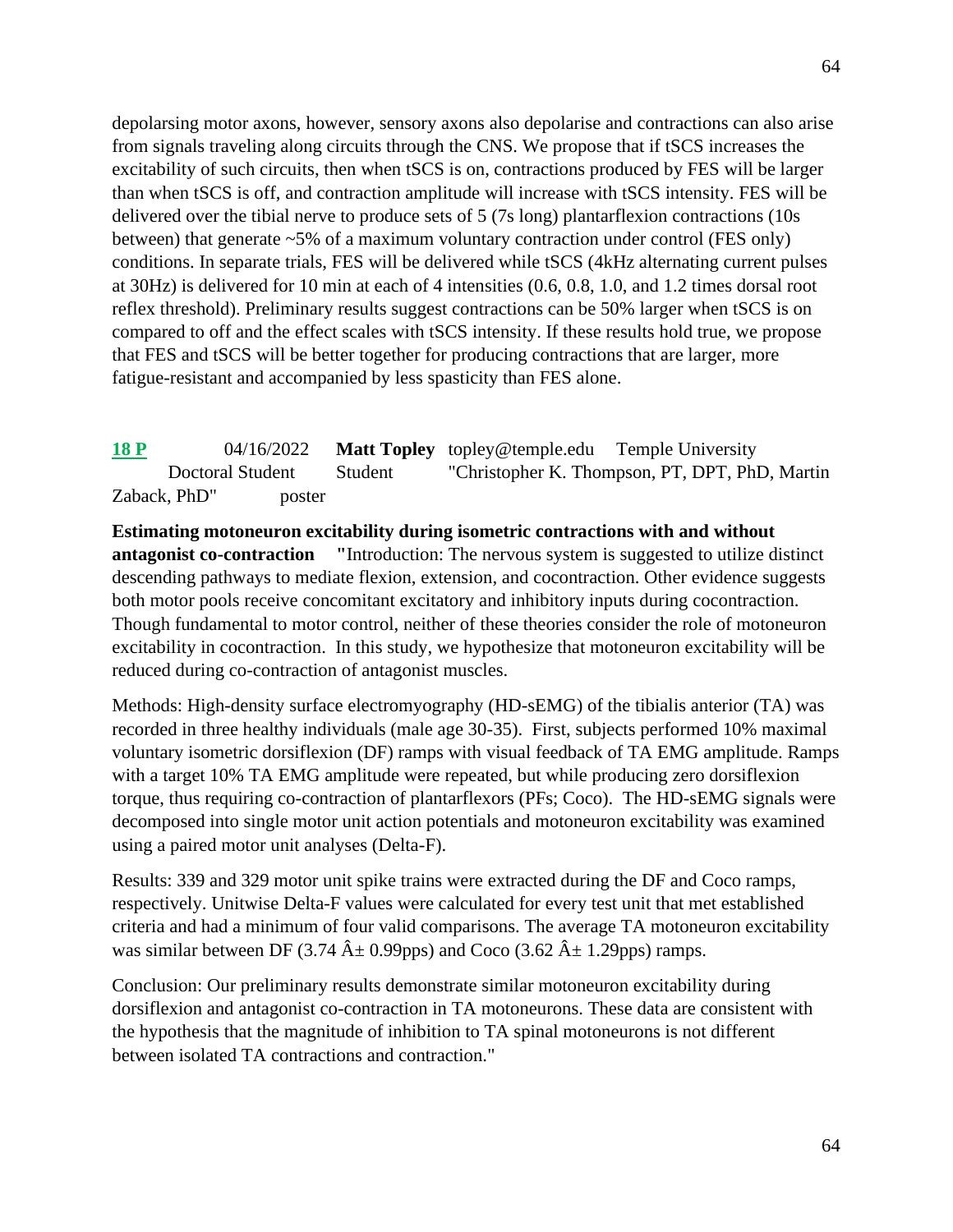depolarsing motor axons, however, sensory axons also depolarise and contractions can also arise from signals traveling along circuits through the CNS. We propose that if tSCS increases the excitability of such circuits, then when tSCS is on, contractions produced by FES will be larger than when tSCS is off, and contraction amplitude will increase with tSCS intensity. FES will be delivered over the tibial nerve to produce sets of 5 (7s long) plantarflexion contractions (10s between) that generate ~5% of a maximum voluntary contraction under control (FES only) conditions. In separate trials, FES will be delivered while tSCS (4kHz alternating current pulses at 30Hz) is delivered for 10 min at each of 4 intensities (0.6, 0.8, 1.0, and 1.2 times dorsal root reflex threshold). Preliminary results suggest contractions can be 50% larger when tSCS is on compared to off and the effect scales with tSCS intensity. If these results hold true, we propose that FES and tSCS will be better together for producing contractions that are larger, more fatigue-resistant and accompanied by less spasticity than FES alone.

**18 P** 04/16/2022 **Matt Topley** topley@temple.edu Temple University Doctoral Student Student "Christopher K. Thompson, PT, DPT, PhD, Martin Zaback, PhD" poster

**Estimating motoneuron excitability during isometric contractions with and without antagonist co-contraction** "Introduction: The nervous system is suggested to utilize distinct descending pathways to mediate flexion, extension, and cocontraction. Other evidence suggests both motor pools receive concomitant excitatory and inhibitory inputs during cocontraction. Though fundamental to motor control, neither of these theories consider the role of motoneuron excitability in cocontraction. In this study, we hypothesize that motoneuron excitability will be reduced during co-contraction of antagonist muscles.

Methods: High-density surface electromyography (HD-sEMG) of the tibialis anterior (TA) was recorded in three healthy individuals (male age 30-35). First, subjects performed 10% maximal voluntary isometric dorsiflexion (DF) ramps with visual feedback of TA EMG amplitude. Ramps with a target 10% TA EMG amplitude were repeated, but while producing zero dorsiflexion torque, thus requiring co-contraction of plantarflexors (PFs; Coco). The HD-sEMG signals were decomposed into single motor unit action potentials and motoneuron excitability was examined using a paired motor unit analyses (Delta-F).

Results: 339 and 329 motor unit spike trains were extracted during the DF and Coco ramps, respectively. Unitwise Delta-F values were calculated for every test unit that met established criteria and had a minimum of four valid comparisons. The average TA motoneuron excitability was similar between DF (3.74 Â± 0.99pps) and Coco (3.62 Â± 1.29pps) ramps.

Conclusion: Our preliminary results demonstrate similar motoneuron excitability during dorsiflexion and antagonist co-contraction in TA motoneurons. These data are consistent with the hypothesis that the magnitude of inhibition to TA spinal motoneurons is not different between isolated TA contractions and contraction."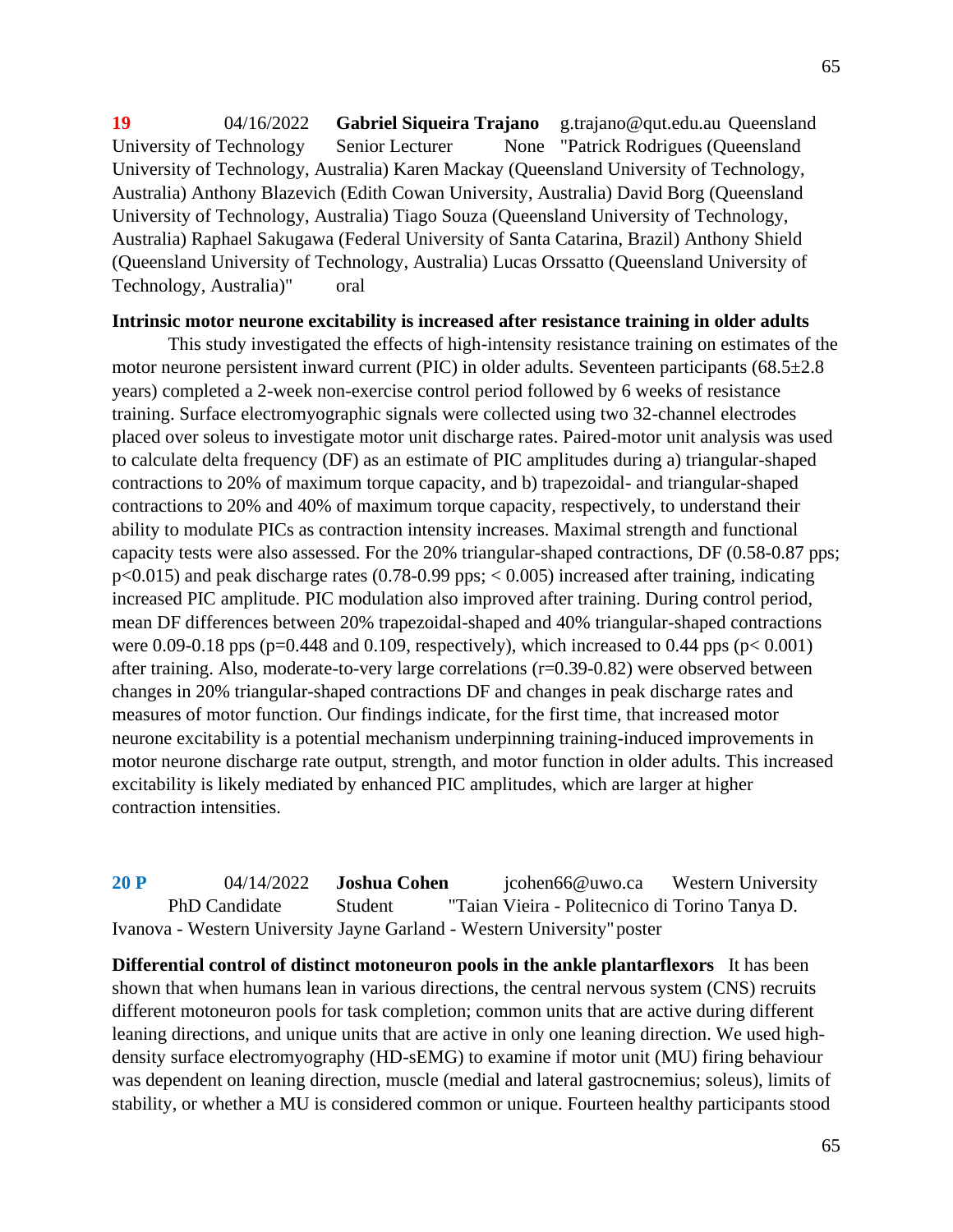**19** 04/16/2022 **Gabriel Siqueira Trajano** g.trajano@qut.edu.au Queensland University of Technology Senior Lecturer None "Patrick Rodrigues (Queensland University of Technology, Australia) Karen Mackay (Queensland University of Technology, Australia) Anthony Blazevich (Edith Cowan University, Australia) David Borg (Queensland University of Technology, Australia) Tiago Souza (Queensland University of Technology, Australia) Raphael Sakugawa (Federal University of Santa Catarina, Brazil) Anthony Shield (Queensland University of Technology, Australia) Lucas Orssatto (Queensland University of Technology, Australia)" oral

**Intrinsic motor neurone excitability is increased after resistance training in older adults**

This study investigated the effects of high-intensity resistance training on estimates of the motor neurone persistent inward current (PIC) in older adults. Seventeen participants (68.5±2.8 years) completed a 2-week non-exercise control period followed by 6 weeks of resistance training. Surface electromyographic signals were collected using two 32-channel electrodes placed over soleus to investigate motor unit discharge rates. Paired-motor unit analysis was used to calculate delta frequency (DF) as an estimate of PIC amplitudes during a) triangular-shaped contractions to 20% of maximum torque capacity, and b) trapezoidal- and triangular-shaped contractions to 20% and 40% of maximum torque capacity, respectively, to understand their ability to modulate PICs as contraction intensity increases. Maximal strength and functional capacity tests were also assessed. For the 20% triangular-shaped contractions, DF (0.58-0.87 pps; $p<0.015$) and peak discharge rates (0.78-0.99 pps; $< 0.005$) increased after training, indicating increased PIC amplitude. PIC modulation also improved after training. During control period, mean DF differences between 20% trapezoidal-shaped and 40% triangular-shaped contractions were 0.09-0.18 pps ($p=0.448$ and 0.109, respectively), which increased to 0.44 pps ($p< 0.001$) after training. Also, moderate-to-very large correlations ($r=0.39$-$0.82$) were observed between changes in 20% triangular-shaped contractions DF and changes in peak discharge rates and measures of motor function. Our findings indicate, for the first time, that increased motor neurone excitability is a potential mechanism underpinning training-induced improvements in motor neurone discharge rate output, strength, and motor function in older adults. This increased excitability is likely mediated by enhanced PIC amplitudes, which are larger at higher contraction intensities.

**20 P** 04/14/2022 **Joshua Cohen** jcohen66@uwo.ca Western University PhD Candidate Student "Taian Vieira - Politecnico di Torino Tanya D. Ivanova - Western University Jayne Garland - Western University" poster

**Differential control of distinct motoneuron pools in the ankle plantarflexors** It has been shown that when humans lean in various directions, the central nervous system (CNS) recruits different motoneuron pools for task completion; common units that are active during different leaning directions, and unique units that are active in only one leaning direction. We used high-density surface electromyography (HD-sEMG) to examine if motor unit (MU) firing behaviour was dependent on leaning direction, muscle (medial and lateral gastrocnemius; soleus), limits of stability, or whether a MU is considered common or unique. Fourteen healthy participants stood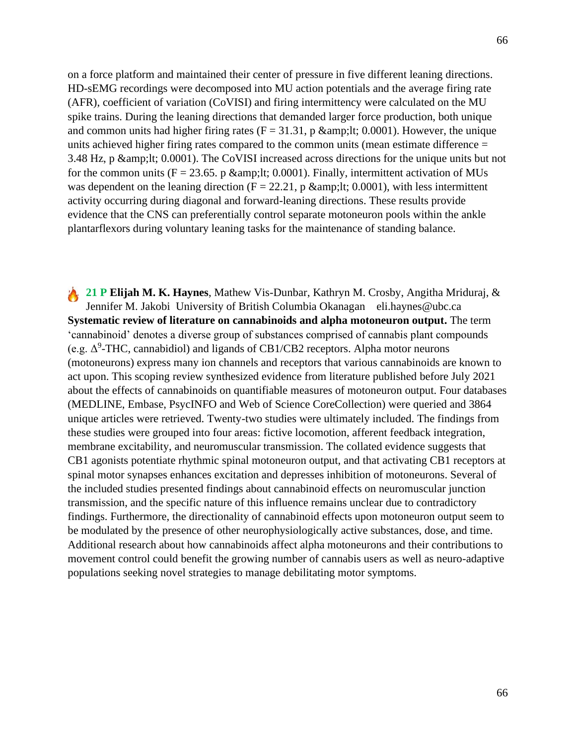on a force platform and maintained their center of pressure in five different leaning directions. HD-sEMG recordings were decomposed into MU action potentials and the average firing rate (AFR), coefficient of variation (CoVISI) and firing intermittency were calculated on the MU spike trains. During the leaning directions that demanded larger force production, both unique and common units had higher firing rates ($F = 31.31$, p &amp;lt; 0.0001). However, the unique units achieved higher firing rates compared to the common units (mean estimate difference = 3.48 Hz, p &amp;lt; 0.0001). The CoVISI increased across directions for the unique units but not for the common units ($F = 23.65$. p &amp;lt; 0.0001). Finally, intermittent activation of MUs was dependent on the leaning direction ($F = 22.21$, p &amp;lt; 0.0001), with less intermittent activity occurring during diagonal and forward-leaning directions. These results provide evidence that the CNS can preferentially control separate motoneuron pools within the ankle plantarflexors during voluntary leaning tasks for the maintenance of standing balance.

🔥 **21 P** **Elijah M. K. Haynes**, Mathew Vis-Dunbar, Kathryn M. Crosby, Angitha Mriduraj, & Jennifer M. Jakobi University of British Columbia Okanagan eli.haynes@ubc.ca

**Systematic review of literature on cannabinoids and alpha motoneuron output.** The term 'cannabinoid' denotes a diverse group of substances comprised of cannabis plant compounds (e.g. $\Delta^9$-THC, cannabidiol) and ligands of CB1/CB2 receptors. Alpha motor neurons (motoneurons) express many ion channels and receptors that various cannabinoids are known to act upon. This scoping review synthesized evidence from literature published before July 2021 about the effects of cannabinoids on quantifiable measures of motoneuron output. Four databases (MEDLINE, Embase, PsycINFO and Web of Science CoreCollection) were queried and 3864 unique articles were retrieved. Twenty-two studies were ultimately included. The findings from these studies were grouped into four areas: fictive locomotion, afferent feedback integration, membrane excitability, and neuromuscular transmission. The collated evidence suggests that CB1 agonists potentiate rhythmic spinal motoneuron output, and that activating CB1 receptors at spinal motor synapses enhances excitation and depresses inhibition of motoneurons. Several of the included studies presented findings about cannabinoid effects on neuromuscular junction transmission, and the specific nature of this influence remains unclear due to contradictory findings. Furthermore, the directionality of cannabinoid effects upon motoneuron output seem to be modulated by the presence of other neurophysiologically active substances, dose, and time. Additional research about how cannabinoids affect alpha motoneurons and their contributions to movement control could benefit the growing number of cannabis users as well as neuro-adaptive populations seeking novel strategies to manage debilitating motor symptoms.